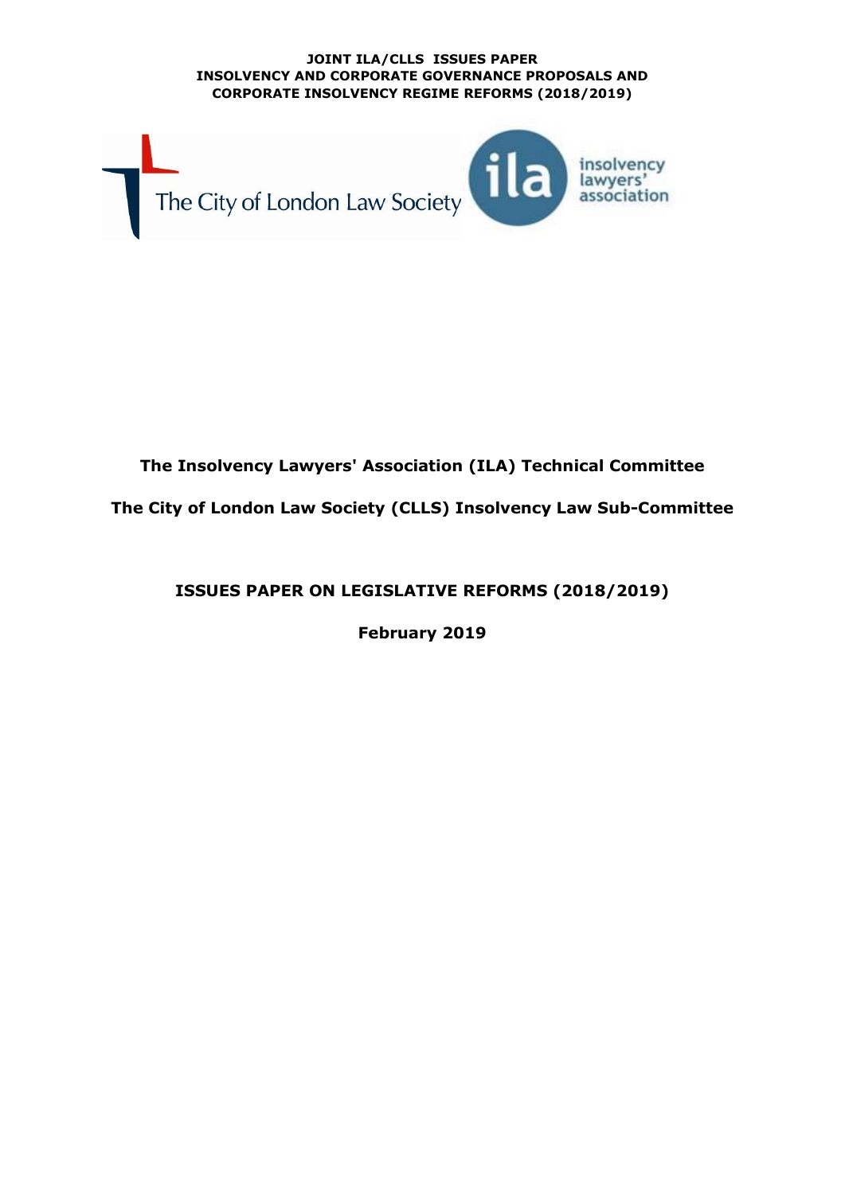**JOINT ILA/CLLS ISSUES PAPER**
**INSOLVENCY AND CORPORATE GOVERNANCE PROPOSALS AND CORPORATE INSOLVENCY REGIME REFORMS (2018/2019)**

The City of London Law Society

ila insolvency lawyers' association

**The Insolvency Lawyers' Association (ILA) Technical Committee**

**The City of London Law Society (CLLS) Insolvency Law Sub-Committee**

# ISSUES PAPER ON LEGISLATIVE REFORMS (2018/2019)

**February 2019**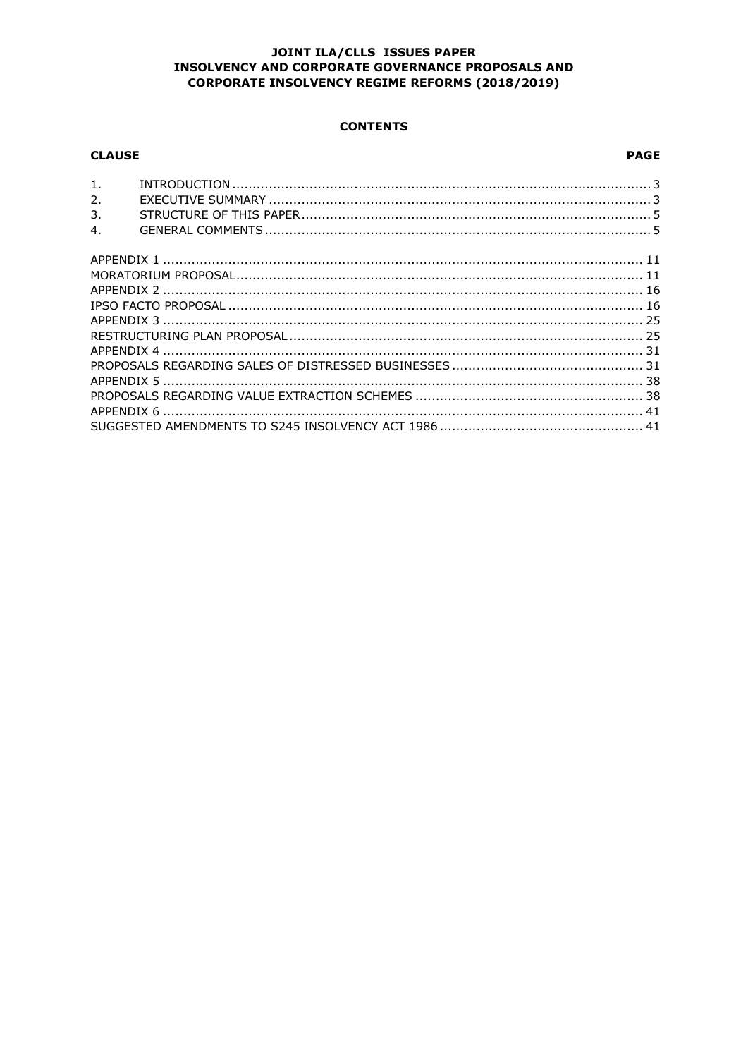**JOINT ILA/CLLS ISSUES PAPER**
**INSOLVENCY AND CORPORATE GOVERNANCE PROPOSALS AND CORPORATE INSOLVENCY REGIME REFORMS (2018/2019)**

**CONTENTS**

| **CLAUSE** | | **PAGE** |
|---|---|---|
| 1. | INTRODUCTION | 3 |
| 2. | EXECUTIVE SUMMARY | 3 |
| 3. | STRUCTURE OF THIS PAPER | 5 |
| 4. | GENERAL COMMENTS | 5 |

| | |
|---|---|
| APPENDIX 1 | 11 |
| MORATORIUM PROPOSAL | 11 |
| APPENDIX 2 | 16 |
| IPSO FACTO PROPOSAL | 16 |
| APPENDIX 3 | 25 |
| RESTRUCTURING PLAN PROPOSAL | 25 |
| APPENDIX 4 | 31 |
| PROPOSALS REGARDING SALES OF DISTRESSED BUSINESSES | 31 |
| APPENDIX 5 | 38 |
| PROPOSALS REGARDING VALUE EXTRACTION SCHEMES | 38 |
| APPENDIX 6 | 41 |
| SUGGESTED AMENDMENTS TO S245 INSOLVENCY ACT 1986 | 41 |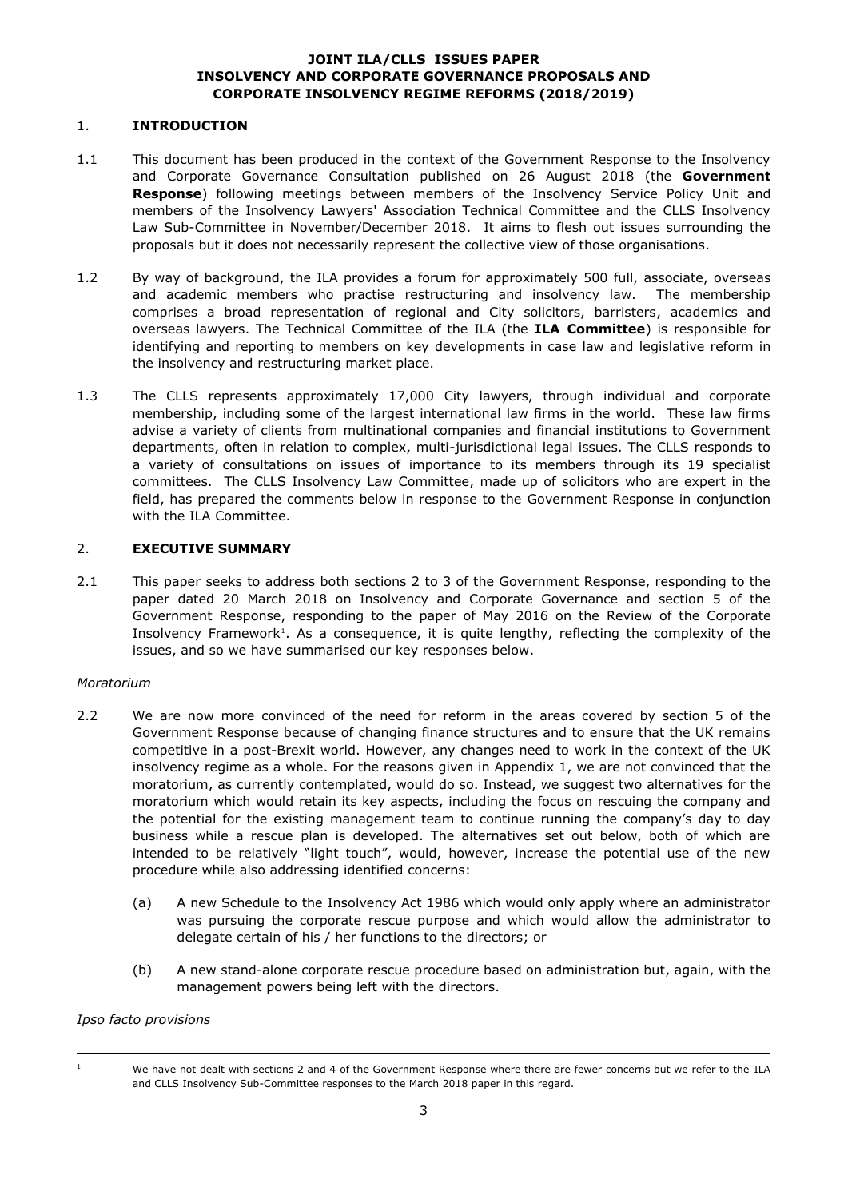**JOINT ILA/CLLS ISSUES PAPER**
**INSOLVENCY AND CORPORATE GOVERNANCE PROPOSALS AND CORPORATE INSOLVENCY REGIME REFORMS (2018/2019)**

## 1. INTRODUCTION

1.1 This document has been produced in the context of the Government Response to the Insolvency and Corporate Governance Consultation published on 26 August 2018 (the **Government Response**) following meetings between members of the Insolvency Service Policy Unit and members of the Insolvency Lawyers' Association Technical Committee and the CLLS Insolvency Law Sub-Committee in November/December 2018. It aims to flesh out issues surrounding the proposals but it does not necessarily represent the collective view of those organisations.

1.2 By way of background, the ILA provides a forum for approximately 500 full, associate, overseas and academic members who practise restructuring and insolvency law. The membership comprises a broad representation of regional and City solicitors, barristers, academics and overseas lawyers. The Technical Committee of the ILA (the **ILA Committee**) is responsible for identifying and reporting to members on key developments in case law and legislative reform in the insolvency and restructuring market place.

1.3 The CLLS represents approximately 17,000 City lawyers, through individual and corporate membership, including some of the largest international law firms in the world. These law firms advise a variety of clients from multinational companies and financial institutions to Government departments, often in relation to complex, multi-jurisdictional legal issues. The CLLS responds to a variety of consultations on issues of importance to its members through its 19 specialist committees. The CLLS Insolvency Law Committee, made up of solicitors who are expert in the field, has prepared the comments below in response to the Government Response in conjunction with the ILA Committee.

## 2. EXECUTIVE SUMMARY

2.1 This paper seeks to address both sections 2 to 3 of the Government Response, responding to the paper dated 20 March 2018 on Insolvency and Corporate Governance and section 5 of the Government Response, responding to the paper of May 2016 on the Review of the Corporate Insolvency Framework[1]. As a consequence, it is quite lengthy, reflecting the complexity of the issues, and so we have summarised our key responses below.

*Moratorium*

2.2 We are now more convinced of the need for reform in the areas covered by section 5 of the Government Response because of changing finance structures and to ensure that the UK remains competitive in a post-Brexit world. However, any changes need to work in the context of the UK insolvency regime as a whole. For the reasons given in Appendix 1, we are not convinced that the moratorium, as currently contemplated, would do so. Instead, we suggest two alternatives for the moratorium which would retain its key aspects, including the focus on rescuing the company and the potential for the existing management team to continue running the company's day to day business while a rescue plan is developed. The alternatives set out below, both of which are intended to be relatively "light touch", would, however, increase the potential use of the new procedure while also addressing identified concerns:

(a) A new Schedule to the Insolvency Act 1986 which would only apply where an administrator was pursuing the corporate rescue purpose and which would allow the administrator to delegate certain of his / her functions to the directors; or

(b) A new stand-alone corporate rescue procedure based on administration but, again, with the management powers being left with the directors.

*Ipso facto provisions*

[1] We have not dealt with sections 2 and 4 of the Government Response where there are fewer concerns but we refer to the ILA and CLLS Insolvency Sub-Committee responses to the March 2018 paper in this regard.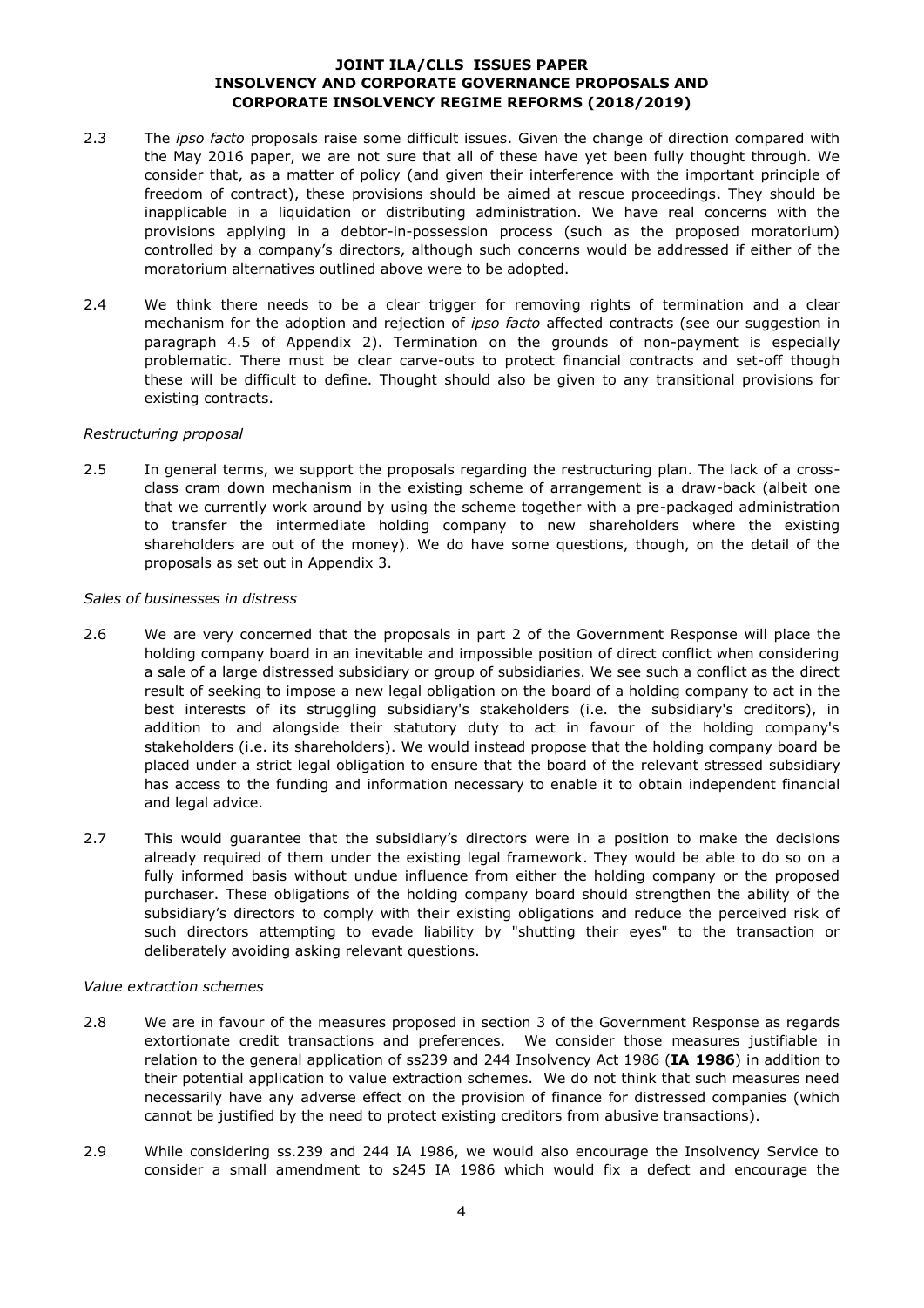2.3 The *ipso facto* proposals raise some difficult issues. Given the change of direction compared with the May 2016 paper, we are not sure that all of these have yet been fully thought through. We consider that, as a matter of policy (and given their interference with the important principle of freedom of contract), these provisions should be aimed at rescue proceedings. They should be inapplicable in a liquidation or distributing administration. We have real concerns with the provisions applying in a debtor-in-possession process (such as the proposed moratorium) controlled by a company's directors, although such concerns would be addressed if either of the moratorium alternatives outlined above were to be adopted.

2.4 We think there needs to be a clear trigger for removing rights of termination and a clear mechanism for the adoption and rejection of *ipso facto* affected contracts (see our suggestion in paragraph 4.5 of Appendix 2). Termination on the grounds of non-payment is especially problematic. There must be clear carve-outs to protect financial contracts and set-off though these will be difficult to define. Thought should also be given to any transitional provisions for existing contracts.

*Restructuring proposal*

2.5 In general terms, we support the proposals regarding the restructuring plan. The lack of a cross-class cram down mechanism in the existing scheme of arrangement is a draw-back (albeit one that we currently work around by using the scheme together with a pre-packaged administration to transfer the intermediate holding company to new shareholders where the existing shareholders are out of the money). We do have some questions, though, on the detail of the proposals as set out in Appendix 3.

*Sales of businesses in distress*

2.6 We are very concerned that the proposals in part 2 of the Government Response will place the holding company board in an inevitable and impossible position of direct conflict when considering a sale of a large distressed subsidiary or group of subsidiaries. We see such a conflict as the direct result of seeking to impose a new legal obligation on the board of a holding company to act in the best interests of its struggling subsidiary's stakeholders (i.e. the subsidiary's creditors), in addition to and alongside their statutory duty to act in favour of the holding company's stakeholders (i.e. its shareholders). We would instead propose that the holding company board be placed under a strict legal obligation to ensure that the board of the relevant stressed subsidiary has access to the funding and information necessary to enable it to obtain independent financial and legal advice.

2.7 This would guarantee that the subsidiary's directors were in a position to make the decisions already required of them under the existing legal framework. They would be able to do so on a fully informed basis without undue influence from either the holding company or the proposed purchaser. These obligations of the holding company board should strengthen the ability of the subsidiary's directors to comply with their existing obligations and reduce the perceived risk of such directors attempting to evade liability by "shutting their eyes" to the transaction or deliberately avoiding asking relevant questions.

*Value extraction schemes*

2.8 We are in favour of the measures proposed in section 3 of the Government Response as regards extortionate credit transactions and preferences. We consider those measures justifiable in relation to the general application of ss239 and 244 Insolvency Act 1986 (**IA 1986**) in addition to their potential application to value extraction schemes. We do not think that such measures need necessarily have any adverse effect on the provision of finance for distressed companies (which cannot be justified by the need to protect existing creditors from abusive transactions).

2.9 While considering ss.239 and 244 IA 1986, we would also encourage the Insolvency Service to consider a small amendment to s245 IA 1986 which would fix a defect and encourage the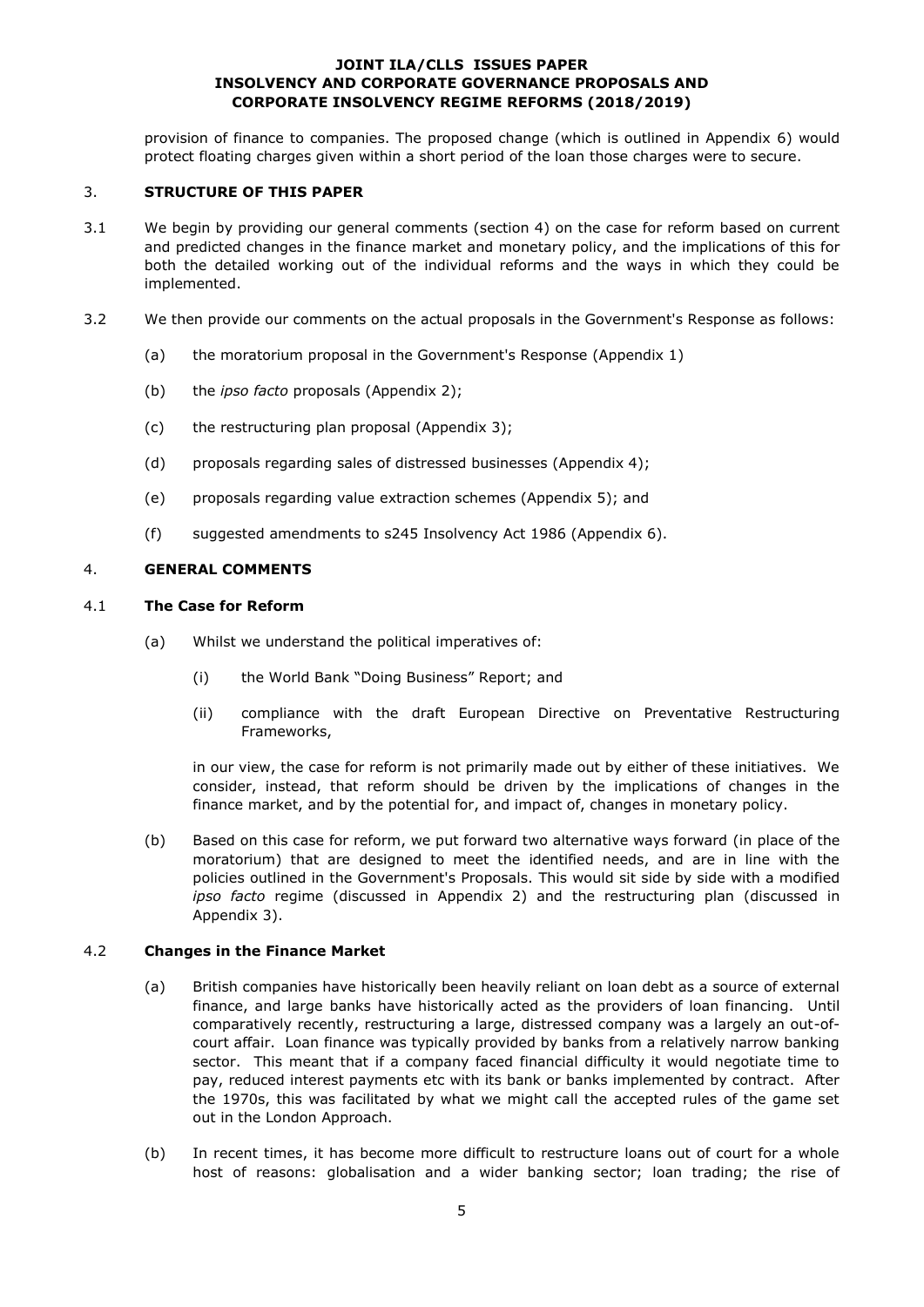provision of finance to companies. The proposed change (which is outlined in Appendix 6) would protect floating charges given within a short period of the loan those charges were to secure.

## 3. STRUCTURE OF THIS PAPER

3.1 We begin by providing our general comments (section 4) on the case for reform based on current and predicted changes in the finance market and monetary policy, and the implications of this for both the detailed working out of the individual reforms and the ways in which they could be implemented.

3.2 We then provide our comments on the actual proposals in the Government's Response as follows:

(a) the moratorium proposal in the Government's Response (Appendix 1)

(b) the *ipso facto* proposals (Appendix 2);

(c) the restructuring plan proposal (Appendix 3);

(d) proposals regarding sales of distressed businesses (Appendix 4);

(e) proposals regarding value extraction schemes (Appendix 5); and

(f) suggested amendments to s245 Insolvency Act 1986 (Appendix 6).

## 4. GENERAL COMMENTS

### 4.1 The Case for Reform

(a) Whilst we understand the political imperatives of:

(i) the World Bank "Doing Business" Report; and

(ii) compliance with the draft European Directive on Preventative Restructuring Frameworks,

in our view, the case for reform is not primarily made out by either of these initiatives. We consider, instead, that reform should be driven by the implications of changes in the finance market, and by the potential for, and impact of, changes in monetary policy.

(b) Based on this case for reform, we put forward two alternative ways forward (in place of the moratorium) that are designed to meet the identified needs, and are in line with the policies outlined in the Government's Proposals. This would sit side by side with a modified *ipso facto* regime (discussed in Appendix 2) and the restructuring plan (discussed in Appendix 3).

### 4.2 Changes in the Finance Market

(a) British companies have historically been heavily reliant on loan debt as a source of external finance, and large banks have historically acted as the providers of loan financing. Until comparatively recently, restructuring a large, distressed company was a largely an out-of-court affair. Loan finance was typically provided by banks from a relatively narrow banking sector. This meant that if a company faced financial difficulty it would negotiate time to pay, reduced interest payments etc with its bank or banks implemented by contract. After the 1970s, this was facilitated by what we might call the accepted rules of the game set out in the London Approach.

(b) In recent times, it has become more difficult to restructure loans out of court for a whole host of reasons: globalisation and a wider banking sector; loan trading; the rise of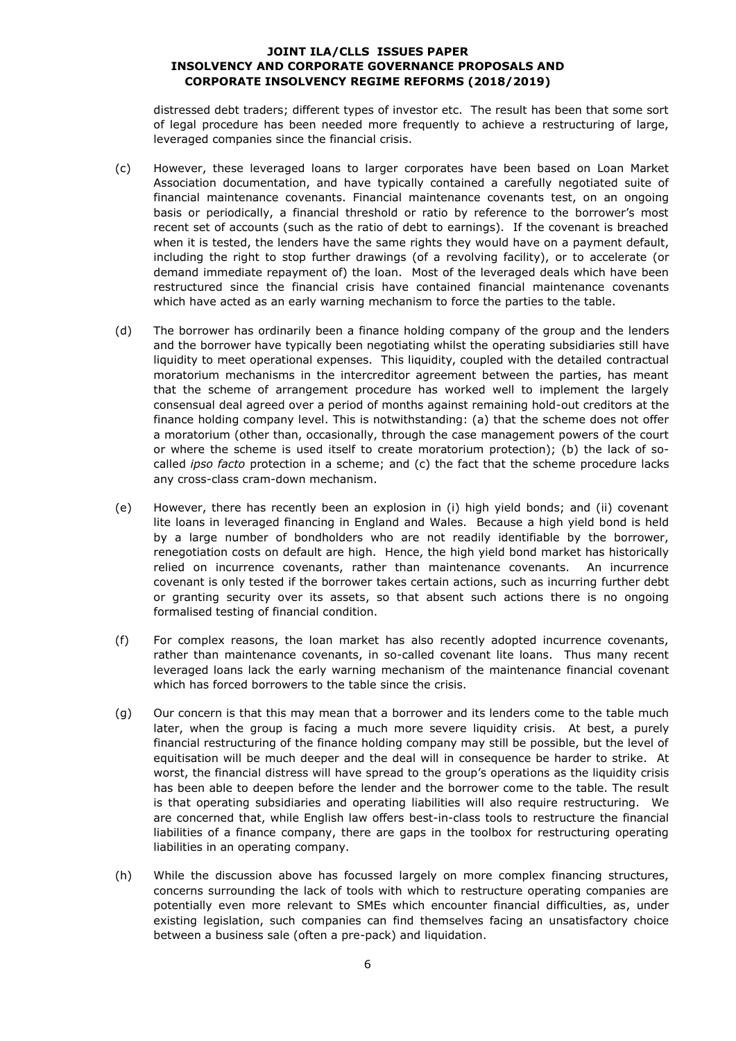distressed debt traders; different types of investor etc. The result has been that some sort of legal procedure has been needed more frequently to achieve a restructuring of large, leveraged companies since the financial crisis.

(c) However, these leveraged loans to larger corporates have been based on Loan Market Association documentation, and have typically contained a carefully negotiated suite of financial maintenance covenants. Financial maintenance covenants test, on an ongoing basis or periodically, a financial threshold or ratio by reference to the borrower's most recent set of accounts (such as the ratio of debt to earnings). If the covenant is breached when it is tested, the lenders have the same rights they would have on a payment default, including the right to stop further drawings (of a revolving facility), or to accelerate (or demand immediate repayment of) the loan. Most of the leveraged deals which have been restructured since the financial crisis have contained financial maintenance covenants which have acted as an early warning mechanism to force the parties to the table.

(d) The borrower has ordinarily been a finance holding company of the group and the lenders and the borrower have typically been negotiating whilst the operating subsidiaries still have liquidity to meet operational expenses. This liquidity, coupled with the detailed contractual moratorium mechanisms in the intercreditor agreement between the parties, has meant that the scheme of arrangement procedure has worked well to implement the largely consensual deal agreed over a period of months against remaining hold-out creditors at the finance holding company level. This is notwithstanding: (a) that the scheme does not offer a moratorium (other than, occasionally, through the case management powers of the court or where the scheme is used itself to create moratorium protection); (b) the lack of so-called *ipso facto* protection in a scheme; and (c) the fact that the scheme procedure lacks any cross-class cram-down mechanism.

(e) However, there has recently been an explosion in (i) high yield bonds; and (ii) covenant lite loans in leveraged financing in England and Wales. Because a high yield bond is held by a large number of bondholders who are not readily identifiable by the borrower, renegotiation costs on default are high. Hence, the high yield bond market has historically relied on incurrence covenants, rather than maintenance covenants. An incurrence covenant is only tested if the borrower takes certain actions, such as incurring further debt or granting security over its assets, so that absent such actions there is no ongoing formalised testing of financial condition.

(f) For complex reasons, the loan market has also recently adopted incurrence covenants, rather than maintenance covenants, in so-called covenant lite loans. Thus many recent leveraged loans lack the early warning mechanism of the maintenance financial covenant which has forced borrowers to the table since the crisis.

(g) Our concern is that this may mean that a borrower and its lenders come to the table much later, when the group is facing a much more severe liquidity crisis. At best, a purely financial restructuring of the finance holding company may still be possible, but the level of equitisation will be much deeper and the deal will in consequence be harder to strike. At worst, the financial distress will have spread to the group's operations as the liquidity crisis has been able to deepen before the lender and the borrower come to the table. The result is that operating subsidiaries and operating liabilities will also require restructuring. We are concerned that, while English law offers best-in-class tools to restructure the financial liabilities of a finance company, there are gaps in the toolbox for restructuring operating liabilities in an operating company.

(h) While the discussion above has focussed largely on more complex financing structures, concerns surrounding the lack of tools with which to restructure operating companies are potentially even more relevant to SMEs which encounter financial difficulties, as, under existing legislation, such companies can find themselves facing an unsatisfactory choice between a business sale (often a pre-pack) and liquidation.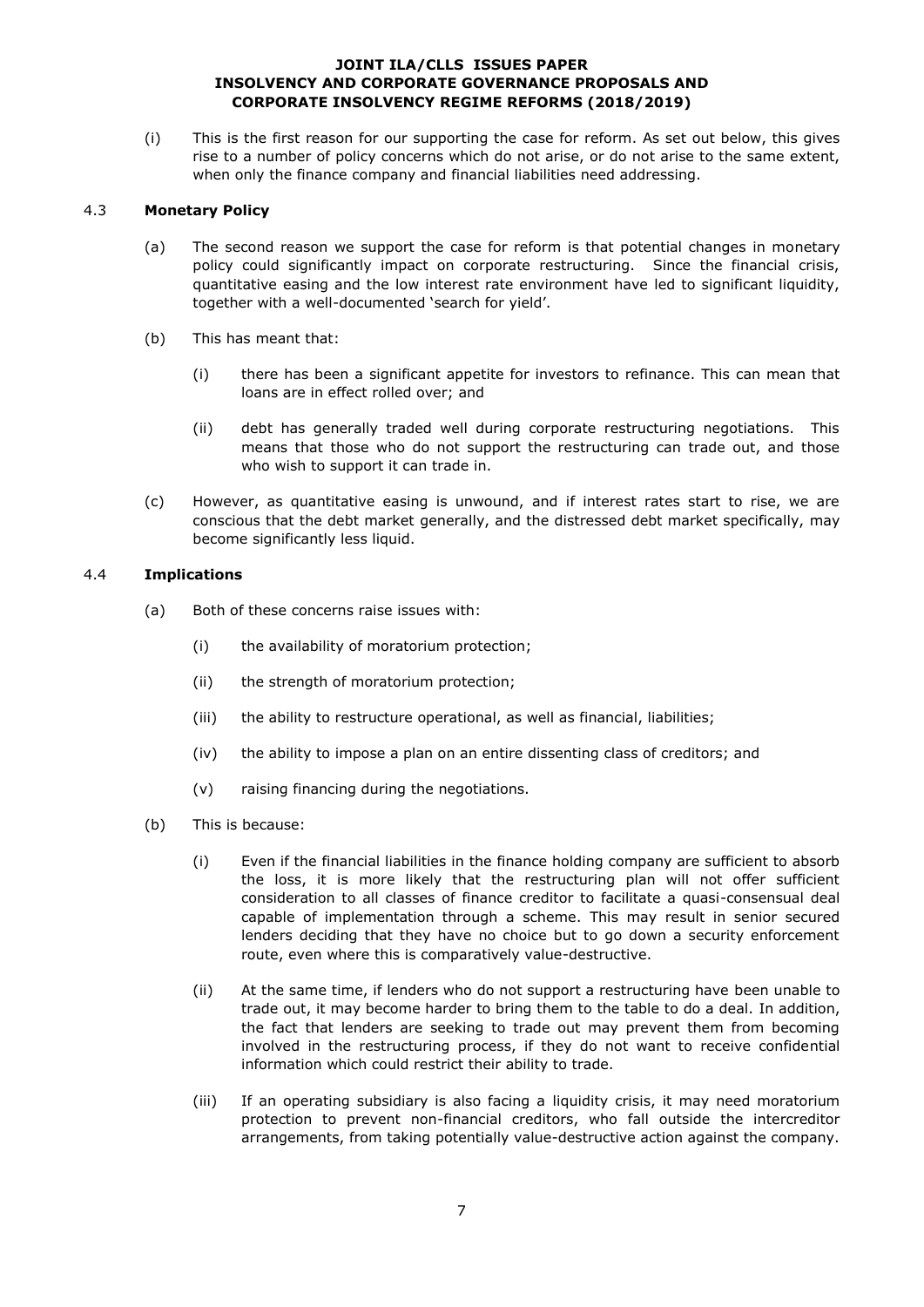(i) This is the first reason for our supporting the case for reform. As set out below, this gives rise to a number of policy concerns which do not arise, or do not arise to the same extent, when only the finance company and financial liabilities need addressing.

### 4.3 Monetary Policy

(a) The second reason we support the case for reform is that potential changes in monetary policy could significantly impact on corporate restructuring. Since the financial crisis, quantitative easing and the low interest rate environment have led to significant liquidity, together with a well-documented 'search for yield'.

(b) This has meant that:

  (i) there has been a significant appetite for investors to refinance. This can mean that loans are in effect rolled over; and

  (ii) debt has generally traded well during corporate restructuring negotiations. This means that those who do not support the restructuring can trade out, and those who wish to support it can trade in.

(c) However, as quantitative easing is unwound, and if interest rates start to rise, we are conscious that the debt market generally, and the distressed debt market specifically, may become significantly less liquid.

### 4.4 Implications

(a) Both of these concerns raise issues with:

  (i) the availability of moratorium protection;

  (ii) the strength of moratorium protection;

  (iii) the ability to restructure operational, as well as financial, liabilities;

  (iv) the ability to impose a plan on an entire dissenting class of creditors; and

  (v) raising financing during the negotiations.

(b) This is because:

  (i) Even if the financial liabilities in the finance holding company are sufficient to absorb the loss, it is more likely that the restructuring plan will not offer sufficient consideration to all classes of finance creditor to facilitate a quasi-consensual deal capable of implementation through a scheme. This may result in senior secured lenders deciding that they have no choice but to go down a security enforcement route, even where this is comparatively value-destructive.

  (ii) At the same time, if lenders who do not support a restructuring have been unable to trade out, it may become harder to bring them to the table to do a deal. In addition, the fact that lenders are seeking to trade out may prevent them from becoming involved in the restructuring process, if they do not want to receive confidential information which could restrict their ability to trade.

  (iii) If an operating subsidiary is also facing a liquidity crisis, it may need moratorium protection to prevent non-financial creditors, who fall outside the intercreditor arrangements, from taking potentially value-destructive action against the company.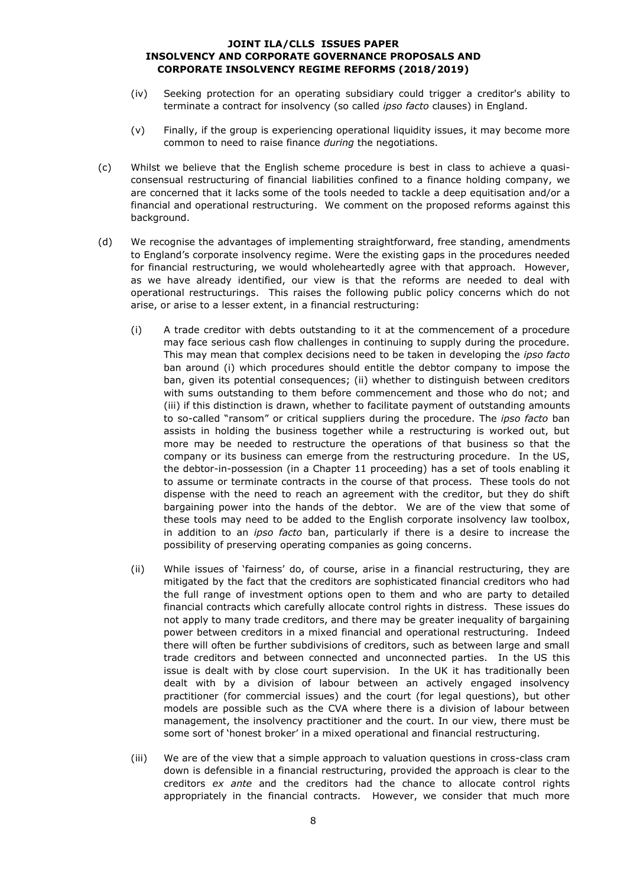(iv) Seeking protection for an operating subsidiary could trigger a creditor's ability to terminate a contract for insolvency (so called *ipso facto* clauses) in England.

(v) Finally, if the group is experiencing operational liquidity issues, it may become more common to need to raise finance *during* the negotiations.

(c) Whilst we believe that the English scheme procedure is best in class to achieve a quasi-consensual restructuring of financial liabilities confined to a finance holding company, we are concerned that it lacks some of the tools needed to tackle a deep equitisation and/or a financial and operational restructuring. We comment on the proposed reforms against this background.

(d) We recognise the advantages of implementing straightforward, free standing, amendments to England's corporate insolvency regime. Were the existing gaps in the procedures needed for financial restructuring, we would wholeheartedly agree with that approach. However, as we have already identified, our view is that the reforms are needed to deal with operational restructurings. This raises the following public policy concerns which do not arise, or arise to a lesser extent, in a financial restructuring:

(i) A trade creditor with debts outstanding to it at the commencement of a procedure may face serious cash flow challenges in continuing to supply during the procedure. This may mean that complex decisions need to be taken in developing the *ipso facto* ban around (i) which procedures should entitle the debtor company to impose the ban, given its potential consequences; (ii) whether to distinguish between creditors with sums outstanding to them before commencement and those who do not; and (iii) if this distinction is drawn, whether to facilitate payment of outstanding amounts to so-called "ransom" or critical suppliers during the procedure. The *ipso facto* ban assists in holding the business together while a restructuring is worked out, but more may be needed to restructure the operations of that business so that the company or its business can emerge from the restructuring procedure. In the US, the debtor-in-possession (in a Chapter 11 proceeding) has a set of tools enabling it to assume or terminate contracts in the course of that process. These tools do not dispense with the need to reach an agreement with the creditor, but they do shift bargaining power into the hands of the debtor. We are of the view that some of these tools may need to be added to the English corporate insolvency law toolbox, in addition to an *ipso facto* ban, particularly if there is a desire to increase the possibility of preserving operating companies as going concerns.

(ii) While issues of 'fairness' do, of course, arise in a financial restructuring, they are mitigated by the fact that the creditors are sophisticated financial creditors who had the full range of investment options open to them and who are party to detailed financial contracts which carefully allocate control rights in distress. These issues do not apply to many trade creditors, and there may be greater inequality of bargaining power between creditors in a mixed financial and operational restructuring. Indeed there will often be further subdivisions of creditors, such as between large and small trade creditors and between connected and unconnected parties. In the US this issue is dealt with by close court supervision. In the UK it has traditionally been dealt with by a division of labour between an actively engaged insolvency practitioner (for commercial issues) and the court (for legal questions), but other models are possible such as the CVA where there is a division of labour between management, the insolvency practitioner and the court. In our view, there must be some sort of 'honest broker' in a mixed operational and financial restructuring.

(iii) We are of the view that a simple approach to valuation questions in cross-class cram down is defensible in a financial restructuring, provided the approach is clear to the creditors *ex ante* and the creditors had the chance to allocate control rights appropriately in the financial contracts. However, we consider that much more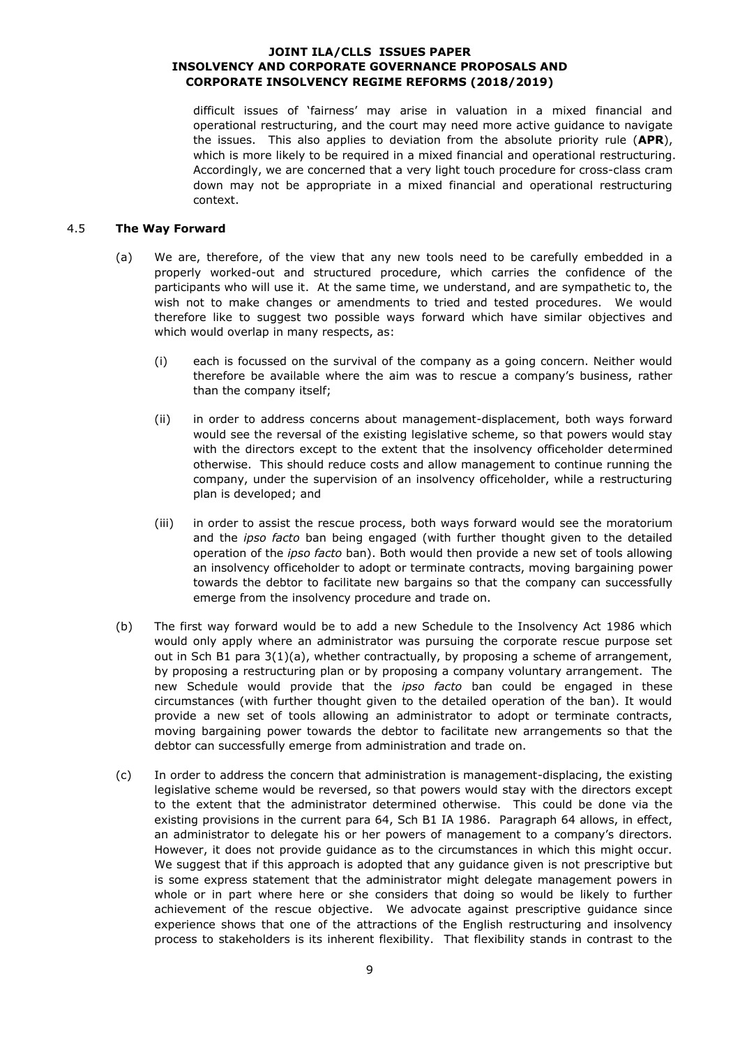difficult issues of 'fairness' may arise in valuation in a mixed financial and operational restructuring, and the court may need more active guidance to navigate the issues. This also applies to deviation from the absolute priority rule (**APR**), which is more likely to be required in a mixed financial and operational restructuring. Accordingly, we are concerned that a very light touch procedure for cross-class cram down may not be appropriate in a mixed financial and operational restructuring context.

4.5 **The Way Forward**

(a) We are, therefore, of the view that any new tools need to be carefully embedded in a properly worked-out and structured procedure, which carries the confidence of the participants who will use it. At the same time, we understand, and are sympathetic to, the wish not to make changes or amendments to tried and tested procedures. We would therefore like to suggest two possible ways forward which have similar objectives and which would overlap in many respects, as:

   (i) each is focussed on the survival of the company as a going concern. Neither would therefore be available where the aim was to rescue a company's business, rather than the company itself;

   (ii) in order to address concerns about management-displacement, both ways forward would see the reversal of the existing legislative scheme, so that powers would stay with the directors except to the extent that the insolvency officeholder determined otherwise. This should reduce costs and allow management to continue running the company, under the supervision of an insolvency officeholder, while a restructuring plan is developed; and

   (iii) in order to assist the rescue process, both ways forward would see the moratorium and the *ipso facto* ban being engaged (with further thought given to the detailed operation of the *ipso facto* ban). Both would then provide a new set of tools allowing an insolvency officeholder to adopt or terminate contracts, moving bargaining power towards the debtor to facilitate new bargains so that the company can successfully emerge from the insolvency procedure and trade on.

(b) The first way forward would be to add a new Schedule to the Insolvency Act 1986 which would only apply where an administrator was pursuing the corporate rescue purpose set out in Sch B1 para 3(1)(a), whether contractually, by proposing a scheme of arrangement, by proposing a restructuring plan or by proposing a company voluntary arrangement. The new Schedule would provide that the *ipso facto* ban could be engaged in these circumstances (with further thought given to the detailed operation of the ban). It would provide a new set of tools allowing an administrator to adopt or terminate contracts, moving bargaining power towards the debtor to facilitate new arrangements so that the debtor can successfully emerge from administration and trade on.

(c) In order to address the concern that administration is management-displacing, the existing legislative scheme would be reversed, so that powers would stay with the directors except to the extent that the administrator determined otherwise. This could be done via the existing provisions in the current para 64, Sch B1 IA 1986. Paragraph 64 allows, in effect, an administrator to delegate his or her powers of management to a company's directors. However, it does not provide guidance as to the circumstances in which this might occur. We suggest that if this approach is adopted that any guidance given is not prescriptive but is some express statement that the administrator might delegate management powers in whole or in part where here or she considers that doing so would be likely to further achievement of the rescue objective. We advocate against prescriptive guidance since experience shows that one of the attractions of the English restructuring and insolvency process to stakeholders is its inherent flexibility. That flexibility stands in contrast to the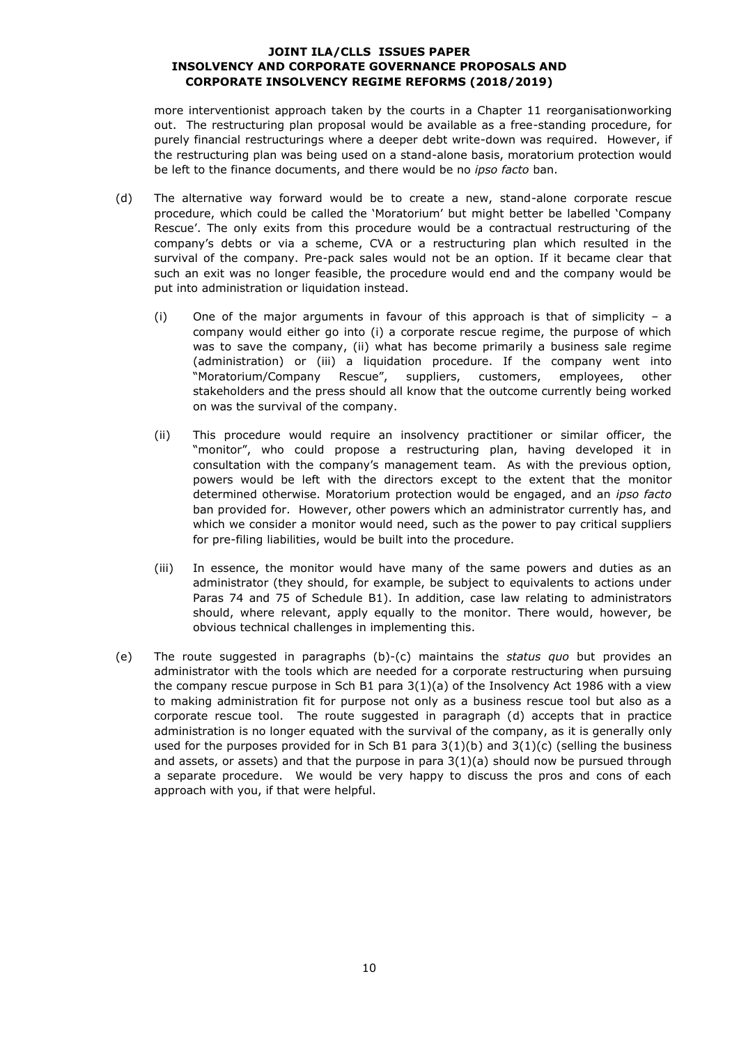more interventionist approach taken by the courts in a Chapter 11 reorganisationworking out. The restructuring plan proposal would be available as a free-standing procedure, for purely financial restructurings where a deeper debt write-down was required. However, if the restructuring plan was being used on a stand-alone basis, moratorium protection would be left to the finance documents, and there would be no *ipso facto* ban.

(d) The alternative way forward would be to create a new, stand-alone corporate rescue procedure, which could be called the 'Moratorium' but might better be labelled 'Company Rescue'. The only exits from this procedure would be a contractual restructuring of the company's debts or via a scheme, CVA or a restructuring plan which resulted in the survival of the company. Pre-pack sales would not be an option. If it became clear that such an exit was no longer feasible, the procedure would end and the company would be put into administration or liquidation instead.

  (i) One of the major arguments in favour of this approach is that of simplicity – a company would either go into (i) a corporate rescue regime, the purpose of which was to save the company, (ii) what has become primarily a business sale regime (administration) or (iii) a liquidation procedure. If the company went into "Moratorium/Company Rescue", suppliers, customers, employees, other stakeholders and the press should all know that the outcome currently being worked on was the survival of the company.

  (ii) This procedure would require an insolvency practitioner or similar officer, the "monitor", who could propose a restructuring plan, having developed it in consultation with the company's management team. As with the previous option, powers would be left with the directors except to the extent that the monitor determined otherwise. Moratorium protection would be engaged, and an *ipso facto* ban provided for. However, other powers which an administrator currently has, and which we consider a monitor would need, such as the power to pay critical suppliers for pre-filing liabilities, would be built into the procedure.

  (iii) In essence, the monitor would have many of the same powers and duties as an administrator (they should, for example, be subject to equivalents to actions under Paras 74 and 75 of Schedule B1). In addition, case law relating to administrators should, where relevant, apply equally to the monitor. There would, however, be obvious technical challenges in implementing this.

(e) The route suggested in paragraphs (b)-(c) maintains the *status quo* but provides an administrator with the tools which are needed for a corporate restructuring when pursuing the company rescue purpose in Sch B1 para 3(1)(a) of the Insolvency Act 1986 with a view to making administration fit for purpose not only as a business rescue tool but also as a corporate rescue tool. The route suggested in paragraph (d) accepts that in practice administration is no longer equated with the survival of the company, as it is generally only used for the purposes provided for in Sch B1 para 3(1)(b) and 3(1)(c) (selling the business and assets, or assets) and that the purpose in para 3(1)(a) should now be pursued through a separate procedure. We would be very happy to discuss the pros and cons of each approach with you, if that were helpful.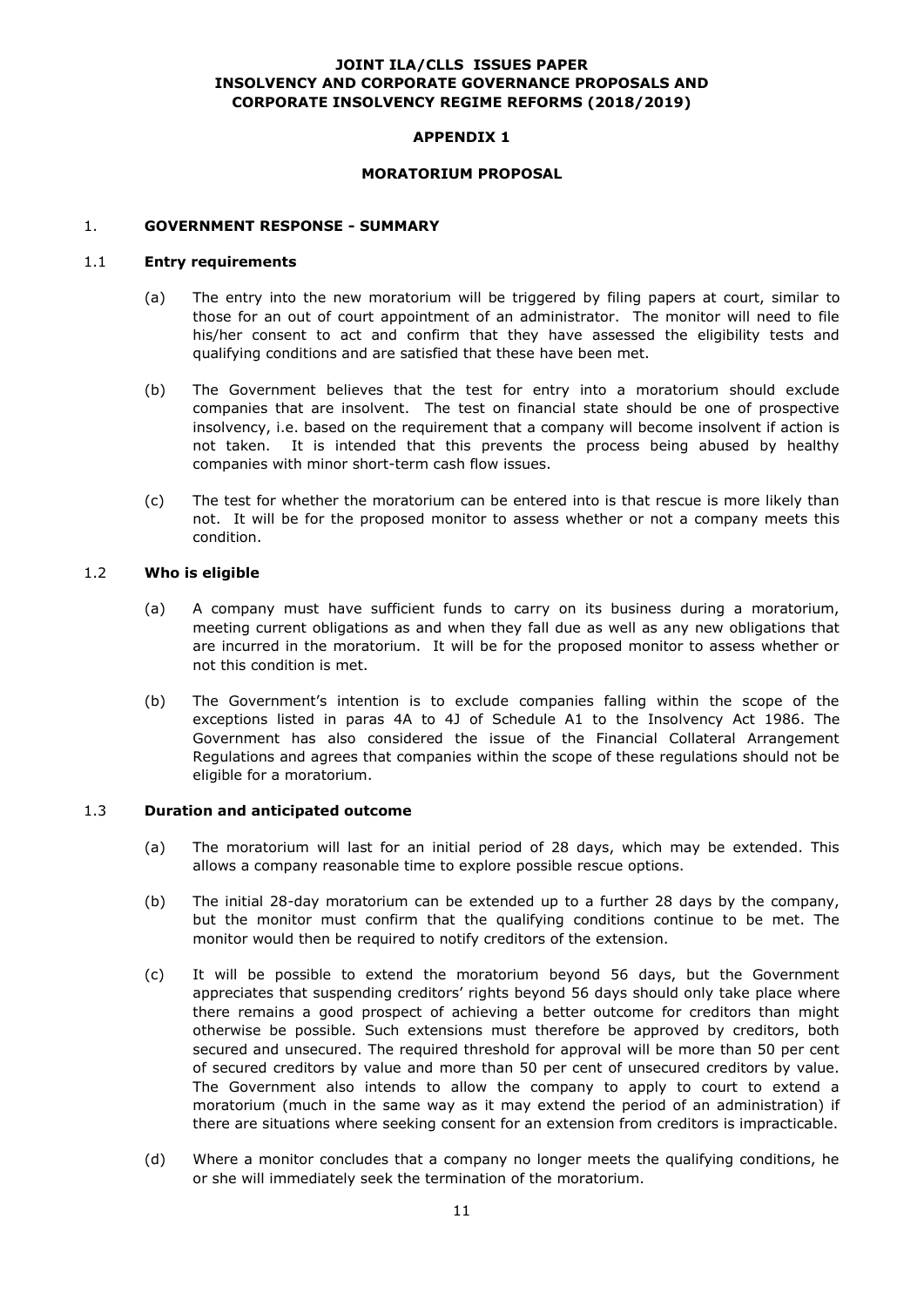**JOINT ILA/CLLS ISSUES PAPER**
**INSOLVENCY AND CORPORATE GOVERNANCE PROPOSALS AND CORPORATE INSOLVENCY REGIME REFORMS (2018/2019)**

**APPENDIX 1**

**MORATORIUM PROPOSAL**

## 1. GOVERNMENT RESPONSE - SUMMARY

### 1.1 Entry requirements

(a) The entry into the new moratorium will be triggered by filing papers at court, similar to those for an out of court appointment of an administrator. The monitor will need to file his/her consent to act and confirm that they have assessed the eligibility tests and qualifying conditions and are satisfied that these have been met.

(b) The Government believes that the test for entry into a moratorium should exclude companies that are insolvent. The test on financial state should be one of prospective insolvency, i.e. based on the requirement that a company will become insolvent if action is not taken. It is intended that this prevents the process being abused by healthy companies with minor short-term cash flow issues.

(c) The test for whether the moratorium can be entered into is that rescue is more likely than not. It will be for the proposed monitor to assess whether or not a company meets this condition.

### 1.2 Who is eligible

(a) A company must have sufficient funds to carry on its business during a moratorium, meeting current obligations as and when they fall due as well as any new obligations that are incurred in the moratorium. It will be for the proposed monitor to assess whether or not this condition is met.

(b) The Government's intention is to exclude companies falling within the scope of the exceptions listed in paras 4A to 4J of Schedule A1 to the Insolvency Act 1986. The Government has also considered the issue of the Financial Collateral Arrangement Regulations and agrees that companies within the scope of these regulations should not be eligible for a moratorium.

### 1.3 Duration and anticipated outcome

(a) The moratorium will last for an initial period of 28 days, which may be extended. This allows a company reasonable time to explore possible rescue options.

(b) The initial 28-day moratorium can be extended up to a further 28 days by the company, but the monitor must confirm that the qualifying conditions continue to be met. The monitor would then be required to notify creditors of the extension.

(c) It will be possible to extend the moratorium beyond 56 days, but the Government appreciates that suspending creditors' rights beyond 56 days should only take place where there remains a good prospect of achieving a better outcome for creditors than might otherwise be possible. Such extensions must therefore be approved by creditors, both secured and unsecured. The required threshold for approval will be more than 50 per cent of secured creditors by value and more than 50 per cent of unsecured creditors by value. The Government also intends to allow the company to apply to court to extend a moratorium (much in the same way as it may extend the period of an administration) if there are situations where seeking consent for an extension from creditors is impracticable.

(d) Where a monitor concludes that a company no longer meets the qualifying conditions, he or she will immediately seek the termination of the moratorium.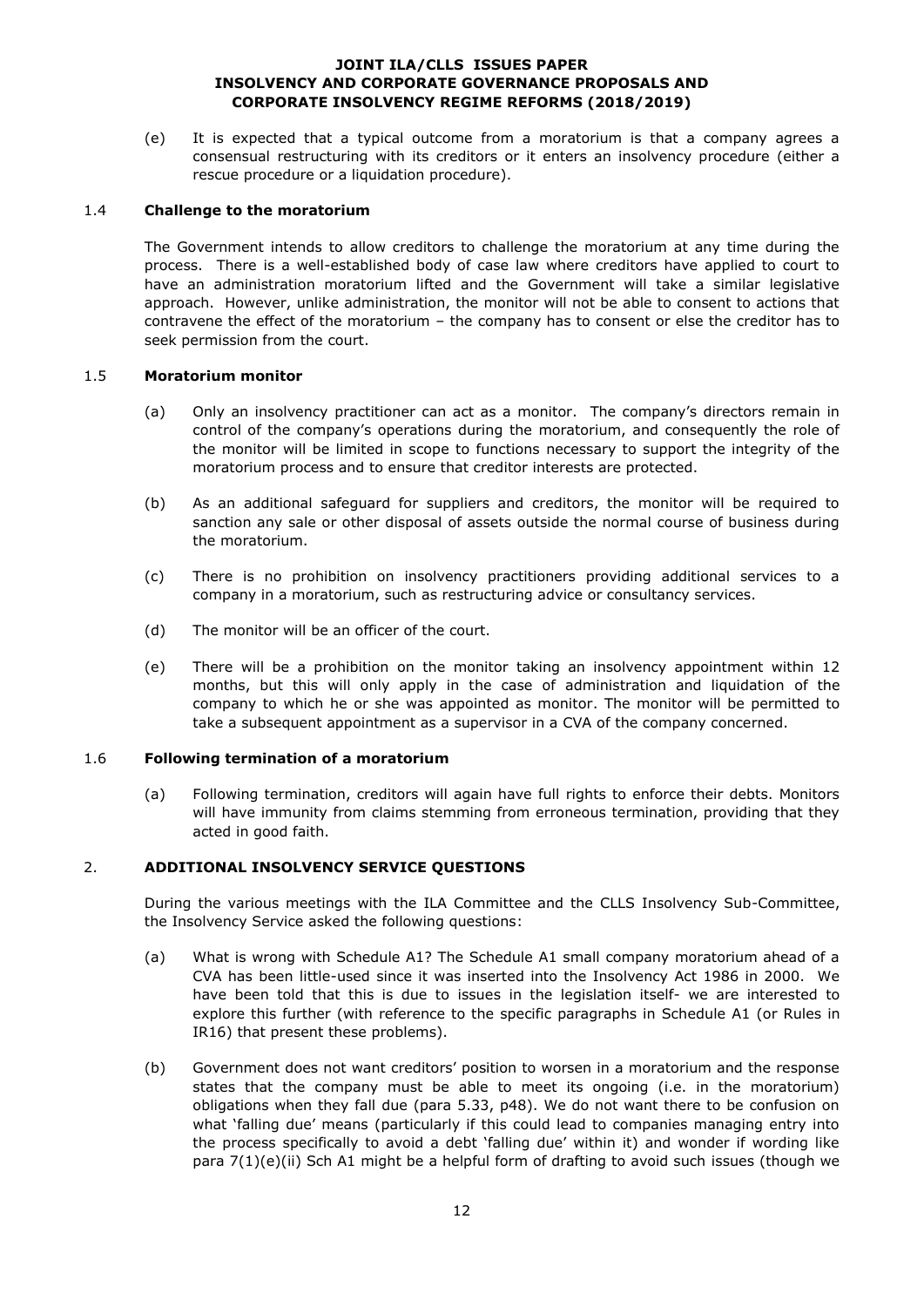(e) It is expected that a typical outcome from a moratorium is that a company agrees a consensual restructuring with its creditors or it enters an insolvency procedure (either a rescue procedure or a liquidation procedure).

### 1.4 Challenge to the moratorium

The Government intends to allow creditors to challenge the moratorium at any time during the process. There is a well-established body of case law where creditors have applied to court to have an administration moratorium lifted and the Government will take a similar legislative approach. However, unlike administration, the monitor will not be able to consent to actions that contravene the effect of the moratorium – the company has to consent or else the creditor has to seek permission from the court.

### 1.5 Moratorium monitor

(a) Only an insolvency practitioner can act as a monitor. The company's directors remain in control of the company's operations during the moratorium, and consequently the role of the monitor will be limited in scope to functions necessary to support the integrity of the moratorium process and to ensure that creditor interests are protected.

(b) As an additional safeguard for suppliers and creditors, the monitor will be required to sanction any sale or other disposal of assets outside the normal course of business during the moratorium.

(c) There is no prohibition on insolvency practitioners providing additional services to a company in a moratorium, such as restructuring advice or consultancy services.

(d) The monitor will be an officer of the court.

(e) There will be a prohibition on the monitor taking an insolvency appointment within 12 months, but this will only apply in the case of administration and liquidation of the company to which he or she was appointed as monitor. The monitor will be permitted to take a subsequent appointment as a supervisor in a CVA of the company concerned.

### 1.6 Following termination of a moratorium

(a) Following termination, creditors will again have full rights to enforce their debts. Monitors will have immunity from claims stemming from erroneous termination, providing that they acted in good faith.

## 2. ADDITIONAL INSOLVENCY SERVICE QUESTIONS

During the various meetings with the ILA Committee and the CLLS Insolvency Sub-Committee, the Insolvency Service asked the following questions:

(a) What is wrong with Schedule A1? The Schedule A1 small company moratorium ahead of a CVA has been little-used since it was inserted into the Insolvency Act 1986 in 2000. We have been told that this is due to issues in the legislation itself- we are interested to explore this further (with reference to the specific paragraphs in Schedule A1 (or Rules in IR16) that present these problems).

(b) Government does not want creditors' position to worsen in a moratorium and the response states that the company must be able to meet its ongoing (i.e. in the moratorium) obligations when they fall due (para 5.33, p48). We do not want there to be confusion on what 'falling due' means (particularly if this could lead to companies managing entry into the process specifically to avoid a debt 'falling due' within it) and wonder if wording like para 7(1)(e)(ii) Sch A1 might be a helpful form of drafting to avoid such issues (though we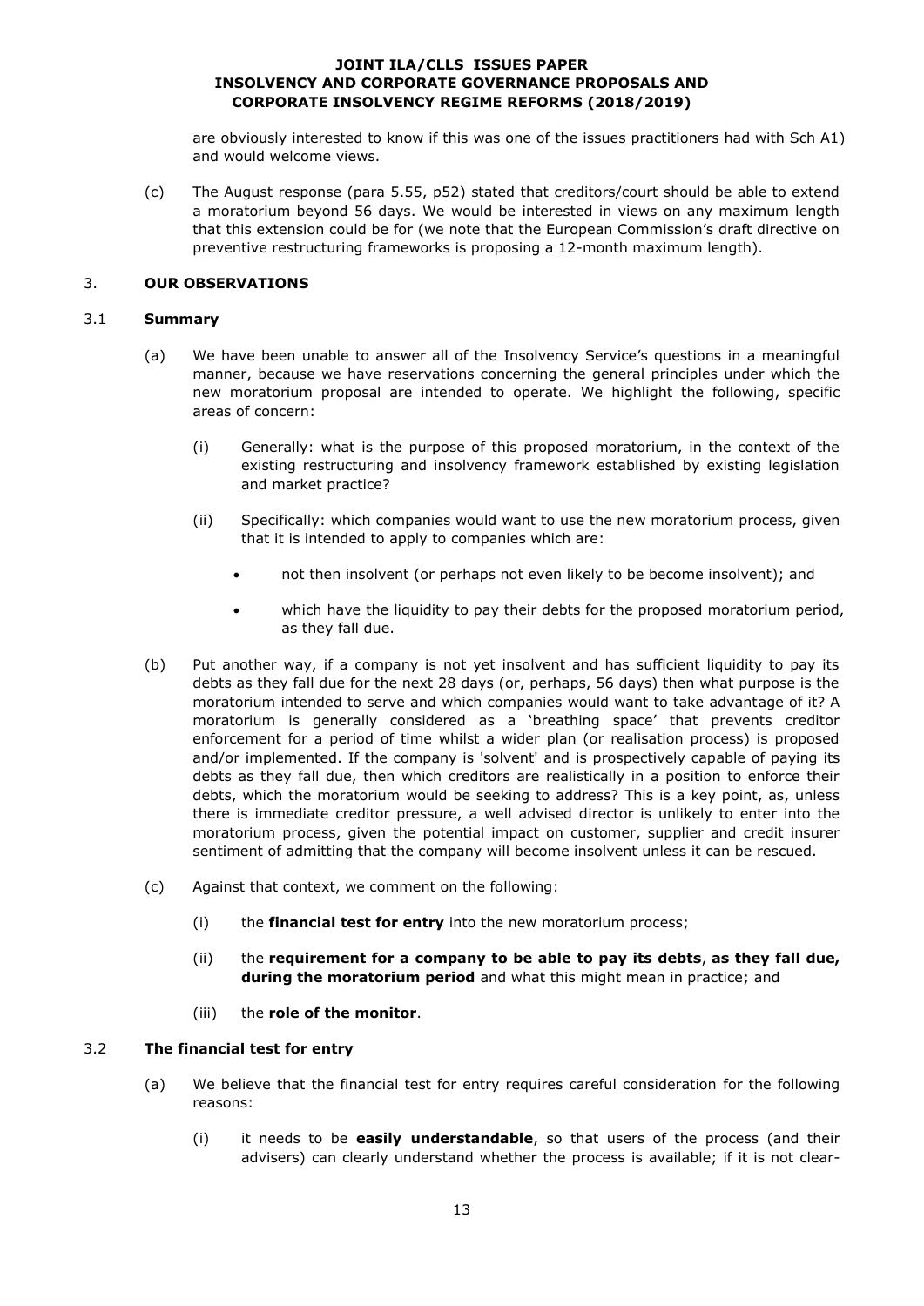are obviously interested to know if this was one of the issues practitioners had with Sch A1) and would welcome views.

(c) The August response (para 5.55, p52) stated that creditors/court should be able to extend a moratorium beyond 56 days. We would be interested in views on any maximum length that this extension could be for (we note that the European Commission's draft directive on preventive restructuring frameworks is proposing a 12-month maximum length).

## 3. OUR OBSERVATIONS

### 3.1 Summary

(a) We have been unable to answer all of the Insolvency Service's questions in a meaningful manner, because we have reservations concerning the general principles under which the new moratorium proposal are intended to operate. We highlight the following, specific areas of concern:

(i) Generally: what is the purpose of this proposed moratorium, in the context of the existing restructuring and insolvency framework established by existing legislation and market practice?

(ii) Specifically: which companies would want to use the new moratorium process, given that it is intended to apply to companies which are:

- not then insolvent (or perhaps not even likely to be become insolvent); and
- which have the liquidity to pay their debts for the proposed moratorium period, as they fall due.

(b) Put another way, if a company is not yet insolvent and has sufficient liquidity to pay its debts as they fall due for the next 28 days (or, perhaps, 56 days) then what purpose is the moratorium intended to serve and which companies would want to take advantage of it? A moratorium is generally considered as a 'breathing space' that prevents creditor enforcement for a period of time whilst a wider plan (or realisation process) is proposed and/or implemented. If the company is 'solvent' and is prospectively capable of paying its debts as they fall due, then which creditors are realistically in a position to enforce their debts, which the moratorium would be seeking to address? This is a key point, as, unless there is immediate creditor pressure, a well advised director is unlikely to enter into the moratorium process, given the potential impact on customer, supplier and credit insurer sentiment of admitting that the company will become insolvent unless it can be rescued.

(c) Against that context, we comment on the following:

(i) the **financial test for entry** into the new moratorium process;

(ii) the **requirement for a company to be able to pay its debts**, **as they fall due, during the moratorium period** and what this might mean in practice; and

(iii) the **role of the monitor**.

### 3.2 The financial test for entry

(a) We believe that the financial test for entry requires careful consideration for the following reasons:

(i) it needs to be **easily understandable**, so that users of the process (and their advisers) can clearly understand whether the process is available; if it is not clear-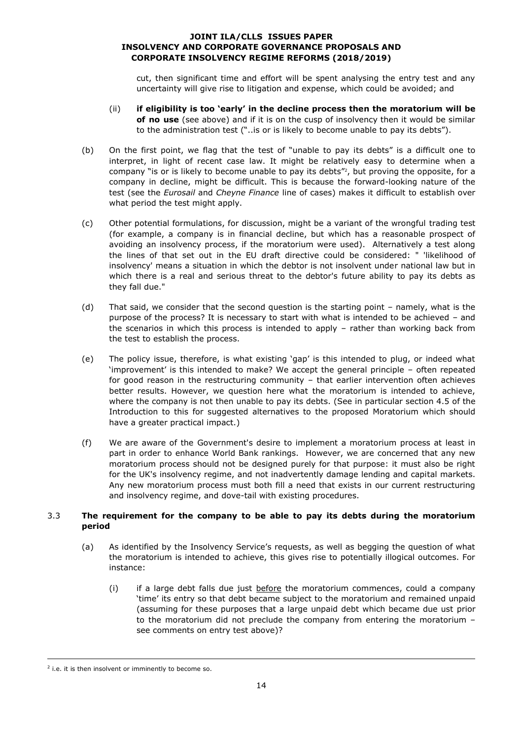cut, then significant time and effort will be spent analysing the entry test and any uncertainty will give rise to litigation and expense, which could be avoided; and

(ii) **if eligibility is too 'early' in the decline process then the moratorium will be of no use** (see above) and if it is on the cusp of insolvency then it would be similar to the administration test ("..is or is likely to become unable to pay its debts").

(b) On the first point, we flag that the test of "unable to pay its debts" is a difficult one to interpret, in light of recent case law. It might be relatively easy to determine when a company "is or is likely to become unable to pay its debts"[2], but proving the opposite, for a company in decline, might be difficult. This is because the forward-looking nature of the test (see the *Eurosail* and *Cheyne Finance* line of cases) makes it difficult to establish over what period the test might apply.

(c) Other potential formulations, for discussion, might be a variant of the wrongful trading test (for example, a company is in financial decline, but which has a reasonable prospect of avoiding an insolvency process, if the moratorium were used). Alternatively a test along the lines of that set out in the EU draft directive could be considered: " 'likelihood of insolvency' means a situation in which the debtor is not insolvent under national law but in which there is a real and serious threat to the debtor's future ability to pay its debts as they fall due."

(d) That said, we consider that the second question is the starting point – namely, what is the purpose of the process? It is necessary to start with what is intended to be achieved – and the scenarios in which this process is intended to apply – rather than working back from the test to establish the process.

(e) The policy issue, therefore, is what existing 'gap' is this intended to plug, or indeed what 'improvement' is this intended to make? We accept the general principle – often repeated for good reason in the restructuring community – that earlier intervention often achieves better results. However, we question here what the moratorium is intended to achieve, where the company is not then unable to pay its debts. (See in particular section 4.5 of the Introduction to this for suggested alternatives to the proposed Moratorium which should have a greater practical impact.)

(f) We are aware of the Government's desire to implement a moratorium process at least in part in order to enhance World Bank rankings. However, we are concerned that any new moratorium process should not be designed purely for that purpose: it must also be right for the UK's insolvency regime, and not inadvertently damage lending and capital markets. Any new moratorium process must both fill a need that exists in our current restructuring and insolvency regime, and dove-tail with existing procedures.

### 3.3 The requirement for the company to be able to pay its debts during the moratorium period

(a) As identified by the Insolvency Service's requests, as well as begging the question of what the moratorium is intended to achieve, this gives rise to potentially illogical outcomes. For instance:

(i) if a large debt falls due just <u>before</u> the moratorium commences, could a company 'time' its entry so that debt became subject to the moratorium and remained unpaid (assuming for these purposes that a large unpaid debt which became due ust prior to the moratorium did not preclude the company from entering the moratorium – see comments on entry test above)?

---

[2] i.e. it is then insolvent or imminently to become so.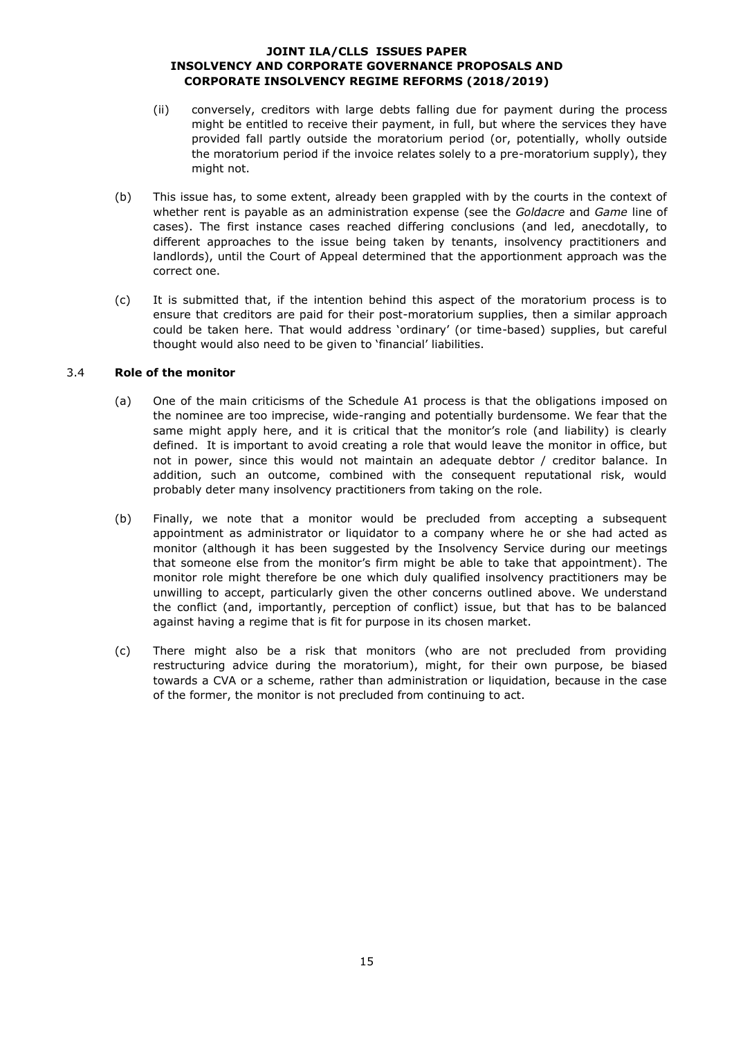(ii) conversely, creditors with large debts falling due for payment during the process might be entitled to receive their payment, in full, but where the services they have provided fall partly outside the moratorium period (or, potentially, wholly outside the moratorium period if the invoice relates solely to a pre-moratorium supply), they might not.

(b) This issue has, to some extent, already been grappled with by the courts in the context of whether rent is payable as an administration expense (see the *Goldacre* and *Game* line of cases). The first instance cases reached differing conclusions (and led, anecdotally, to different approaches to the issue being taken by tenants, insolvency practitioners and landlords), until the Court of Appeal determined that the apportionment approach was the correct one.

(c) It is submitted that, if the intention behind this aspect of the moratorium process is to ensure that creditors are paid for their post-moratorium supplies, then a similar approach could be taken here. That would address 'ordinary' (or time-based) supplies, but careful thought would also need to be given to 'financial' liabilities.

### 3.4 **Role of the monitor**

(a) One of the main criticisms of the Schedule A1 process is that the obligations imposed on the nominee are too imprecise, wide-ranging and potentially burdensome. We fear that the same might apply here, and it is critical that the monitor's role (and liability) is clearly defined. It is important to avoid creating a role that would leave the monitor in office, but not in power, since this would not maintain an adequate debtor / creditor balance. In addition, such an outcome, combined with the consequent reputational risk, would probably deter many insolvency practitioners from taking on the role.

(b) Finally, we note that a monitor would be precluded from accepting a subsequent appointment as administrator or liquidator to a company where he or she had acted as monitor (although it has been suggested by the Insolvency Service during our meetings that someone else from the monitor's firm might be able to take that appointment). The monitor role might therefore be one which duly qualified insolvency practitioners may be unwilling to accept, particularly given the other concerns outlined above. We understand the conflict (and, importantly, perception of conflict) issue, but that has to be balanced against having a regime that is fit for purpose in its chosen market.

(c) There might also be a risk that monitors (who are not precluded from providing restructuring advice during the moratorium), might, for their own purpose, be biased towards a CVA or a scheme, rather than administration or liquidation, because in the case of the former, the monitor is not precluded from continuing to act.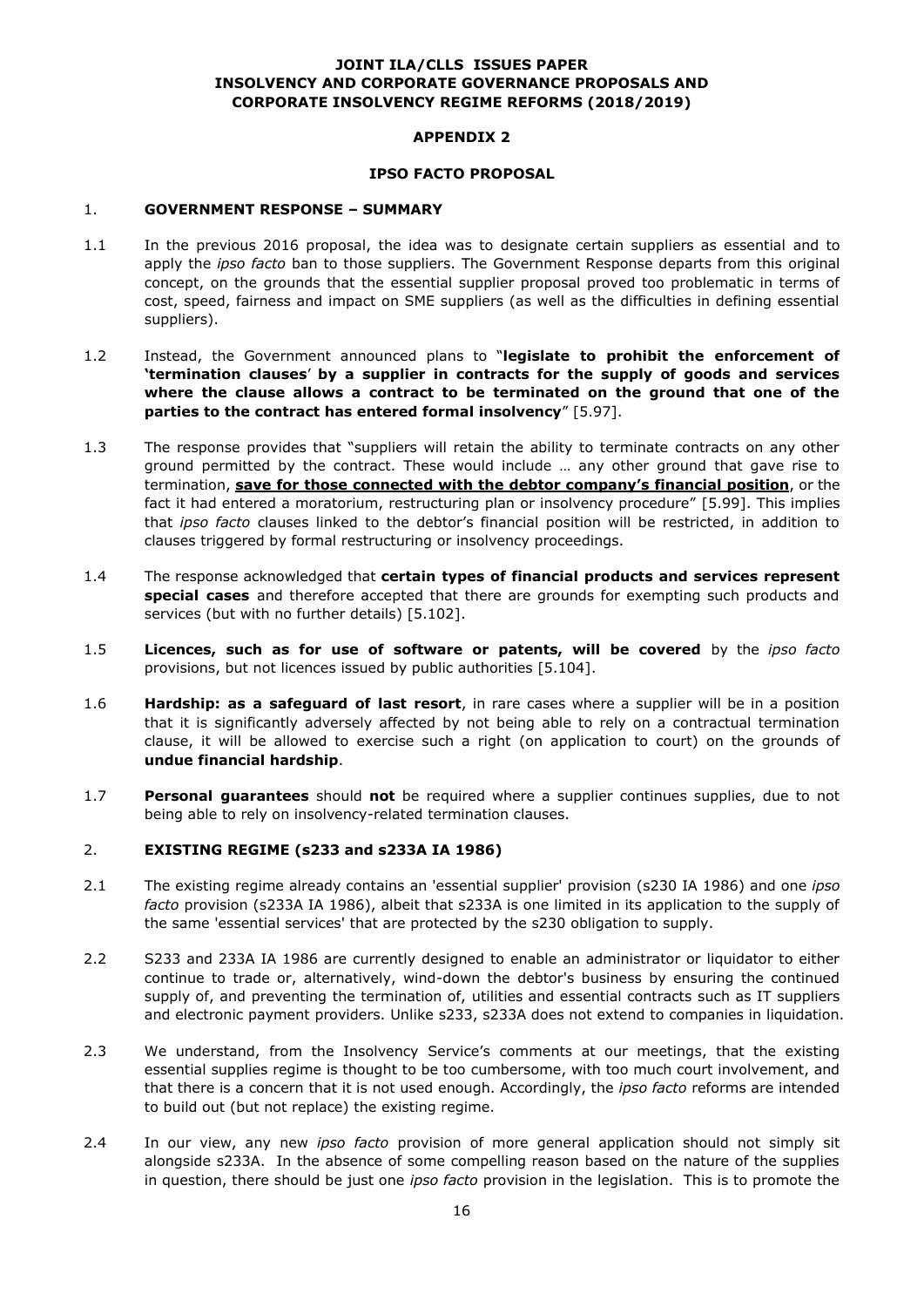**JOINT ILA/CLLS ISSUES PAPER**
**INSOLVENCY AND CORPORATE GOVERNANCE PROPOSALS AND CORPORATE INSOLVENCY REGIME REFORMS (2018/2019)**

# APPENDIX 2

## IPSO FACTO PROPOSAL

### 1. GOVERNMENT RESPONSE – SUMMARY

1.1 In the previous 2016 proposal, the idea was to designate certain suppliers as essential and to apply the *ipso facto* ban to those suppliers. The Government Response departs from this original concept, on the grounds that the essential supplier proposal proved too problematic in terms of cost, speed, fairness and impact on SME suppliers (as well as the difficulties in defining essential suppliers).

1.2 Instead, the Government announced plans to "**legislate to prohibit the enforcement of 'termination clauses' by a supplier in contracts for the supply of goods and services where the clause allows a contract to be terminated on the ground that one of the parties to the contract has entered formal insolvency**" [5.97].

1.3 The response provides that "suppliers will retain the ability to terminate contracts on any other ground permitted by the contract. These would include … any other ground that gave rise to termination, **save for those connected with the debtor company's financial position**, or the fact it had entered a moratorium, restructuring plan or insolvency procedure" [5.99]. This implies that *ipso facto* clauses linked to the debtor's financial position will be restricted, in addition to clauses triggered by formal restructuring or insolvency proceedings.

1.4 The response acknowledged that **certain types of financial products and services represent special cases** and therefore accepted that there are grounds for exempting such products and services (but with no further details) [5.102].

1.5 **Licences, such as for use of software or patents, will be covered** by the *ipso facto* provisions, but not licences issued by public authorities [5.104].

1.6 **Hardship: as a safeguard of last resort**, in rare cases where a supplier will be in a position that it is significantly adversely affected by not being able to rely on a contractual termination clause, it will be allowed to exercise such a right (on application to court) on the grounds of **undue financial hardship**.

1.7 **Personal guarantees** should **not** be required where a supplier continues supplies, due to not being able to rely on insolvency-related termination clauses.

### 2. EXISTING REGIME (s233 and s233A IA 1986)

2.1 The existing regime already contains an 'essential supplier' provision (s230 IA 1986) and one *ipso facto* provision (s233A IA 1986), albeit that s233A is one limited in its application to the supply of the same 'essential services' that are protected by the s230 obligation to supply.

2.2 S233 and 233A IA 1986 are currently designed to enable an administrator or liquidator to either continue to trade or, alternatively, wind-down the debtor's business by ensuring the continued supply of, and preventing the termination of, utilities and essential contracts such as IT suppliers and electronic payment providers. Unlike s233, s233A does not extend to companies in liquidation.

2.3 We understand, from the Insolvency Service's comments at our meetings, that the existing essential supplies regime is thought to be too cumbersome, with too much court involvement, and that there is a concern that it is not used enough. Accordingly, the *ipso facto* reforms are intended to build out (but not replace) the existing regime.

2.4 In our view, any new *ipso facto* provision of more general application should not simply sit alongside s233A. In the absence of some compelling reason based on the nature of the supplies in question, there should be just one *ipso facto* provision in the legislation. This is to promote the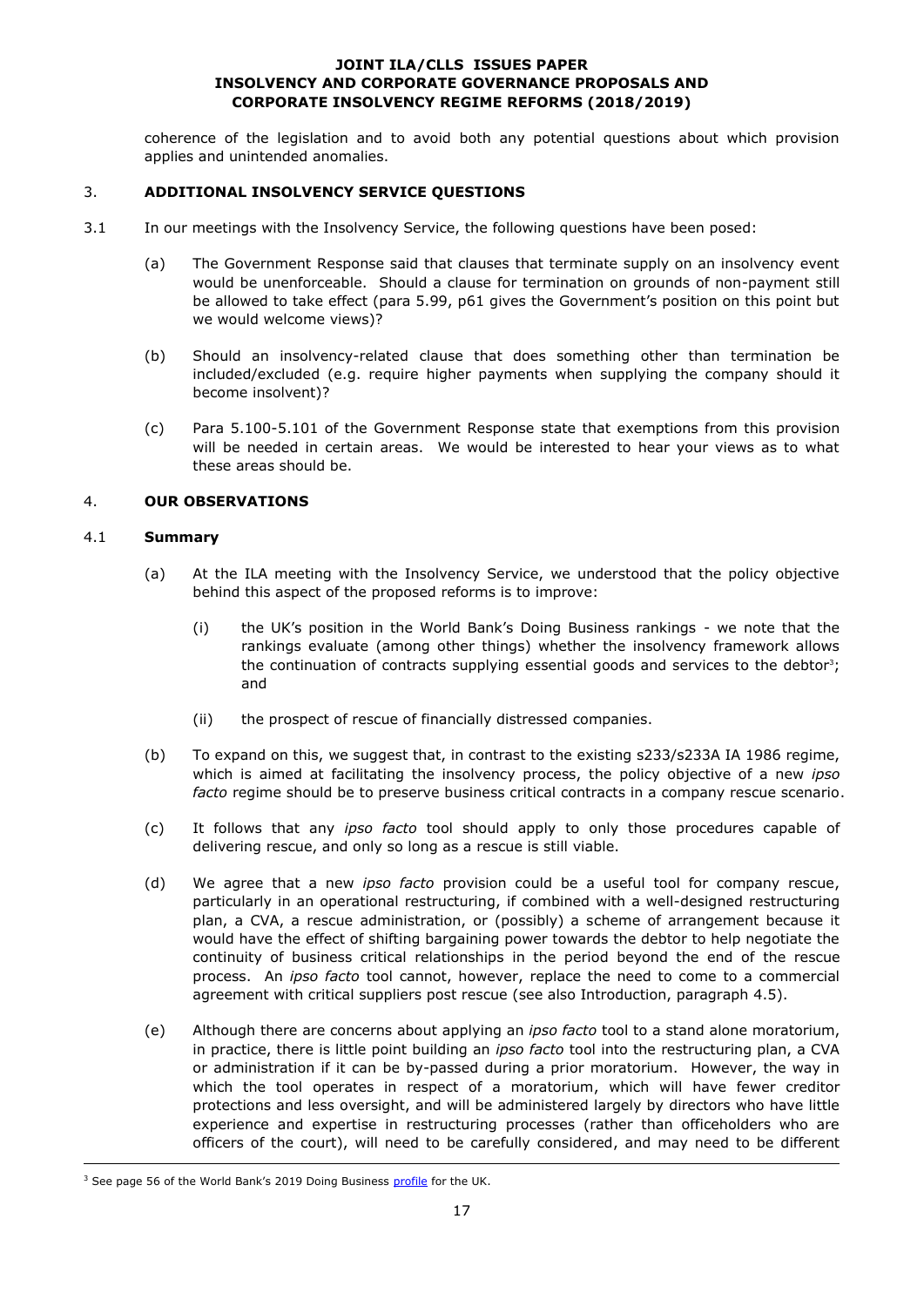coherence of the legislation and to avoid both any potential questions about which provision applies and unintended anomalies.

## 3. ADDITIONAL INSOLVENCY SERVICE QUESTIONS

3.1 In our meetings with the Insolvency Service, the following questions have been posed:

(a) The Government Response said that clauses that terminate supply on an insolvency event would be unenforceable. Should a clause for termination on grounds of non-payment still be allowed to take effect (para 5.99, p61 gives the Government's position on this point but we would welcome views)?

(b) Should an insolvency-related clause that does something other than termination be included/excluded (e.g. require higher payments when supplying the company should it become insolvent)?

(c) Para 5.100-5.101 of the Government Response state that exemptions from this provision will be needed in certain areas. We would be interested to hear your views as to what these areas should be.

## 4. OUR OBSERVATIONS

### 4.1 Summary

(a) At the ILA meeting with the Insolvency Service, we understood that the policy objective behind this aspect of the proposed reforms is to improve:

(i) the UK's position in the World Bank's Doing Business rankings - we note that the rankings evaluate (among other things) whether the insolvency framework allows the continuation of contracts supplying essential goods and services to the debtor[3]; and

(ii) the prospect of rescue of financially distressed companies.

(b) To expand on this, we suggest that, in contrast to the existing s233/s233A IA 1986 regime, which is aimed at facilitating the insolvency process, the policy objective of a new *ipso facto* regime should be to preserve business critical contracts in a company rescue scenario.

(c) It follows that any *ipso facto* tool should apply to only those procedures capable of delivering rescue, and only so long as a rescue is still viable.

(d) We agree that a new *ipso facto* provision could be a useful tool for company rescue, particularly in an operational restructuring, if combined with a well-designed restructuring plan, a CVA, a rescue administration, or (possibly) a scheme of arrangement because it would have the effect of shifting bargaining power towards the debtor to help negotiate the continuity of business critical relationships in the period beyond the end of the rescue process. An *ipso facto* tool cannot, however, replace the need to come to a commercial agreement with critical suppliers post rescue (see also Introduction, paragraph 4.5).

(e) Although there are concerns about applying an *ipso facto* tool to a stand alone moratorium, in practice, there is little point building an *ipso facto* tool into the restructuring plan, a CVA or administration if it can be by-passed during a prior moratorium. However, the way in which the tool operates in respect of a moratorium, which will have fewer creditor protections and less oversight, and will be administered largely by directors who have little experience and expertise in restructuring processes (rather than officeholders who are officers of the court), will need to be carefully considered, and may need to be different

---

[3] See page 56 of the World Bank's 2019 Doing Business profile for the UK.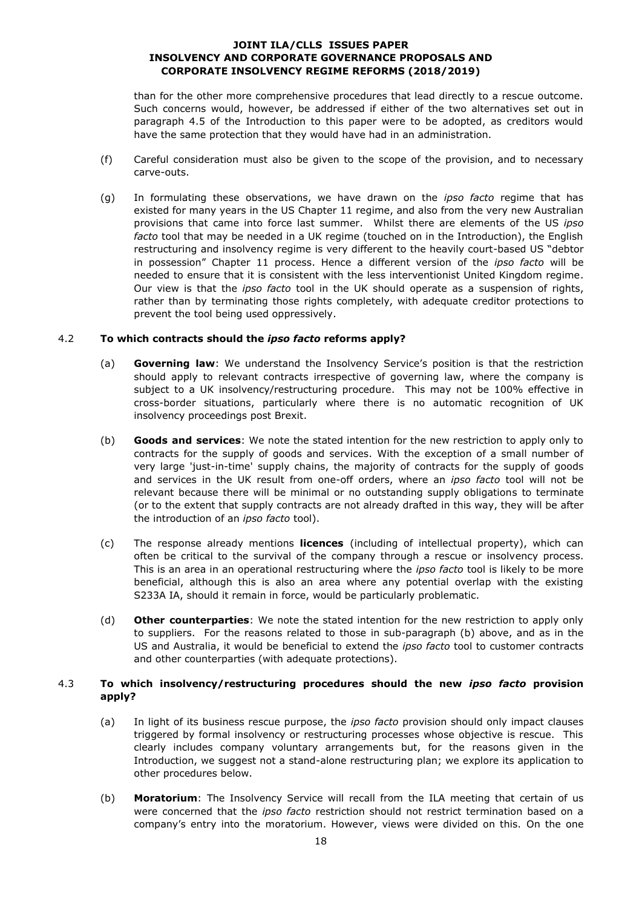than for the other more comprehensive procedures that lead directly to a rescue outcome. Such concerns would, however, be addressed if either of the two alternatives set out in paragraph 4.5 of the Introduction to this paper were to be adopted, as creditors would have the same protection that they would have had in an administration.

(f) Careful consideration must also be given to the scope of the provision, and to necessary carve-outs.

(g) In formulating these observations, we have drawn on the *ipso facto* regime that has existed for many years in the US Chapter 11 regime, and also from the very new Australian provisions that came into force last summer. Whilst there are elements of the US *ipso facto* tool that may be needed in a UK regime (touched on in the Introduction), the English restructuring and insolvency regime is very different to the heavily court-based US "debtor in possession" Chapter 11 process. Hence a different version of the *ipso facto* will be needed to ensure that it is consistent with the less interventionist United Kingdom regime. Our view is that the *ipso facto* tool in the UK should operate as a suspension of rights, rather than by terminating those rights completely, with adequate creditor protections to prevent the tool being used oppressively.

4.2 **To which contracts should the *ipso facto* reforms apply?**

(a) **Governing law**: We understand the Insolvency Service's position is that the restriction should apply to relevant contracts irrespective of governing law, where the company is subject to a UK insolvency/restructuring procedure. This may not be 100% effective in cross-border situations, particularly where there is no automatic recognition of UK insolvency proceedings post Brexit.

(b) **Goods and services**: We note the stated intention for the new restriction to apply only to contracts for the supply of goods and services. With the exception of a small number of very large 'just-in-time' supply chains, the majority of contracts for the supply of goods and services in the UK result from one-off orders, where an *ipso facto* tool will not be relevant because there will be minimal or no outstanding supply obligations to terminate (or to the extent that supply contracts are not already drafted in this way, they will be after the introduction of an *ipso facto* tool).

(c) The response already mentions **licences** (including of intellectual property), which can often be critical to the survival of the company through a rescue or insolvency process. This is an area in an operational restructuring where the *ipso facto* tool is likely to be more beneficial, although this is also an area where any potential overlap with the existing S233A IA, should it remain in force, would be particularly problematic.

(d) **Other counterparties**: We note the stated intention for the new restriction to apply only to suppliers. For the reasons related to those in sub-paragraph (b) above, and as in the US and Australia, it would be beneficial to extend the *ipso facto* tool to customer contracts and other counterparties (with adequate protections).

4.3 **To which insolvency/restructuring procedures should the new *ipso facto* provision apply?**

(a) In light of its business rescue purpose, the *ipso facto* provision should only impact clauses triggered by formal insolvency or restructuring processes whose objective is rescue. This clearly includes company voluntary arrangements but, for the reasons given in the Introduction, we suggest not a stand-alone restructuring plan; we explore its application to other procedures below.

(b) **Moratorium**: The Insolvency Service will recall from the ILA meeting that certain of us were concerned that the *ipso facto* restriction should not restrict termination based on a company's entry into the moratorium. However, views were divided on this. On the one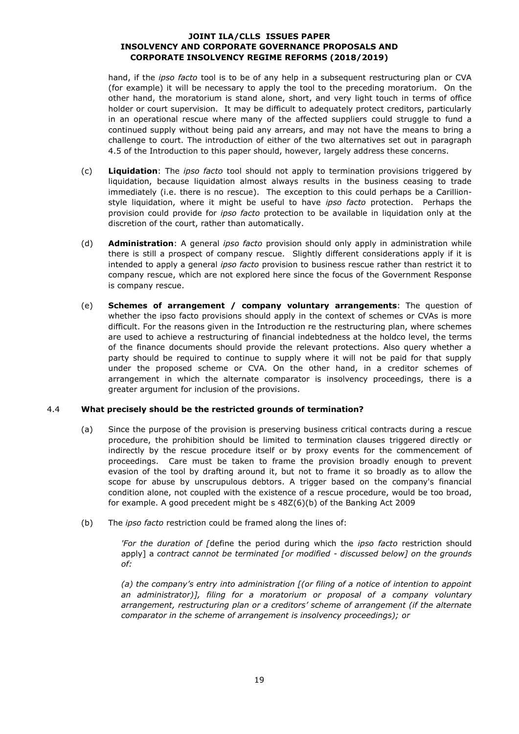hand, if the *ipso facto* tool is to be of any help in a subsequent restructuring plan or CVA (for example) it will be necessary to apply the tool to the preceding moratorium. On the other hand, the moratorium is stand alone, short, and very light touch in terms of office holder or court supervision. It may be difficult to adequately protect creditors, particularly in an operational rescue where many of the affected suppliers could struggle to fund a continued supply without being paid any arrears, and may not have the means to bring a challenge to court. The introduction of either of the two alternatives set out in paragraph 4.5 of the Introduction to this paper should, however, largely address these concerns.

(c) **Liquidation**: The *ipso facto* tool should not apply to termination provisions triggered by liquidation, because liquidation almost always results in the business ceasing to trade immediately (i.e. there is no rescue). The exception to this could perhaps be a Carillion-style liquidation, where it might be useful to have *ipso facto* protection. Perhaps the provision could provide for *ipso facto* protection to be available in liquidation only at the discretion of the court, rather than automatically.

(d) **Administration**: A general *ipso facto* provision should only apply in administration while there is still a prospect of company rescue. Slightly different considerations apply if it is intended to apply a general *ipso facto* provision to business rescue rather than restrict it to company rescue, which are not explored here since the focus of the Government Response is company rescue.

(e) **Schemes of arrangement / company voluntary arrangements**: The question of whether the ipso facto provisions should apply in the context of schemes or CVAs is more difficult. For the reasons given in the Introduction re the restructuring plan, where schemes are used to achieve a restructuring of financial indebtedness at the holdco level, the terms of the finance documents should provide the relevant protections. Also query whether a party should be required to continue to supply where it will not be paid for that supply under the proposed scheme or CVA. On the other hand, in a creditor schemes of arrangement in which the alternate comparator is insolvency proceedings, there is a greater argument for inclusion of the provisions.

4.4 **What precisely should be the restricted grounds of termination?**

(a) Since the purpose of the provision is preserving business critical contracts during a rescue procedure, the prohibition should be limited to termination clauses triggered directly or indirectly by the rescue procedure itself or by proxy events for the commencement of proceedings. Care must be taken to frame the provision broadly enough to prevent evasion of the tool by drafting around it, but not to frame it so broadly as to allow the scope for abuse by unscrupulous debtors. A trigger based on the company's financial condition alone, not coupled with the existence of a rescue procedure, would be too broad, for example. A good precedent might be s 48Z(6)(b) of the Banking Act 2009

(b) The *ipso facto* restriction could be framed along the lines of:

> *'For the duration of [*define the period during which the *ipso facto* restriction should apply] *a contract cannot be terminated [or modified - discussed below] on the grounds of:*
>
> *(a) the company's entry into administration [(or filing of a notice of intention to appoint an administrator)], filing for a moratorium or proposal of a company voluntary arrangement, restructuring plan or a creditors' scheme of arrangement (if the alternate comparator in the scheme of arrangement is insolvency proceedings); or*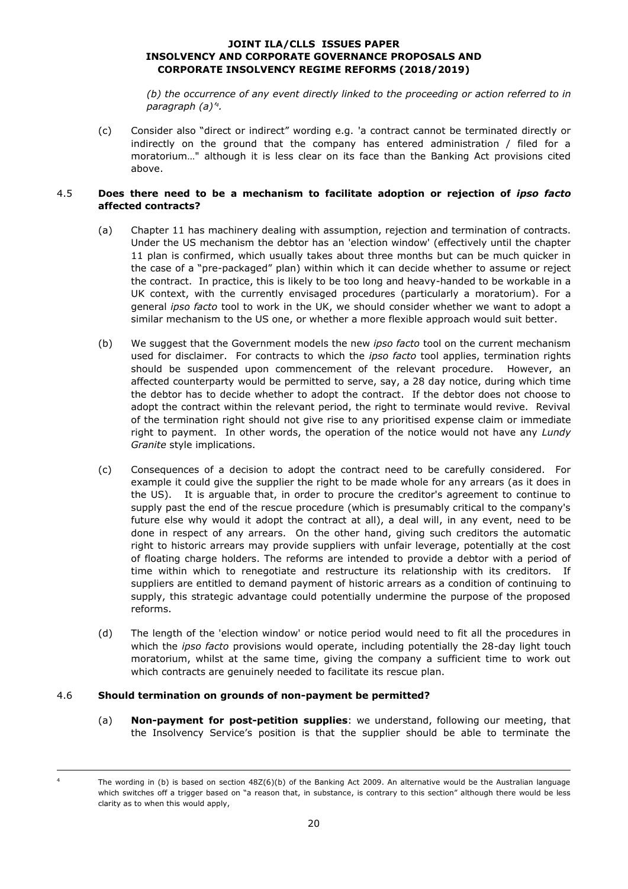*(b) the occurrence of any event directly linked to the proceeding or action referred to in paragraph (a)'*[4].

(c) Consider also "direct or indirect" wording e.g. 'a contract cannot be terminated directly or indirectly on the ground that the company has entered administration / filed for a moratorium…" although it is less clear on its face than the Banking Act provisions cited above.

### 4.5 Does there need to be a mechanism to facilitate adoption or rejection of *ipso facto* affected contracts?

(a) Chapter 11 has machinery dealing with assumption, rejection and termination of contracts. Under the US mechanism the debtor has an 'election window' (effectively until the chapter 11 plan is confirmed, which usually takes about three months but can be much quicker in the case of a "pre-packaged" plan) within which it can decide whether to assume or reject the contract. In practice, this is likely to be too long and heavy-handed to be workable in a UK context, with the currently envisaged procedures (particularly a moratorium). For a general *ipso facto* tool to work in the UK, we should consider whether we want to adopt a similar mechanism to the US one, or whether a more flexible approach would suit better.

(b) We suggest that the Government models the new *ipso facto* tool on the current mechanism used for disclaimer. For contracts to which the *ipso facto* tool applies, termination rights should be suspended upon commencement of the relevant procedure. However, an affected counterparty would be permitted to serve, say, a 28 day notice, during which time the debtor has to decide whether to adopt the contract. If the debtor does not choose to adopt the contract within the relevant period, the right to terminate would revive. Revival of the termination right should not give rise to any prioritised expense claim or immediate right to payment. In other words, the operation of the notice would not have any *Lundy Granite* style implications.

(c) Consequences of a decision to adopt the contract need to be carefully considered. For example it could give the supplier the right to be made whole for any arrears (as it does in the US). It is arguable that, in order to procure the creditor's agreement to continue to supply past the end of the rescue procedure (which is presumably critical to the company's future else why would it adopt the contract at all), a deal will, in any event, need to be done in respect of any arrears. On the other hand, giving such creditors the automatic right to historic arrears may provide suppliers with unfair leverage, potentially at the cost of floating charge holders. The reforms are intended to provide a debtor with a period of time within which to renegotiate and restructure its relationship with its creditors. If suppliers are entitled to demand payment of historic arrears as a condition of continuing to supply, this strategic advantage could potentially undermine the purpose of the proposed reforms.

(d) The length of the 'election window' or notice period would need to fit all the procedures in which the *ipso facto* provisions would operate, including potentially the 28-day light touch moratorium, whilst at the same time, giving the company a sufficient time to work out which contracts are genuinely needed to facilitate its rescue plan.

### 4.6 Should termination on grounds of non-payment be permitted?

(a) **Non-payment for post-petition supplies**: we understand, following our meeting, that the Insolvency Service's position is that the supplier should be able to terminate the

---

[4] The wording in (b) is based on section 48Z(6)(b) of the Banking Act 2009. An alternative would be the Australian language which switches off a trigger based on "a reason that, in substance, is contrary to this section" although there would be less clarity as to when this would apply,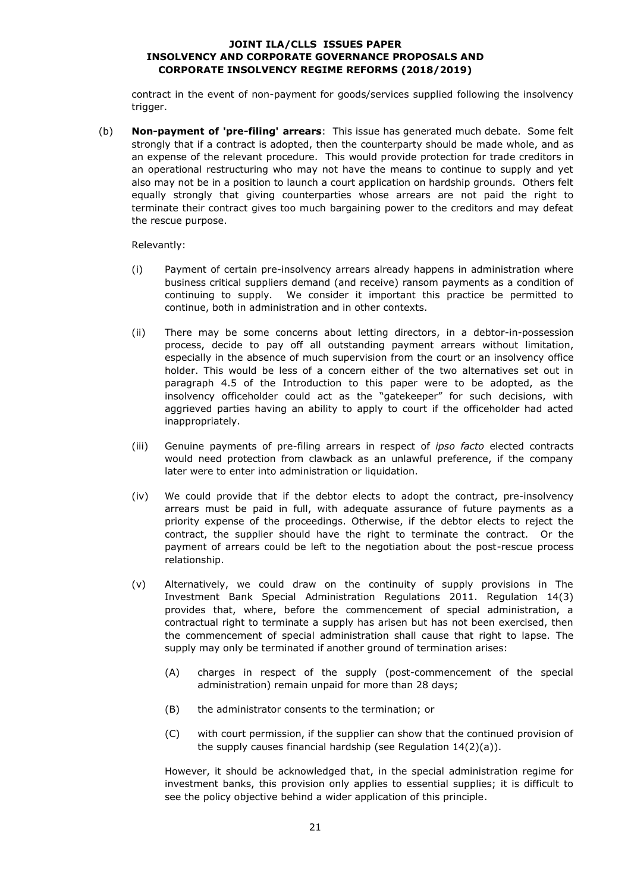contract in the event of non-payment for goods/services supplied following the insolvency trigger.

(b) **Non-payment of 'pre-filing' arrears**: This issue has generated much debate. Some felt strongly that if a contract is adopted, then the counterparty should be made whole, and as an expense of the relevant procedure. This would provide protection for trade creditors in an operational restructuring who may not have the means to continue to supply and yet also may not be in a position to launch a court application on hardship grounds. Others felt equally strongly that giving counterparties whose arrears are not paid the right to terminate their contract gives too much bargaining power to the creditors and may defeat the rescue purpose.

Relevantly:

(i) Payment of certain pre-insolvency arrears already happens in administration where business critical suppliers demand (and receive) ransom payments as a condition of continuing to supply. We consider it important this practice be permitted to continue, both in administration and in other contexts.

(ii) There may be some concerns about letting directors, in a debtor-in-possession process, decide to pay off all outstanding payment arrears without limitation, especially in the absence of much supervision from the court or an insolvency office holder. This would be less of a concern either of the two alternatives set out in paragraph 4.5 of the Introduction to this paper were to be adopted, as the insolvency officeholder could act as the "gatekeeper" for such decisions, with aggrieved parties having an ability to apply to court if the officeholder had acted inappropriately.

(iii) Genuine payments of pre-filing arrears in respect of *ipso facto* elected contracts would need protection from clawback as an unlawful preference, if the company later were to enter into administration or liquidation.

(iv) We could provide that if the debtor elects to adopt the contract, pre-insolvency arrears must be paid in full, with adequate assurance of future payments as a priority expense of the proceedings. Otherwise, if the debtor elects to reject the contract, the supplier should have the right to terminate the contract. Or the payment of arrears could be left to the negotiation about the post-rescue process relationship.

(v) Alternatively, we could draw on the continuity of supply provisions in The Investment Bank Special Administration Regulations 2011. Regulation 14(3) provides that, where, before the commencement of special administration, a contractual right to terminate a supply has arisen but has not been exercised, then the commencement of special administration shall cause that right to lapse. The supply may only be terminated if another ground of termination arises:

   (A) charges in respect of the supply (post-commencement of the special administration) remain unpaid for more than 28 days;

   (B) the administrator consents to the termination; or

   (C) with court permission, if the supplier can show that the continued provision of the supply causes financial hardship (see Regulation 14(2)(a)).

   However, it should be acknowledged that, in the special administration regime for investment banks, this provision only applies to essential supplies; it is difficult to see the policy objective behind a wider application of this principle.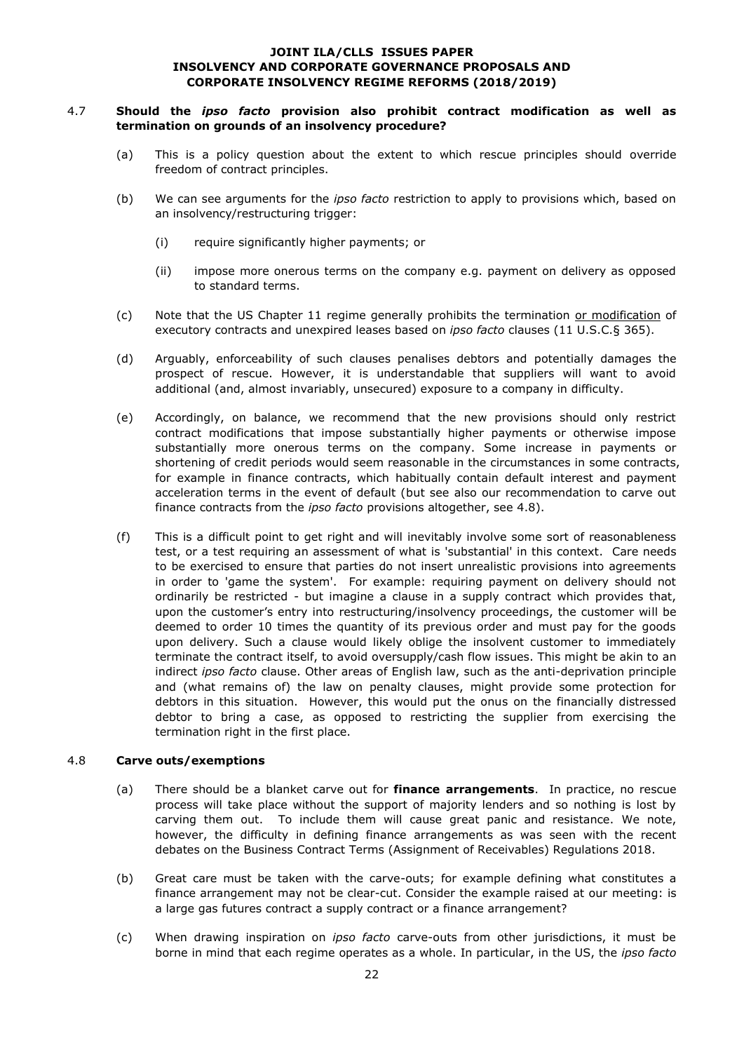#### 4.7 **Should the *ipso facto* provision also prohibit contract modification as well as termination on grounds of an insolvency procedure?**

(a) This is a policy question about the extent to which rescue principles should override freedom of contract principles.

(b) We can see arguments for the *ipso facto* restriction to apply to provisions which, based on an insolvency/restructuring trigger:

(i) require significantly higher payments; or

(ii) impose more onerous terms on the company e.g. payment on delivery as opposed to standard terms.

(c) Note that the US Chapter 11 regime generally prohibits the termination <u>or modification</u> of executory contracts and unexpired leases based on *ipso facto* clauses (11 U.S.C.§ 365).

(d) Arguably, enforceability of such clauses penalises debtors and potentially damages the prospect of rescue. However, it is understandable that suppliers will want to avoid additional (and, almost invariably, unsecured) exposure to a company in difficulty.

(e) Accordingly, on balance, we recommend that the new provisions should only restrict contract modifications that impose substantially higher payments or otherwise impose substantially more onerous terms on the company. Some increase in payments or shortening of credit periods would seem reasonable in the circumstances in some contracts, for example in finance contracts, which habitually contain default interest and payment acceleration terms in the event of default (but see also our recommendation to carve out finance contracts from the *ipso facto* provisions altogether, see 4.8).

(f) This is a difficult point to get right and will inevitably involve some sort of reasonableness test, or a test requiring an assessment of what is 'substantial' in this context. Care needs to be exercised to ensure that parties do not insert unrealistic provisions into agreements in order to 'game the system'. For example: requiring payment on delivery should not ordinarily be restricted - but imagine a clause in a supply contract which provides that, upon the customer's entry into restructuring/insolvency proceedings, the customer will be deemed to order 10 times the quantity of its previous order and must pay for the goods upon delivery. Such a clause would likely oblige the insolvent customer to immediately terminate the contract itself, to avoid oversupply/cash flow issues. This might be akin to an indirect *ipso facto* clause. Other areas of English law, such as the anti-deprivation principle and (what remains of) the law on penalty clauses, might provide some protection for debtors in this situation. However, this would put the onus on the financially distressed debtor to bring a case, as opposed to restricting the supplier from exercising the termination right in the first place.

#### 4.8 **Carve outs/exemptions**

(a) There should be a blanket carve out for **finance arrangements**. In practice, no rescue process will take place without the support of majority lenders and so nothing is lost by carving them out. To include them will cause great panic and resistance. We note, however, the difficulty in defining finance arrangements as was seen with the recent debates on the Business Contract Terms (Assignment of Receivables) Regulations 2018.

(b) Great care must be taken with the carve-outs; for example defining what constitutes a finance arrangement may not be clear-cut. Consider the example raised at our meeting: is a large gas futures contract a supply contract or a finance arrangement?

(c) When drawing inspiration on *ipso facto* carve-outs from other jurisdictions, it must be borne in mind that each regime operates as a whole. In particular, in the US, the *ipso facto*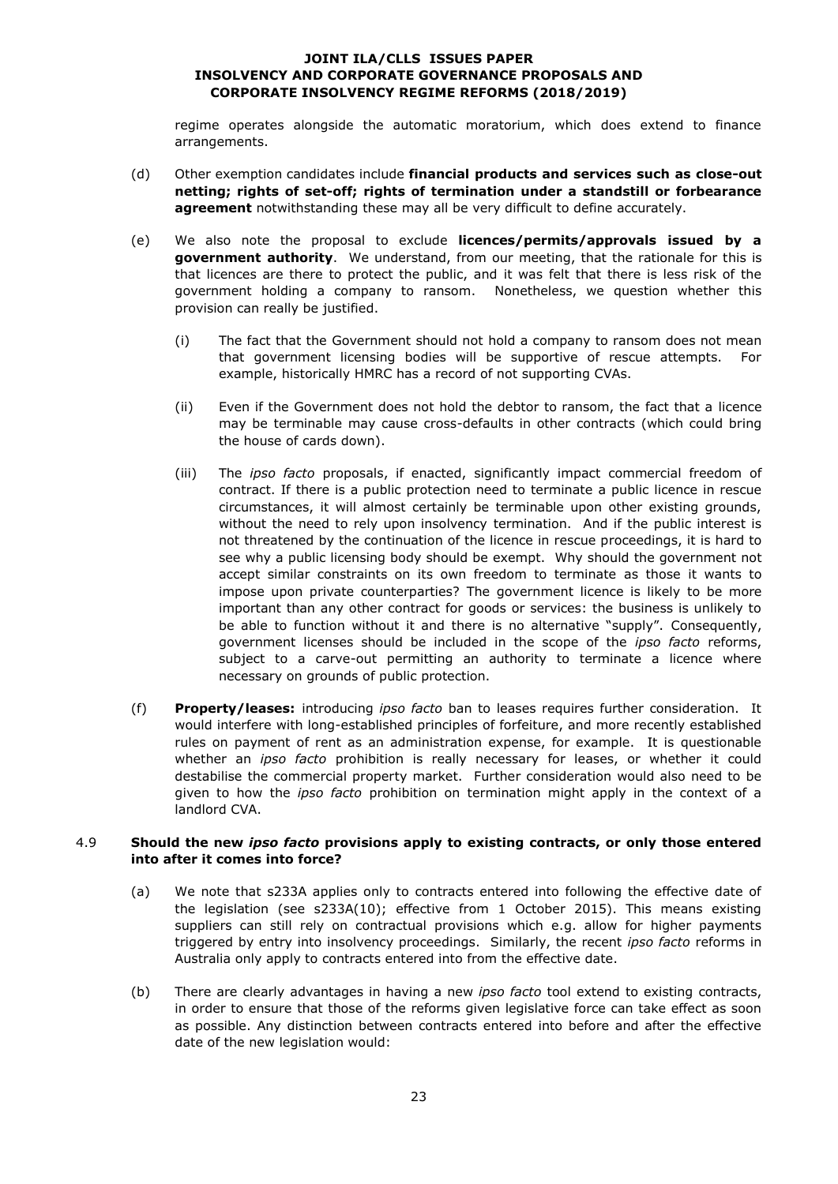regime operates alongside the automatic moratorium, which does extend to finance arrangements.

(d) Other exemption candidates include **financial products and services such as close-out netting; rights of set-off; rights of termination under a standstill or forbearance agreement** notwithstanding these may all be very difficult to define accurately.

(e) We also note the proposal to exclude **licences/permits/approvals issued by a government authority**. We understand, from our meeting, that the rationale for this is that licences are there to protect the public, and it was felt that there is less risk of the government holding a company to ransom. Nonetheless, we question whether this provision can really be justified.

   (i) The fact that the Government should not hold a company to ransom does not mean that government licensing bodies will be supportive of rescue attempts. For example, historically HMRC has a record of not supporting CVAs.

   (ii) Even if the Government does not hold the debtor to ransom, the fact that a licence may be terminable may cause cross-defaults in other contracts (which could bring the house of cards down).

   (iii) The *ipso facto* proposals, if enacted, significantly impact commercial freedom of contract. If there is a public protection need to terminate a public licence in rescue circumstances, it will almost certainly be terminable upon other existing grounds, without the need to rely upon insolvency termination. And if the public interest is not threatened by the continuation of the licence in rescue proceedings, it is hard to see why a public licensing body should be exempt. Why should the government not accept similar constraints on its own freedom to terminate as those it wants to impose upon private counterparties? The government licence is likely to be more important than any other contract for goods or services: the business is unlikely to be able to function without it and there is no alternative "supply". Consequently, government licenses should be included in the scope of the *ipso facto* reforms, subject to a carve-out permitting an authority to terminate a licence where necessary on grounds of public protection.

(f) **Property/leases:** introducing *ipso facto* ban to leases requires further consideration. It would interfere with long-established principles of forfeiture, and more recently established rules on payment of rent as an administration expense, for example. It is questionable whether an *ipso facto* prohibition is really necessary for leases, or whether it could destabilise the commercial property market. Further consideration would also need to be given to how the *ipso facto* prohibition on termination might apply in the context of a landlord CVA.

4.9 **Should the new *ipso facto* provisions apply to existing contracts, or only those entered into after it comes into force?**

(a) We note that s233A applies only to contracts entered into following the effective date of the legislation (see s233A(10); effective from 1 October 2015). This means existing suppliers can still rely on contractual provisions which e.g. allow for higher payments triggered by entry into insolvency proceedings. Similarly, the recent *ipso facto* reforms in Australia only apply to contracts entered into from the effective date.

(b) There are clearly advantages in having a new *ipso facto* tool extend to existing contracts, in order to ensure that those of the reforms given legislative force can take effect as soon as possible. Any distinction between contracts entered into before and after the effective date of the new legislation would: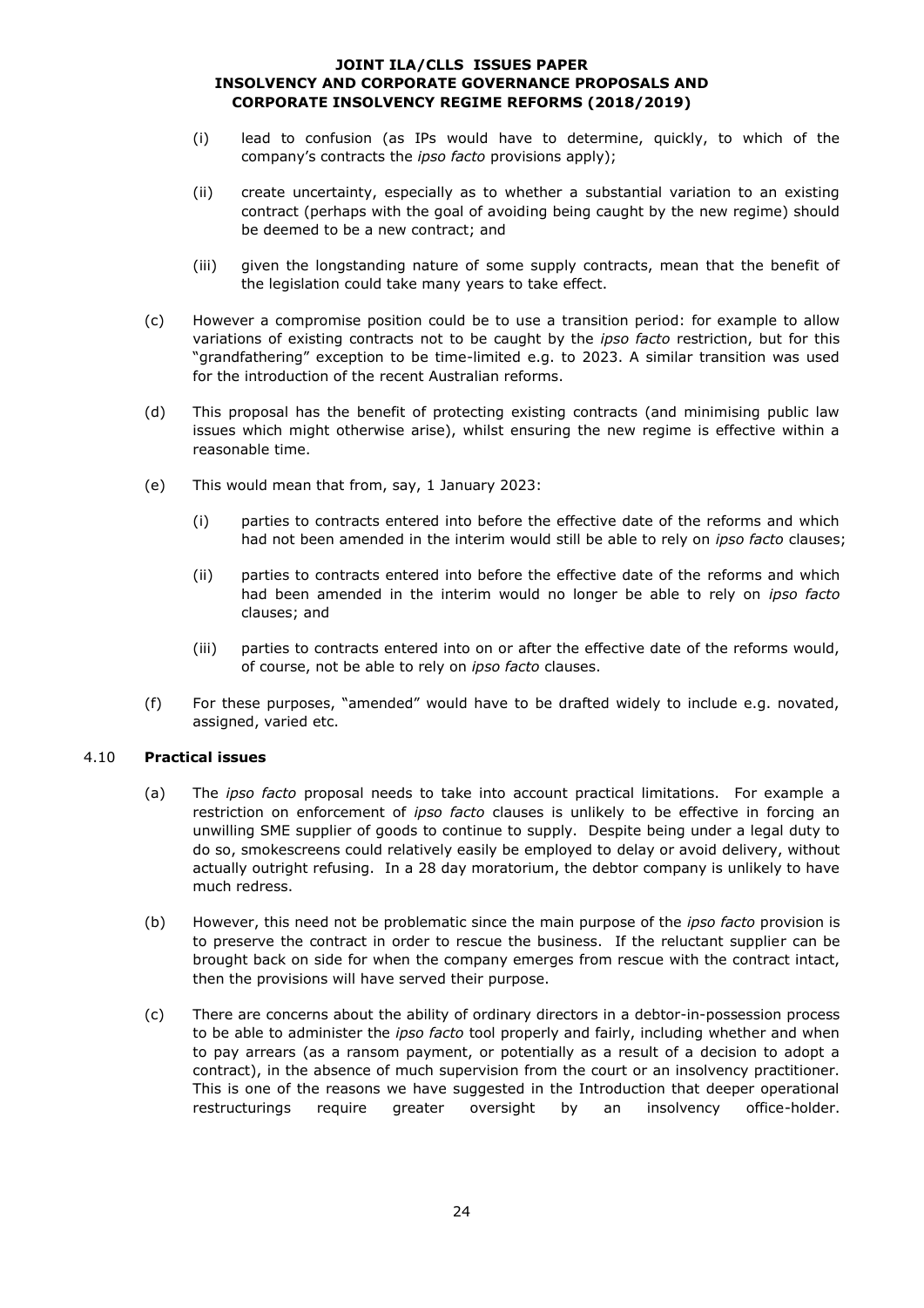(i) lead to confusion (as IPs would have to determine, quickly, to which of the company's contracts the *ipso facto* provisions apply);

(ii) create uncertainty, especially as to whether a substantial variation to an existing contract (perhaps with the goal of avoiding being caught by the new regime) should be deemed to be a new contract; and

(iii) given the longstanding nature of some supply contracts, mean that the benefit of the legislation could take many years to take effect.

(c) However a compromise position could be to use a transition period: for example to allow variations of existing contracts not to be caught by the *ipso facto* restriction, but for this "grandfathering" exception to be time-limited e.g. to 2023. A similar transition was used for the introduction of the recent Australian reforms.

(d) This proposal has the benefit of protecting existing contracts (and minimising public law issues which might otherwise arise), whilst ensuring the new regime is effective within a reasonable time.

(e) This would mean that from, say, 1 January 2023:

(i) parties to contracts entered into before the effective date of the reforms and which had not been amended in the interim would still be able to rely on *ipso facto* clauses;

(ii) parties to contracts entered into before the effective date of the reforms and which had been amended in the interim would no longer be able to rely on *ipso facto* clauses; and

(iii) parties to contracts entered into on or after the effective date of the reforms would, of course, not be able to rely on *ipso facto* clauses.

(f) For these purposes, "amended" would have to be drafted widely to include e.g. novated, assigned, varied etc.

4.10 **Practical issues**

(a) The *ipso facto* proposal needs to take into account practical limitations. For example a restriction on enforcement of *ipso facto* clauses is unlikely to be effective in forcing an unwilling SME supplier of goods to continue to supply. Despite being under a legal duty to do so, smokescreens could relatively easily be employed to delay or avoid delivery, without actually outright refusing. In a 28 day moratorium, the debtor company is unlikely to have much redress.

(b) However, this need not be problematic since the main purpose of the *ipso facto* provision is to preserve the contract in order to rescue the business. If the reluctant supplier can be brought back on side for when the company emerges from rescue with the contract intact, then the provisions will have served their purpose.

(c) There are concerns about the ability of ordinary directors in a debtor-in-possession process to be able to administer the *ipso facto* tool properly and fairly, including whether and when to pay arrears (as a ransom payment, or potentially as a result of a decision to adopt a contract), in the absence of much supervision from the court or an insolvency practitioner. This is one of the reasons we have suggested in the Introduction that deeper operational restructurings require greater oversight by an insolvency office-holder.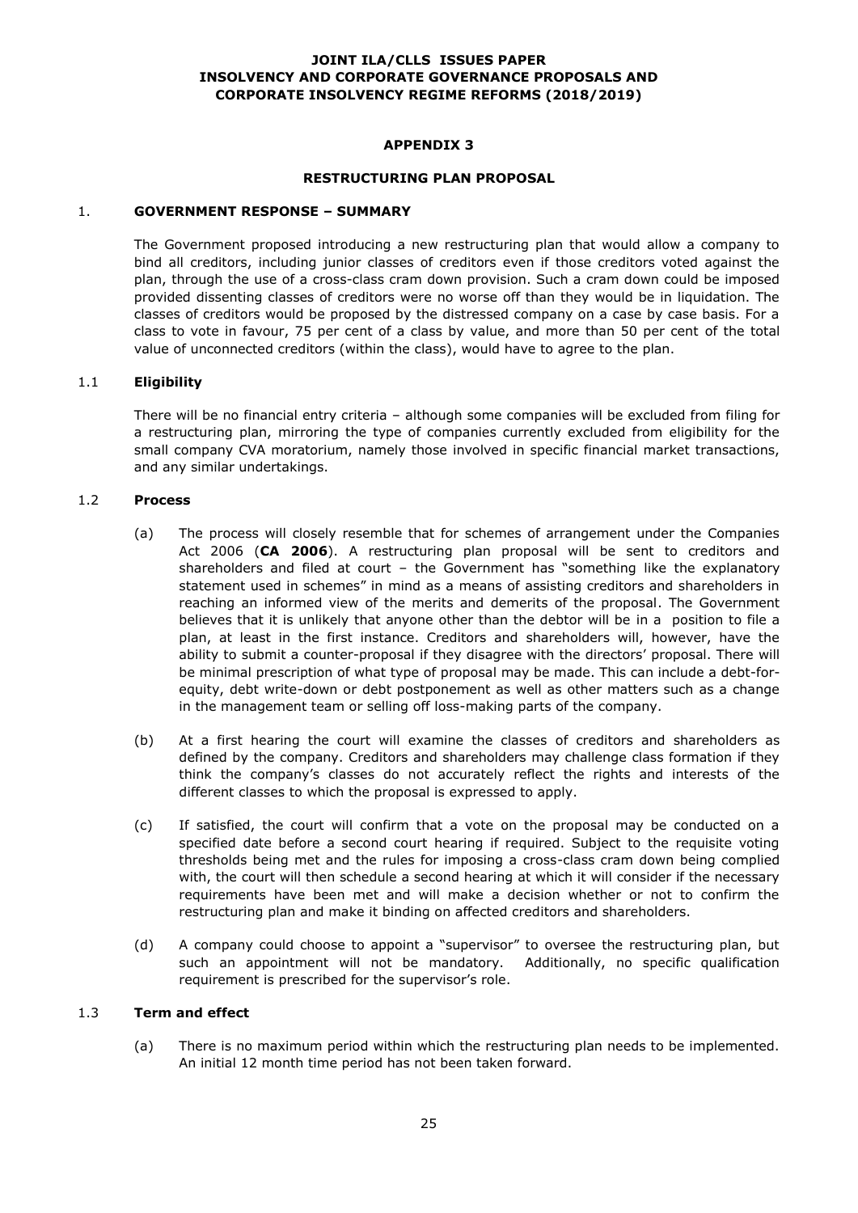## APPENDIX 3

## RESTRUCTURING PLAN PROPOSAL

### 1. GOVERNMENT RESPONSE – SUMMARY

The Government proposed introducing a new restructuring plan that would allow a company to bind all creditors, including junior classes of creditors even if those creditors voted against the plan, through the use of a cross-class cram down provision. Such a cram down could be imposed provided dissenting classes of creditors were no worse off than they would be in liquidation. The classes of creditors would be proposed by the distressed company on a case by case basis. For a class to vote in favour, 75 per cent of a class by value, and more than 50 per cent of the total value of unconnected creditors (within the class), would have to agree to the plan.

### 1.1 Eligibility

There will be no financial entry criteria – although some companies will be excluded from filing for a restructuring plan, mirroring the type of companies currently excluded from eligibility for the small company CVA moratorium, namely those involved in specific financial market transactions, and any similar undertakings.

### 1.2 Process

(a) The process will closely resemble that for schemes of arrangement under the Companies Act 2006 (**CA 2006**). A restructuring plan proposal will be sent to creditors and shareholders and filed at court – the Government has "something like the explanatory statement used in schemes" in mind as a means of assisting creditors and shareholders in reaching an informed view of the merits and demerits of the proposal. The Government believes that it is unlikely that anyone other than the debtor will be in a position to file a plan, at least in the first instance. Creditors and shareholders will, however, have the ability to submit a counter-proposal if they disagree with the directors' proposal. There will be minimal prescription of what type of proposal may be made. This can include a debt-for-equity, debt write-down or debt postponement as well as other matters such as a change in the management team or selling off loss-making parts of the company.

(b) At a first hearing the court will examine the classes of creditors and shareholders as defined by the company. Creditors and shareholders may challenge class formation if they think the company's classes do not accurately reflect the rights and interests of the different classes to which the proposal is expressed to apply.

(c) If satisfied, the court will confirm that a vote on the proposal may be conducted on a specified date before a second court hearing if required. Subject to the requisite voting thresholds being met and the rules for imposing a cross-class cram down being complied with, the court will then schedule a second hearing at which it will consider if the necessary requirements have been met and will make a decision whether or not to confirm the restructuring plan and make it binding on affected creditors and shareholders.

(d) A company could choose to appoint a "supervisor" to oversee the restructuring plan, but such an appointment will not be mandatory. Additionally, no specific qualification requirement is prescribed for the supervisor's role.

### 1.3 Term and effect

(a) There is no maximum period within which the restructuring plan needs to be implemented. An initial 12 month time period has not been taken forward.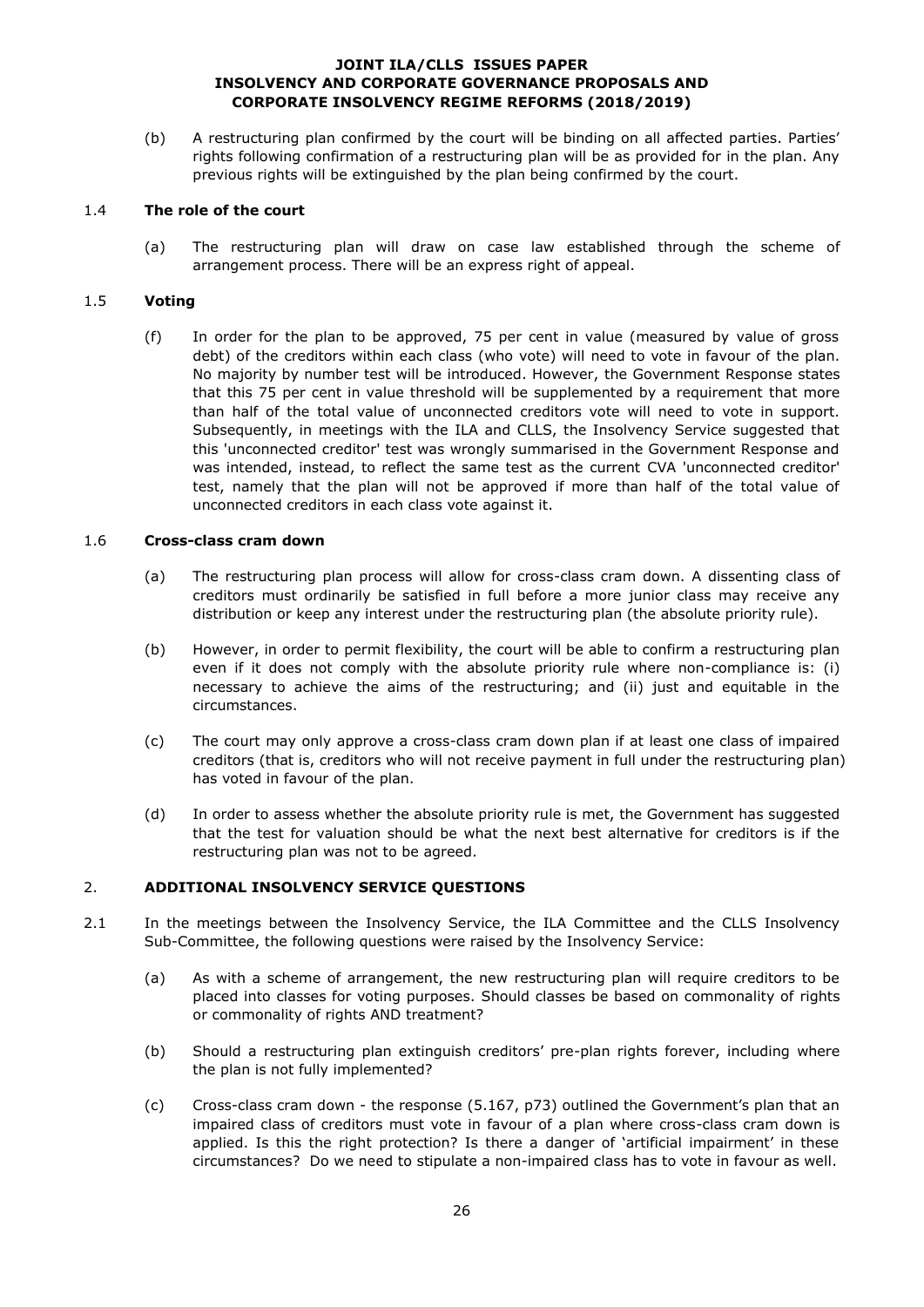(b) A restructuring plan confirmed by the court will be binding on all affected parties. Parties' rights following confirmation of a restructuring plan will be as provided for in the plan. Any previous rights will be extinguished by the plan being confirmed by the court.

### 1.4 **The role of the court**

(a) The restructuring plan will draw on case law established through the scheme of arrangement process. There will be an express right of appeal.

### 1.5 **Voting**

(f) In order for the plan to be approved, 75 per cent in value (measured by value of gross debt) of the creditors within each class (who vote) will need to vote in favour of the plan. No majority by number test will be introduced. However, the Government Response states that this 75 per cent in value threshold will be supplemented by a requirement that more than half of the total value of unconnected creditors vote will need to vote in support. Subsequently, in meetings with the ILA and CLLS, the Insolvency Service suggested that this 'unconnected creditor' test was wrongly summarised in the Government Response and was intended, instead, to reflect the same test as the current CVA 'unconnected creditor' test, namely that the plan will not be approved if more than half of the total value of unconnected creditors in each class vote against it.

### 1.6 **Cross-class cram down**

(a) The restructuring plan process will allow for cross-class cram down. A dissenting class of creditors must ordinarily be satisfied in full before a more junior class may receive any distribution or keep any interest under the restructuring plan (the absolute priority rule).

(b) However, in order to permit flexibility, the court will be able to confirm a restructuring plan even if it does not comply with the absolute priority rule where non-compliance is: (i) necessary to achieve the aims of the restructuring; and (ii) just and equitable in the circumstances.

(c) The court may only approve a cross-class cram down plan if at least one class of impaired creditors (that is, creditors who will not receive payment in full under the restructuring plan) has voted in favour of the plan.

(d) In order to assess whether the absolute priority rule is met, the Government has suggested that the test for valuation should be what the next best alternative for creditors is if the restructuring plan was not to be agreed.

## 2. **ADDITIONAL INSOLVENCY SERVICE QUESTIONS**

2.1 In the meetings between the Insolvency Service, the ILA Committee and the CLLS Insolvency Sub-Committee, the following questions were raised by the Insolvency Service:

(a) As with a scheme of arrangement, the new restructuring plan will require creditors to be placed into classes for voting purposes. Should classes be based on commonality of rights or commonality of rights AND treatment?

(b) Should a restructuring plan extinguish creditors' pre-plan rights forever, including where the plan is not fully implemented?

(c) Cross-class cram down - the response (5.167, p73) outlined the Government's plan that an impaired class of creditors must vote in favour of a plan where cross-class cram down is applied. Is this the right protection? Is there a danger of 'artificial impairment' in these circumstances? Do we need to stipulate a non-impaired class has to vote in favour as well.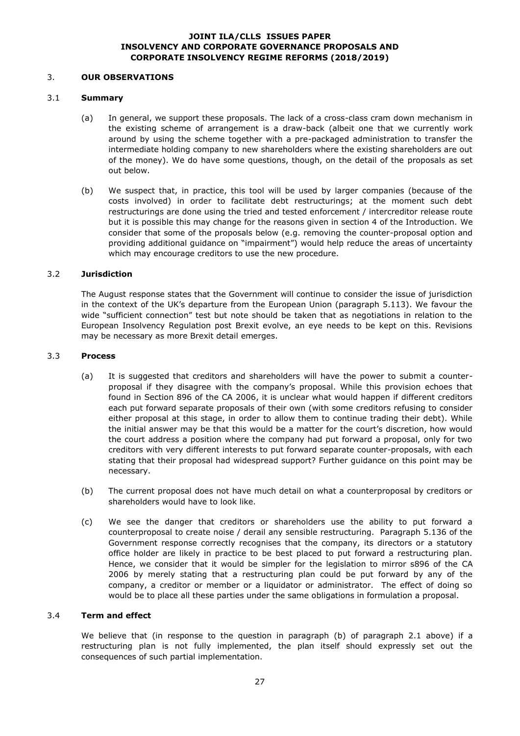## 3. OUR OBSERVATIONS

### 3.1 Summary

(a) In general, we support these proposals. The lack of a cross-class cram down mechanism in the existing scheme of arrangement is a draw-back (albeit one that we currently work around by using the scheme together with a pre-packaged administration to transfer the intermediate holding company to new shareholders where the existing shareholders are out of the money). We do have some questions, though, on the detail of the proposals as set out below.

(b) We suspect that, in practice, this tool will be used by larger companies (because of the costs involved) in order to facilitate debt restructurings; at the moment such debt restructurings are done using the tried and tested enforcement / intercreditor release route but it is possible this may change for the reasons given in section 4 of the Introduction. We consider that some of the proposals below (e.g. removing the counter-proposal option and providing additional guidance on "impairment") would help reduce the areas of uncertainty which may encourage creditors to use the new procedure.

### 3.2 Jurisdiction

The August response states that the Government will continue to consider the issue of jurisdiction in the context of the UK's departure from the European Union (paragraph 5.113). We favour the wide "sufficient connection" test but note should be taken that as negotiations in relation to the European Insolvency Regulation post Brexit evolve, an eye needs to be kept on this. Revisions may be necessary as more Brexit detail emerges.

### 3.3 Process

(a) It is suggested that creditors and shareholders will have the power to submit a counter-proposal if they disagree with the company's proposal. While this provision echoes that found in Section 896 of the CA 2006, it is unclear what would happen if different creditors each put forward separate proposals of their own (with some creditors refusing to consider either proposal at this stage, in order to allow them to continue trading their debt). While the initial answer may be that this would be a matter for the court's discretion, how would the court address a position where the company had put forward a proposal, only for two creditors with very different interests to put forward separate counter-proposals, with each stating that their proposal had widespread support? Further guidance on this point may be necessary.

(b) The current proposal does not have much detail on what a counterproposal by creditors or shareholders would have to look like.

(c) We see the danger that creditors or shareholders use the ability to put forward a counterproposal to create noise / derail any sensible restructuring. Paragraph 5.136 of the Government response correctly recognises that the company, its directors or a statutory office holder are likely in practice to be best placed to put forward a restructuring plan. Hence, we consider that it would be simpler for the legislation to mirror s896 of the CA 2006 by merely stating that a restructuring plan could be put forward by any of the company, a creditor or member or a liquidator or administrator. The effect of doing so would be to place all these parties under the same obligations in formulation a proposal.

### 3.4 Term and effect

We believe that (in response to the question in paragraph (b) of paragraph 2.1 above) if a restructuring plan is not fully implemented, the plan itself should expressly set out the consequences of such partial implementation.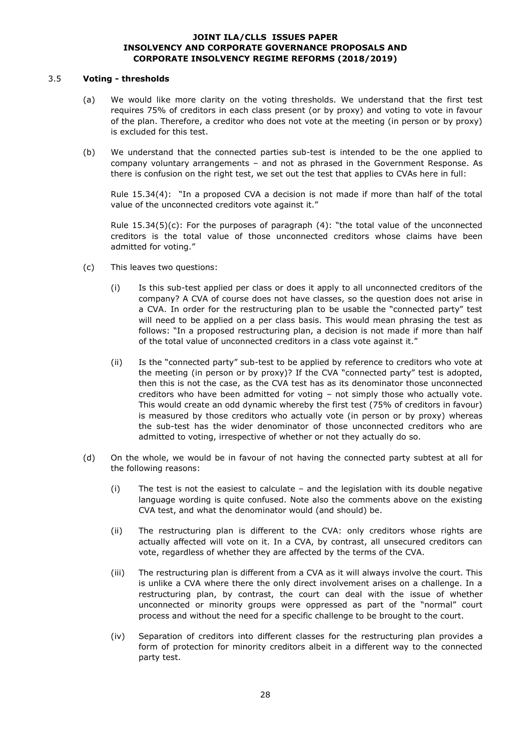### 3.5 **Voting - thresholds**

(a) We would like more clarity on the voting thresholds. We understand that the first test requires 75% of creditors in each class present (or by proxy) and voting to vote in favour of the plan. Therefore, a creditor who does not vote at the meeting (in person or by proxy) is excluded for this test.

(b) We understand that the connected parties sub-test is intended to be the one applied to company voluntary arrangements – and not as phrased in the Government Response. As there is confusion on the right test, we set out the test that applies to CVAs here in full:

Rule 15.34(4): "In a proposed CVA a decision is not made if more than half of the total value of the unconnected creditors vote against it."

Rule 15.34(5)(c): For the purposes of paragraph (4): "the total value of the unconnected creditors is the total value of those unconnected creditors whose claims have been admitted for voting."

(c) This leaves two questions:

(i) Is this sub-test applied per class or does it apply to all unconnected creditors of the company? A CVA of course does not have classes, so the question does not arise in a CVA. In order for the restructuring plan to be usable the "connected party" test will need to be applied on a per class basis. This would mean phrasing the test as follows: "In a proposed restructuring plan, a decision is not made if more than half of the total value of unconnected creditors in a class vote against it."

(ii) Is the "connected party" sub-test to be applied by reference to creditors who vote at the meeting (in person or by proxy)? If the CVA "connected party" test is adopted, then this is not the case, as the CVA test has as its denominator those unconnected creditors who have been admitted for voting – not simply those who actually vote. This would create an odd dynamic whereby the first test (75% of creditors in favour) is measured by those creditors who actually vote (in person or by proxy) whereas the sub-test has the wider denominator of those unconnected creditors who are admitted to voting, irrespective of whether or not they actually do so.

(d) On the whole, we would be in favour of not having the connected party subtest at all for the following reasons:

(i) The test is not the easiest to calculate – and the legislation with its double negative language wording is quite confused. Note also the comments above on the existing CVA test, and what the denominator would (and should) be.

(ii) The restructuring plan is different to the CVA: only creditors whose rights are actually affected will vote on it. In a CVA, by contrast, all unsecured creditors can vote, regardless of whether they are affected by the terms of the CVA.

(iii) The restructuring plan is different from a CVA as it will always involve the court. This is unlike a CVA where there the only direct involvement arises on a challenge. In a restructuring plan, by contrast, the court can deal with the issue of whether unconnected or minority groups were oppressed as part of the "normal" court process and without the need for a specific challenge to be brought to the court.

(iv) Separation of creditors into different classes for the restructuring plan provides a form of protection for minority creditors albeit in a different way to the connected party test.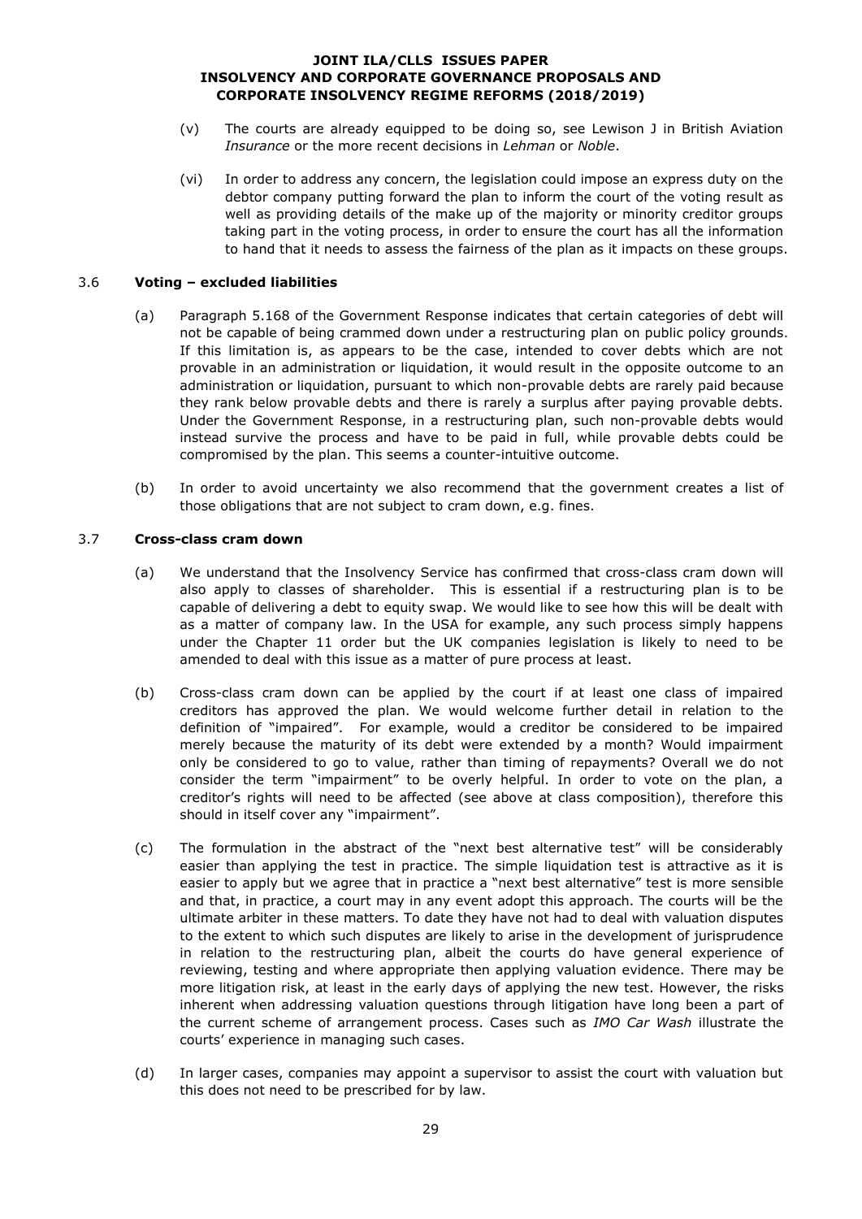(v) The courts are already equipped to be doing so, see Lewison J in British Aviation *Insurance* or the more recent decisions in *Lehman* or *Noble*.

(vi) In order to address any concern, the legislation could impose an express duty on the debtor company putting forward the plan to inform the court of the voting result as well as providing details of the make up of the majority or minority creditor groups taking part in the voting process, in order to ensure the court has all the information to hand that it needs to assess the fairness of the plan as it impacts on these groups.

### 3.6 **Voting – excluded liabilities**

(a) Paragraph 5.168 of the Government Response indicates that certain categories of debt will not be capable of being crammed down under a restructuring plan on public policy grounds. If this limitation is, as appears to be the case, intended to cover debts which are not provable in an administration or liquidation, it would result in the opposite outcome to an administration or liquidation, pursuant to which non-provable debts are rarely paid because they rank below provable debts and there is rarely a surplus after paying provable debts. Under the Government Response, in a restructuring plan, such non-provable debts would instead survive the process and have to be paid in full, while provable debts could be compromised by the plan. This seems a counter-intuitive outcome.

(b) In order to avoid uncertainty we also recommend that the government creates a list of those obligations that are not subject to cram down, e.g. fines.

### 3.7 **Cross-class cram down**

(a) We understand that the Insolvency Service has confirmed that cross-class cram down will also apply to classes of shareholder. This is essential if a restructuring plan is to be capable of delivering a debt to equity swap. We would like to see how this will be dealt with as a matter of company law. In the USA for example, any such process simply happens under the Chapter 11 order but the UK companies legislation is likely to need to be amended to deal with this issue as a matter of pure process at least.

(b) Cross-class cram down can be applied by the court if at least one class of impaired creditors has approved the plan. We would welcome further detail in relation to the definition of "impaired". For example, would a creditor be considered to be impaired merely because the maturity of its debt were extended by a month? Would impairment only be considered to go to value, rather than timing of repayments? Overall we do not consider the term "impairment" to be overly helpful. In order to vote on the plan, a creditor's rights will need to be affected (see above at class composition), therefore this should in itself cover any "impairment".

(c) The formulation in the abstract of the "next best alternative test" will be considerably easier than applying the test in practice. The simple liquidation test is attractive as it is easier to apply but we agree that in practice a "next best alternative" test is more sensible and that, in practice, a court may in any event adopt this approach. The courts will be the ultimate arbiter in these matters. To date they have not had to deal with valuation disputes to the extent to which such disputes are likely to arise in the development of jurisprudence in relation to the restructuring plan, albeit the courts do have general experience of reviewing, testing and where appropriate then applying valuation evidence. There may be more litigation risk, at least in the early days of applying the new test. However, the risks inherent when addressing valuation questions through litigation have long been a part of the current scheme of arrangement process. Cases such as *IMO Car Wash* illustrate the courts' experience in managing such cases.

(d) In larger cases, companies may appoint a supervisor to assist the court with valuation but this does not need to be prescribed for by law.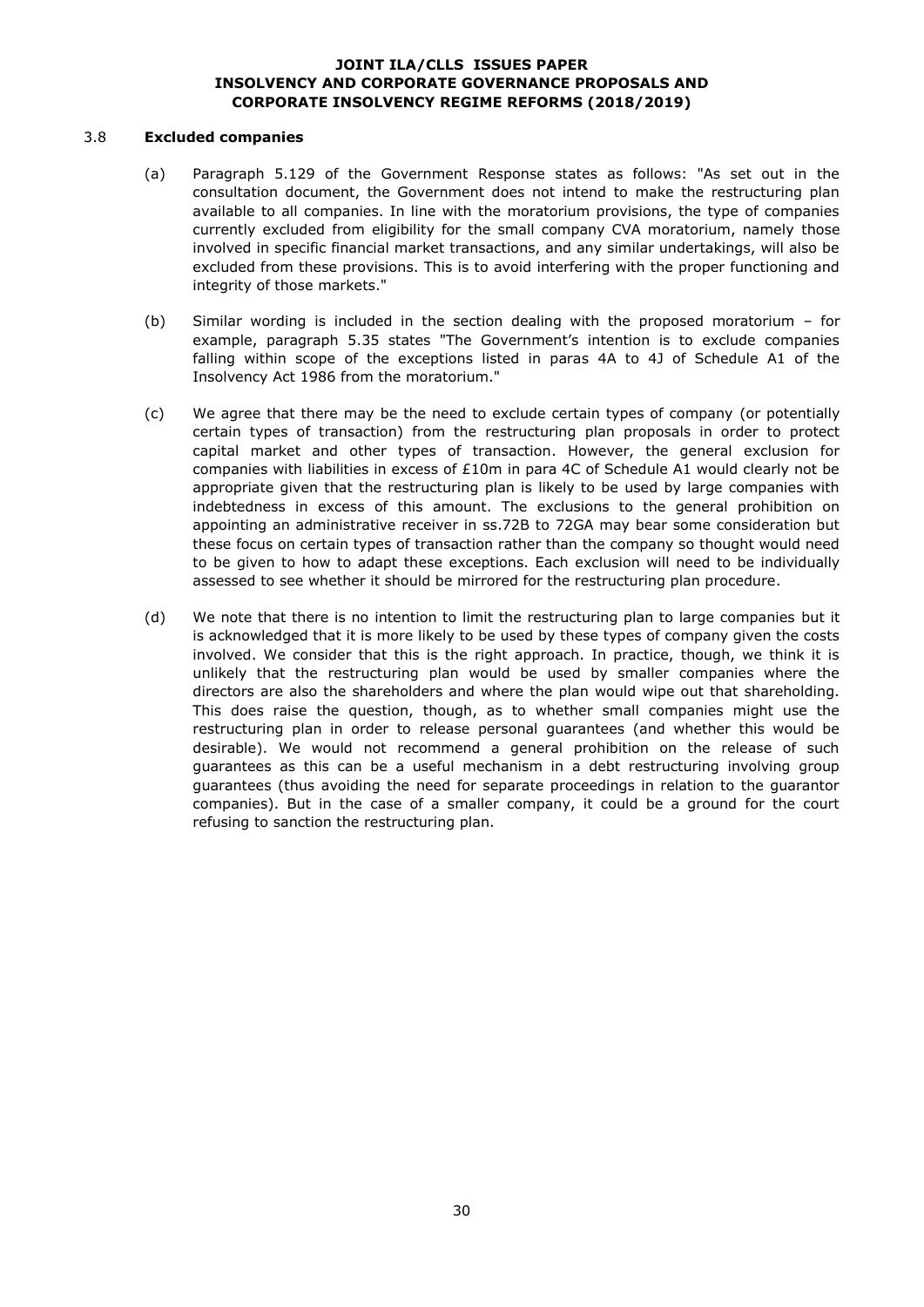### 3.8 **Excluded companies**

(a) Paragraph 5.129 of the Government Response states as follows: "As set out in the consultation document, the Government does not intend to make the restructuring plan available to all companies. In line with the moratorium provisions, the type of companies currently excluded from eligibility for the small company CVA moratorium, namely those involved in specific financial market transactions, and any similar undertakings, will also be excluded from these provisions. This is to avoid interfering with the proper functioning and integrity of those markets."

(b) Similar wording is included in the section dealing with the proposed moratorium – for example, paragraph 5.35 states "The Government's intention is to exclude companies falling within scope of the exceptions listed in paras 4A to 4J of Schedule A1 of the Insolvency Act 1986 from the moratorium."

(c) We agree that there may be the need to exclude certain types of company (or potentially certain types of transaction) from the restructuring plan proposals in order to protect capital market and other types of transaction. However, the general exclusion for companies with liabilities in excess of £10m in para 4C of Schedule A1 would clearly not be appropriate given that the restructuring plan is likely to be used by large companies with indebtedness in excess of this amount. The exclusions to the general prohibition on appointing an administrative receiver in ss.72B to 72GA may bear some consideration but these focus on certain types of transaction rather than the company so thought would need to be given to how to adapt these exceptions. Each exclusion will need to be individually assessed to see whether it should be mirrored for the restructuring plan procedure.

(d) We note that there is no intention to limit the restructuring plan to large companies but it is acknowledged that it is more likely to be used by these types of company given the costs involved. We consider that this is the right approach. In practice, though, we think it is unlikely that the restructuring plan would be used by smaller companies where the directors are also the shareholders and where the plan would wipe out that shareholding. This does raise the question, though, as to whether small companies might use the restructuring plan in order to release personal guarantees (and whether this would be desirable). We would not recommend a general prohibition on the release of such guarantees as this can be a useful mechanism in a debt restructuring involving group guarantees (thus avoiding the need for separate proceedings in relation to the guarantor companies). But in the case of a smaller company, it could be a ground for the court refusing to sanction the restructuring plan.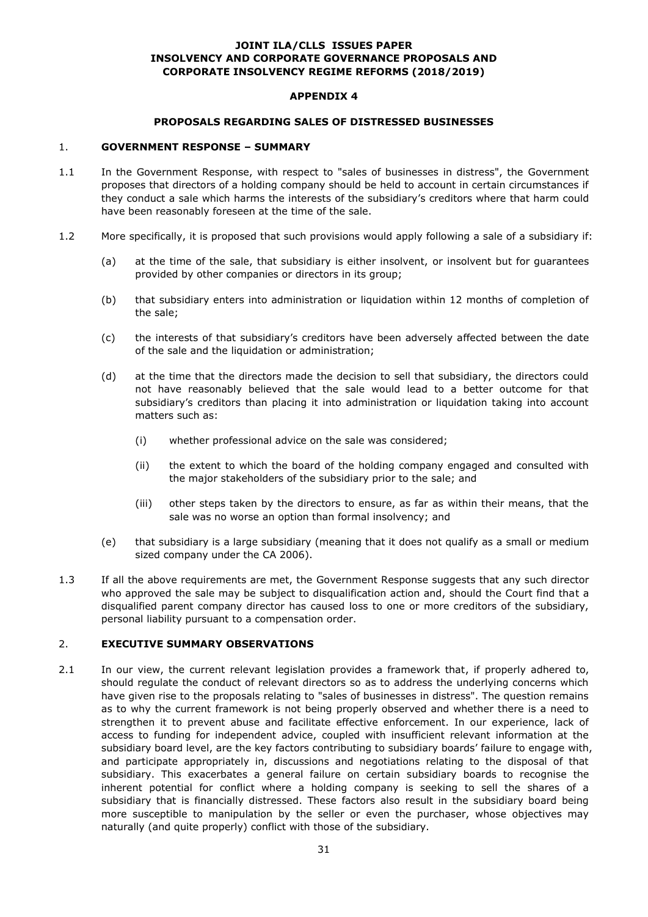**JOINT ILA/CLLS ISSUES PAPER**
**INSOLVENCY AND CORPORATE GOVERNANCE PROPOSALS AND CORPORATE INSOLVENCY REGIME REFORMS (2018/2019)**

**APPENDIX 4**

**PROPOSALS REGARDING SALES OF DISTRESSED BUSINESSES**

## 1. GOVERNMENT RESPONSE – SUMMARY

1.1 In the Government Response, with respect to "sales of businesses in distress", the Government proposes that directors of a holding company should be held to account in certain circumstances if they conduct a sale which harms the interests of the subsidiary's creditors where that harm could have been reasonably foreseen at the time of the sale.

1.2 More specifically, it is proposed that such provisions would apply following a sale of a subsidiary if:

(a) at the time of the sale, that subsidiary is either insolvent, or insolvent but for guarantees provided by other companies or directors in its group;

(b) that subsidiary enters into administration or liquidation within 12 months of completion of the sale;

(c) the interests of that subsidiary's creditors have been adversely affected between the date of the sale and the liquidation or administration;

(d) at the time that the directors made the decision to sell that subsidiary, the directors could not have reasonably believed that the sale would lead to a better outcome for that subsidiary's creditors than placing it into administration or liquidation taking into account matters such as:

   (i) whether professional advice on the sale was considered;

   (ii) the extent to which the board of the holding company engaged and consulted with the major stakeholders of the subsidiary prior to the sale; and

   (iii) other steps taken by the directors to ensure, as far as within their means, that the sale was no worse an option than formal insolvency; and

(e) that subsidiary is a large subsidiary (meaning that it does not qualify as a small or medium sized company under the CA 2006).

1.3 If all the above requirements are met, the Government Response suggests that any such director who approved the sale may be subject to disqualification action and, should the Court find that a disqualified parent company director has caused loss to one or more creditors of the subsidiary, personal liability pursuant to a compensation order.

## 2. EXECUTIVE SUMMARY OBSERVATIONS

2.1 In our view, the current relevant legislation provides a framework that, if properly adhered to, should regulate the conduct of relevant directors so as to address the underlying concerns which have given rise to the proposals relating to "sales of businesses in distress". The question remains as to why the current framework is not being properly observed and whether there is a need to strengthen it to prevent abuse and facilitate effective enforcement. In our experience, lack of access to funding for independent advice, coupled with insufficient relevant information at the subsidiary board level, are the key factors contributing to subsidiary boards' failure to engage with, and participate appropriately in, discussions and negotiations relating to the disposal of that subsidiary. This exacerbates a general failure on certain subsidiary boards to recognise the inherent potential for conflict where a holding company is seeking to sell the shares of a subsidiary that is financially distressed. These factors also result in the subsidiary board being more susceptible to manipulation by the seller or even the purchaser, whose objectives may naturally (and quite properly) conflict with those of the subsidiary.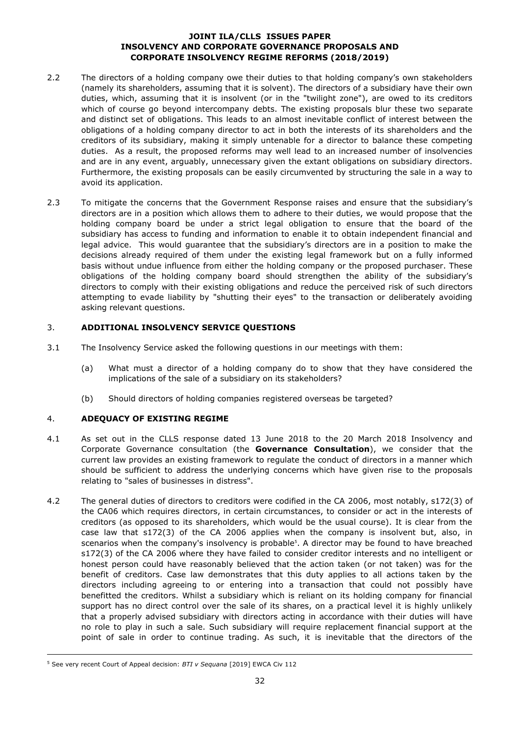2.2 The directors of a holding company owe their duties to that holding company's own stakeholders (namely its shareholders, assuming that it is solvent). The directors of a subsidiary have their own duties, which, assuming that it is insolvent (or in the "twilight zone"), are owed to its creditors which of course go beyond intercompany debts. The existing proposals blur these two separate and distinct set of obligations. This leads to an almost inevitable conflict of interest between the obligations of a holding company director to act in both the interests of its shareholders and the creditors of its subsidiary, making it simply untenable for a director to balance these competing duties. As a result, the proposed reforms may well lead to an increased number of insolvencies and are in any event, arguably, unnecessary given the extant obligations on subsidiary directors. Furthermore, the existing proposals can be easily circumvented by structuring the sale in a way to avoid its application.

2.3 To mitigate the concerns that the Government Response raises and ensure that the subsidiary's directors are in a position which allows them to adhere to their duties, we would propose that the holding company board be under a strict legal obligation to ensure that the board of the subsidiary has access to funding and information to enable it to obtain independent financial and legal advice. This would guarantee that the subsidiary's directors are in a position to make the decisions already required of them under the existing legal framework but on a fully informed basis without undue influence from either the holding company or the proposed purchaser. These obligations of the holding company board should strengthen the ability of the subsidiary's directors to comply with their existing obligations and reduce the perceived risk of such directors attempting to evade liability by "shutting their eyes" to the transaction or deliberately avoiding asking relevant questions.

## 3. ADDITIONAL INSOLVENCY SERVICE QUESTIONS

3.1 The Insolvency Service asked the following questions in our meetings with them:

(a) What must a director of a holding company do to show that they have considered the implications of the sale of a subsidiary on its stakeholders?

(b) Should directors of holding companies registered overseas be targeted?

## 4. ADEQUACY OF EXISTING REGIME

4.1 As set out in the CLLS response dated 13 June 2018 to the 20 March 2018 Insolvency and Corporate Governance consultation (the **Governance Consultation**), we consider that the current law provides an existing framework to regulate the conduct of directors in a manner which should be sufficient to address the underlying concerns which have given rise to the proposals relating to "sales of businesses in distress".

4.2 The general duties of directors to creditors were codified in the CA 2006, most notably, s172(3) of the CA06 which requires directors, in certain circumstances, to consider or act in the interests of creditors (as opposed to its shareholders, which would be the usual course). It is clear from the case law that s172(3) of the CA 2006 applies when the company is insolvent but, also, in scenarios when the company's insolvency is probable[5]. A director may be found to have breached s172(3) of the CA 2006 where they have failed to consider creditor interests and no intelligent or honest person could have reasonably believed that the action taken (or not taken) was for the benefit of creditors. Case law demonstrates that this duty applies to all actions taken by the directors including agreeing to or entering into a transaction that could not possibly have benefitted the creditors. Whilst a subsidiary which is reliant on its holding company for financial support has no direct control over the sale of its shares, on a practical level it is highly unlikely that a properly advised subsidiary with directors acting in accordance with their duties will have no role to play in such a sale. Such subsidiary will require replacement financial support at the point of sale in order to continue trading. As such, it is inevitable that the directors of the

[5] See very recent Court of Appeal decision: *BTI v Sequana* [2019] EWCA Civ 112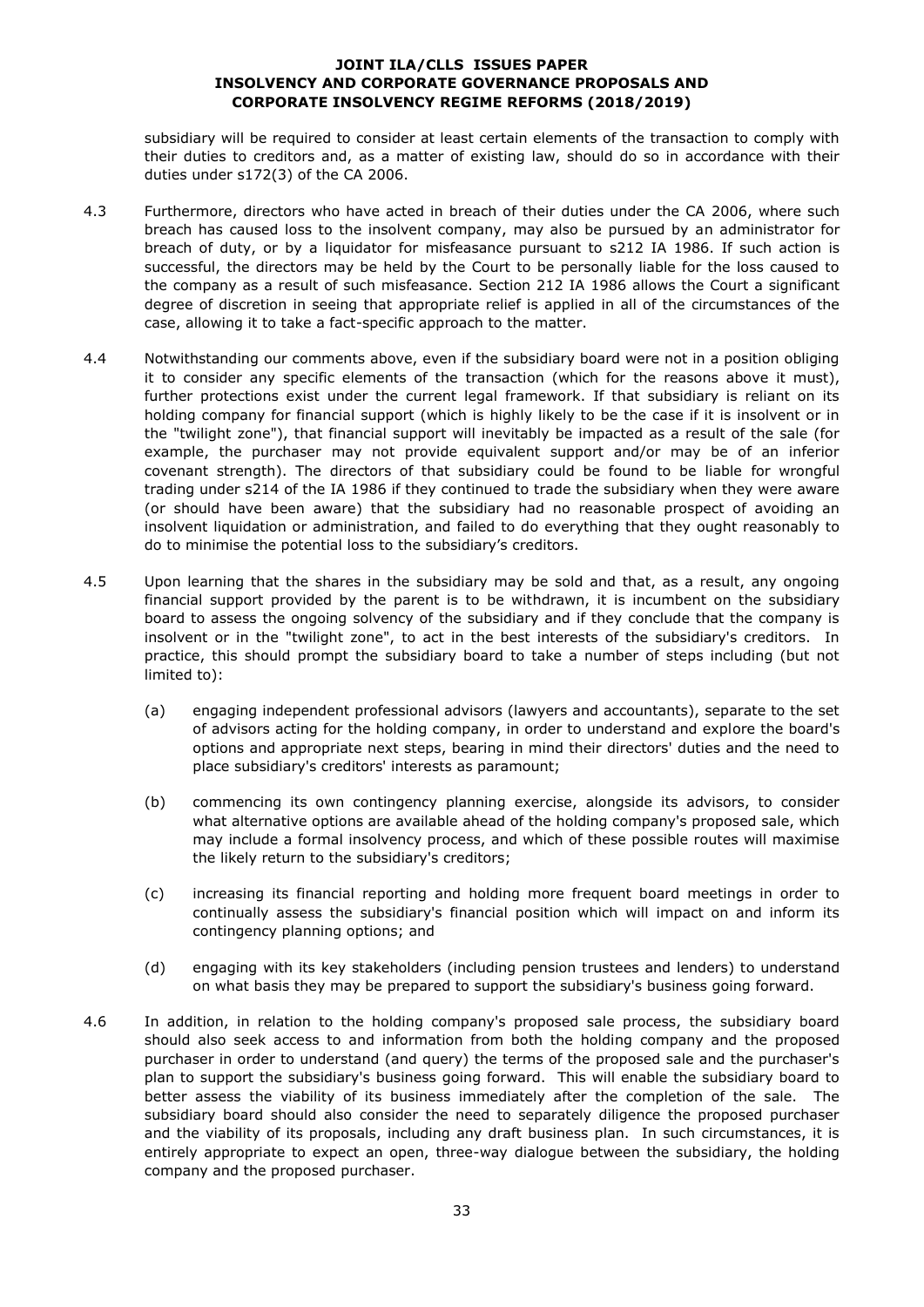subsidiary will be required to consider at least certain elements of the transaction to comply with their duties to creditors and, as a matter of existing law, should do so in accordance with their duties under s172(3) of the CA 2006.

4.3 Furthermore, directors who have acted in breach of their duties under the CA 2006, where such breach has caused loss to the insolvent company, may also be pursued by an administrator for breach of duty, or by a liquidator for misfeasance pursuant to s212 IA 1986. If such action is successful, the directors may be held by the Court to be personally liable for the loss caused to the company as a result of such misfeasance. Section 212 IA 1986 allows the Court a significant degree of discretion in seeing that appropriate relief is applied in all of the circumstances of the case, allowing it to take a fact-specific approach to the matter.

4.4 Notwithstanding our comments above, even if the subsidiary board were not in a position obliging it to consider any specific elements of the transaction (which for the reasons above it must), further protections exist under the current legal framework. If that subsidiary is reliant on its holding company for financial support (which is highly likely to be the case if it is insolvent or in the "twilight zone"), that financial support will inevitably be impacted as a result of the sale (for example, the purchaser may not provide equivalent support and/or may be of an inferior covenant strength). The directors of that subsidiary could be found to be liable for wrongful trading under s214 of the IA 1986 if they continued to trade the subsidiary when they were aware (or should have been aware) that the subsidiary had no reasonable prospect of avoiding an insolvent liquidation or administration, and failed to do everything that they ought reasonably to do to minimise the potential loss to the subsidiary's creditors.

4.5 Upon learning that the shares in the subsidiary may be sold and that, as a result, any ongoing financial support provided by the parent is to be withdrawn, it is incumbent on the subsidiary board to assess the ongoing solvency of the subsidiary and if they conclude that the company is insolvent or in the "twilight zone", to act in the best interests of the subsidiary's creditors. In practice, this should prompt the subsidiary board to take a number of steps including (but not limited to):

(a) engaging independent professional advisors (lawyers and accountants), separate to the set of advisors acting for the holding company, in order to understand and explore the board's options and appropriate next steps, bearing in mind their directors' duties and the need to place subsidiary's creditors' interests as paramount;

(b) commencing its own contingency planning exercise, alongside its advisors, to consider what alternative options are available ahead of the holding company's proposed sale, which may include a formal insolvency process, and which of these possible routes will maximise the likely return to the subsidiary's creditors;

(c) increasing its financial reporting and holding more frequent board meetings in order to continually assess the subsidiary's financial position which will impact on and inform its contingency planning options; and

(d) engaging with its key stakeholders (including pension trustees and lenders) to understand on what basis they may be prepared to support the subsidiary's business going forward.

4.6 In addition, in relation to the holding company's proposed sale process, the subsidiary board should also seek access to and information from both the holding company and the proposed purchaser in order to understand (and query) the terms of the proposed sale and the purchaser's plan to support the subsidiary's business going forward. This will enable the subsidiary board to better assess the viability of its business immediately after the completion of the sale. The subsidiary board should also consider the need to separately diligence the proposed purchaser and the viability of its proposals, including any draft business plan. In such circumstances, it is entirely appropriate to expect an open, three-way dialogue between the subsidiary, the holding company and the proposed purchaser.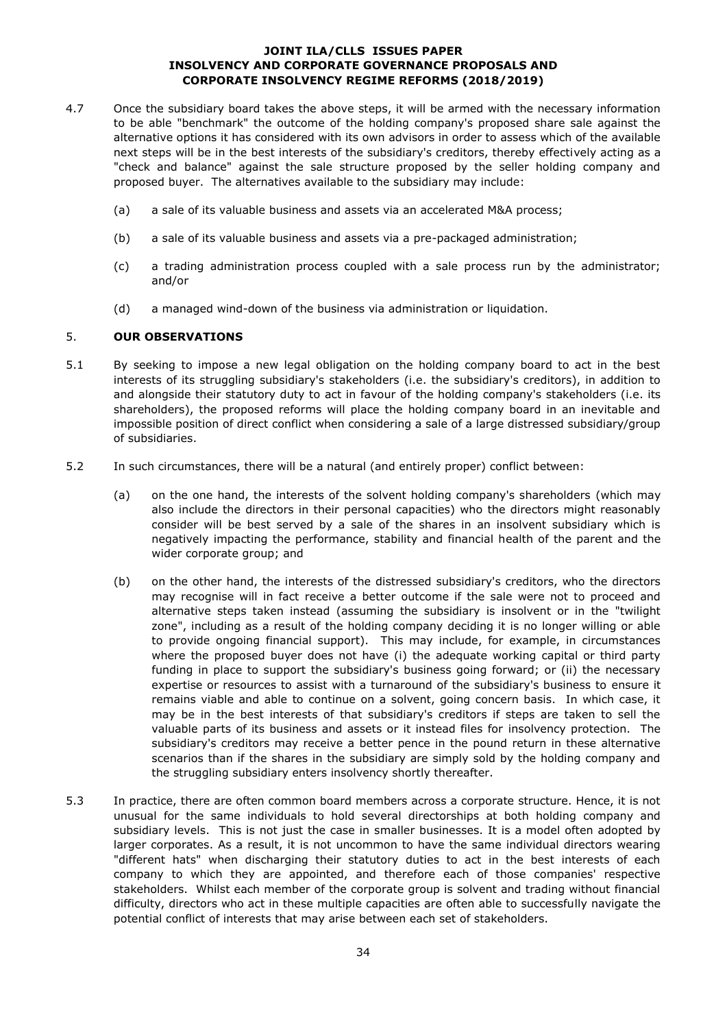4.7 Once the subsidiary board takes the above steps, it will be armed with the necessary information to be able "benchmark" the outcome of the holding company's proposed share sale against the alternative options it has considered with its own advisors in order to assess which of the available next steps will be in the best interests of the subsidiary's creditors, thereby effectively acting as a "check and balance" against the sale structure proposed by the seller holding company and proposed buyer. The alternatives available to the subsidiary may include:

   (a) a sale of its valuable business and assets via an accelerated M&A process;

   (b) a sale of its valuable business and assets via a pre-packaged administration;

   (c) a trading administration process coupled with a sale process run by the administrator; and/or

   (d) a managed wind-down of the business via administration or liquidation.

## 5. OUR OBSERVATIONS

5.1 By seeking to impose a new legal obligation on the holding company board to act in the best interests of its struggling subsidiary's stakeholders (i.e. the subsidiary's creditors), in addition to and alongside their statutory duty to act in favour of the holding company's stakeholders (i.e. its shareholders), the proposed reforms will place the holding company board in an inevitable and impossible position of direct conflict when considering a sale of a large distressed subsidiary/group of subsidiaries.

5.2 In such circumstances, there will be a natural (and entirely proper) conflict between:

   (a) on the one hand, the interests of the solvent holding company's shareholders (which may also include the directors in their personal capacities) who the directors might reasonably consider will be best served by a sale of the shares in an insolvent subsidiary which is negatively impacting the performance, stability and financial health of the parent and the wider corporate group; and

   (b) on the other hand, the interests of the distressed subsidiary's creditors, who the directors may recognise will in fact receive a better outcome if the sale were not to proceed and alternative steps taken instead (assuming the subsidiary is insolvent or in the "twilight zone", including as a result of the holding company deciding it is no longer willing or able to provide ongoing financial support). This may include, for example, in circumstances where the proposed buyer does not have (i) the adequate working capital or third party funding in place to support the subsidiary's business going forward; or (ii) the necessary expertise or resources to assist with a turnaround of the subsidiary's business to ensure it remains viable and able to continue on a solvent, going concern basis. In which case, it may be in the best interests of that subsidiary's creditors if steps are taken to sell the valuable parts of its business and assets or it instead files for insolvency protection. The subsidiary's creditors may receive a better pence in the pound return in these alternative scenarios than if the shares in the subsidiary are simply sold by the holding company and the struggling subsidiary enters insolvency shortly thereafter.

5.3 In practice, there are often common board members across a corporate structure. Hence, it is not unusual for the same individuals to hold several directorships at both holding company and subsidiary levels. This is not just the case in smaller businesses. It is a model often adopted by larger corporates. As a result, it is not uncommon to have the same individual directors wearing "different hats" when discharging their statutory duties to act in the best interests of each company to which they are appointed, and therefore each of those companies' respective stakeholders. Whilst each member of the corporate group is solvent and trading without financial difficulty, directors who act in these multiple capacities are often able to successfully navigate the potential conflict of interests that may arise between each set of stakeholders.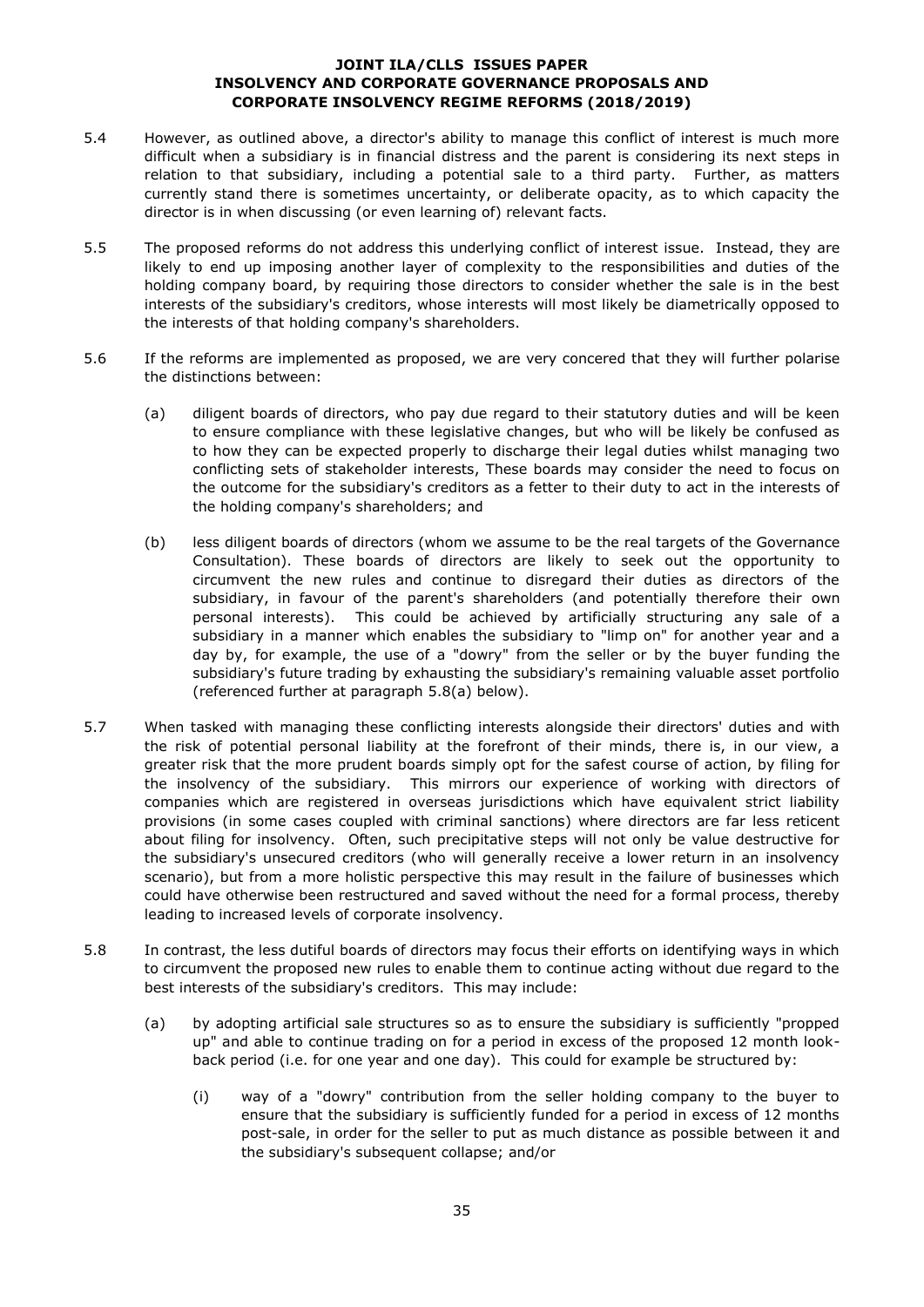5.4 However, as outlined above, a director's ability to manage this conflict of interest is much more difficult when a subsidiary is in financial distress and the parent is considering its next steps in relation to that subsidiary, including a potential sale to a third party. Further, as matters currently stand there is sometimes uncertainty, or deliberate opacity, as to which capacity the director is in when discussing (or even learning of) relevant facts.

5.5 The proposed reforms do not address this underlying conflict of interest issue. Instead, they are likely to end up imposing another layer of complexity to the responsibilities and duties of the holding company board, by requiring those directors to consider whether the sale is in the best interests of the subsidiary's creditors, whose interests will most likely be diametrically opposed to the interests of that holding company's shareholders.

5.6 If the reforms are implemented as proposed, we are very concerned that they will further polarise the distinctions between:

(a) diligent boards of directors, who pay due regard to their statutory duties and will be keen to ensure compliance with these legislative changes, but who will be likely be confused as to how they can be expected properly to discharge their legal duties whilst managing two conflicting sets of stakeholder interests, These boards may consider the need to focus on the outcome for the subsidiary's creditors as a fetter to their duty to act in the interests of the holding company's shareholders; and

(b) less diligent boards of directors (whom we assume to be the real targets of the Governance Consultation). These boards of directors are likely to seek out the opportunity to circumvent the new rules and continue to disregard their duties as directors of the subsidiary, in favour of the parent's shareholders (and potentially therefore their own personal interests). This could be achieved by artificially structuring any sale of a subsidiary in a manner which enables the subsidiary to "limp on" for another year and a day by, for example, the use of a "dowry" from the seller or by the buyer funding the subsidiary's future trading by exhausting the subsidiary's remaining valuable asset portfolio (referenced further at paragraph 5.8(a) below).

5.7 When tasked with managing these conflicting interests alongside their directors' duties and with the risk of potential personal liability at the forefront of their minds, there is, in our view, a greater risk that the more prudent boards simply opt for the safest course of action, by filing for the insolvency of the subsidiary. This mirrors our experience of working with directors of companies which are registered in overseas jurisdictions which have equivalent strict liability provisions (in some cases coupled with criminal sanctions) where directors are far less reticent about filing for insolvency. Often, such precipitative steps will not only be value destructive for the subsidiary's unsecured creditors (who will generally receive a lower return in an insolvency scenario), but from a more holistic perspective this may result in the failure of businesses which could have otherwise been restructured and saved without the need for a formal process, thereby leading to increased levels of corporate insolvency.

5.8 In contrast, the less dutiful boards of directors may focus their efforts on identifying ways in which to circumvent the proposed new rules to enable them to continue acting without due regard to the best interests of the subsidiary's creditors. This may include:

(a) by adopting artificial sale structures so as to ensure the subsidiary is sufficiently "propped up" and able to continue trading on for a period in excess of the proposed 12 month look-back period (i.e. for one year and one day). This could for example be structured by:

(i) way of a "dowry" contribution from the seller holding company to the buyer to ensure that the subsidiary is sufficiently funded for a period in excess of 12 months post-sale, in order for the seller to put as much distance as possible between it and the subsidiary's subsequent collapse; and/or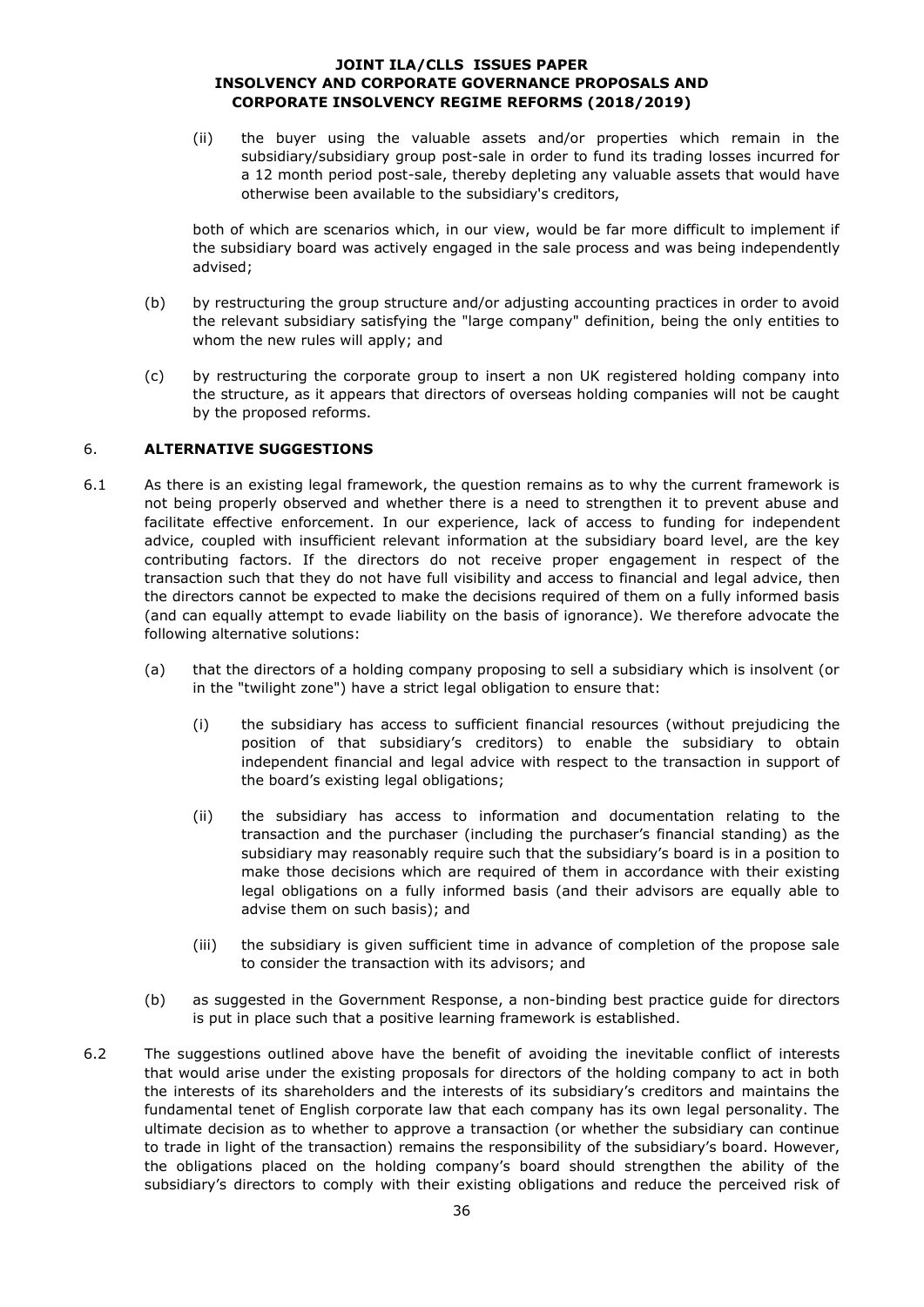(ii) the buyer using the valuable assets and/or properties which remain in the subsidiary/subsidiary group post-sale in order to fund its trading losses incurred for a 12 month period post-sale, thereby depleting any valuable assets that would have otherwise been available to the subsidiary's creditors,

both of which are scenarios which, in our view, would be far more difficult to implement if the subsidiary board was actively engaged in the sale process and was being independently advised;

(b) by restructuring the group structure and/or adjusting accounting practices in order to avoid the relevant subsidiary satisfying the "large company" definition, being the only entities to whom the new rules will apply; and

(c) by restructuring the corporate group to insert a non UK registered holding company into the structure, as it appears that directors of overseas holding companies will not be caught by the proposed reforms.

## 6. ALTERNATIVE SUGGESTIONS

6.1 As there is an existing legal framework, the question remains as to why the current framework is not being properly observed and whether there is a need to strengthen it to prevent abuse and facilitate effective enforcement. In our experience, lack of access to funding for independent advice, coupled with insufficient relevant information at the subsidiary board level, are the key contributing factors. If the directors do not receive proper engagement in respect of the transaction such that they do not have full visibility and access to financial and legal advice, then the directors cannot be expected to make the decisions required of them on a fully informed basis (and can equally attempt to evade liability on the basis of ignorance). We therefore advocate the following alternative solutions:

(a) that the directors of a holding company proposing to sell a subsidiary which is insolvent (or in the "twilight zone") have a strict legal obligation to ensure that:

(i) the subsidiary has access to sufficient financial resources (without prejudicing the position of that subsidiary's creditors) to enable the subsidiary to obtain independent financial and legal advice with respect to the transaction in support of the board's existing legal obligations;

(ii) the subsidiary has access to information and documentation relating to the transaction and the purchaser (including the purchaser's financial standing) as the subsidiary may reasonably require such that the subsidiary's board is in a position to make those decisions which are required of them in accordance with their existing legal obligations on a fully informed basis (and their advisors are equally able to advise them on such basis); and

(iii) the subsidiary is given sufficient time in advance of completion of the propose sale to consider the transaction with its advisors; and

(b) as suggested in the Government Response, a non-binding best practice guide for directors is put in place such that a positive learning framework is established.

6.2 The suggestions outlined above have the benefit of avoiding the inevitable conflict of interests that would arise under the existing proposals for directors of the holding company to act in both the interests of its shareholders and the interests of its subsidiary's creditors and maintains the fundamental tenet of English corporate law that each company has its own legal personality. The ultimate decision as to whether to approve a transaction (or whether the subsidiary can continue to trade in light of the transaction) remains the responsibility of the subsidiary's board. However, the obligations placed on the holding company's board should strengthen the ability of the subsidiary's directors to comply with their existing obligations and reduce the perceived risk of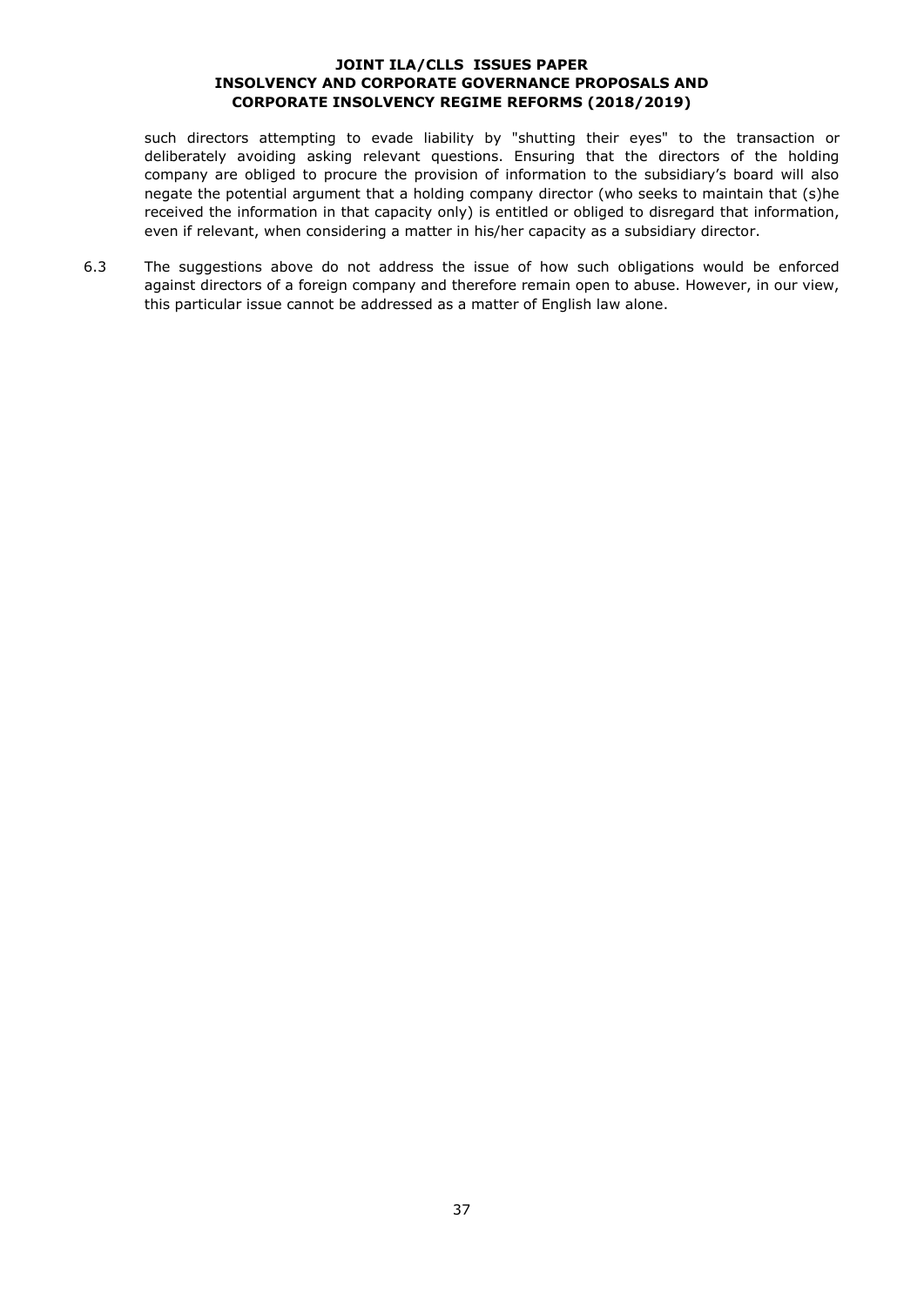such directors attempting to evade liability by "shutting their eyes" to the transaction or deliberately avoiding asking relevant questions. Ensuring that the directors of the holding company are obliged to procure the provision of information to the subsidiary's board will also negate the potential argument that a holding company director (who seeks to maintain that (s)he received the information in that capacity only) is entitled or obliged to disregard that information, even if relevant, when considering a matter in his/her capacity as a subsidiary director.

6.3 The suggestions above do not address the issue of how such obligations would be enforced against directors of a foreign company and therefore remain open to abuse. However, in our view, this particular issue cannot be addressed as a matter of English law alone.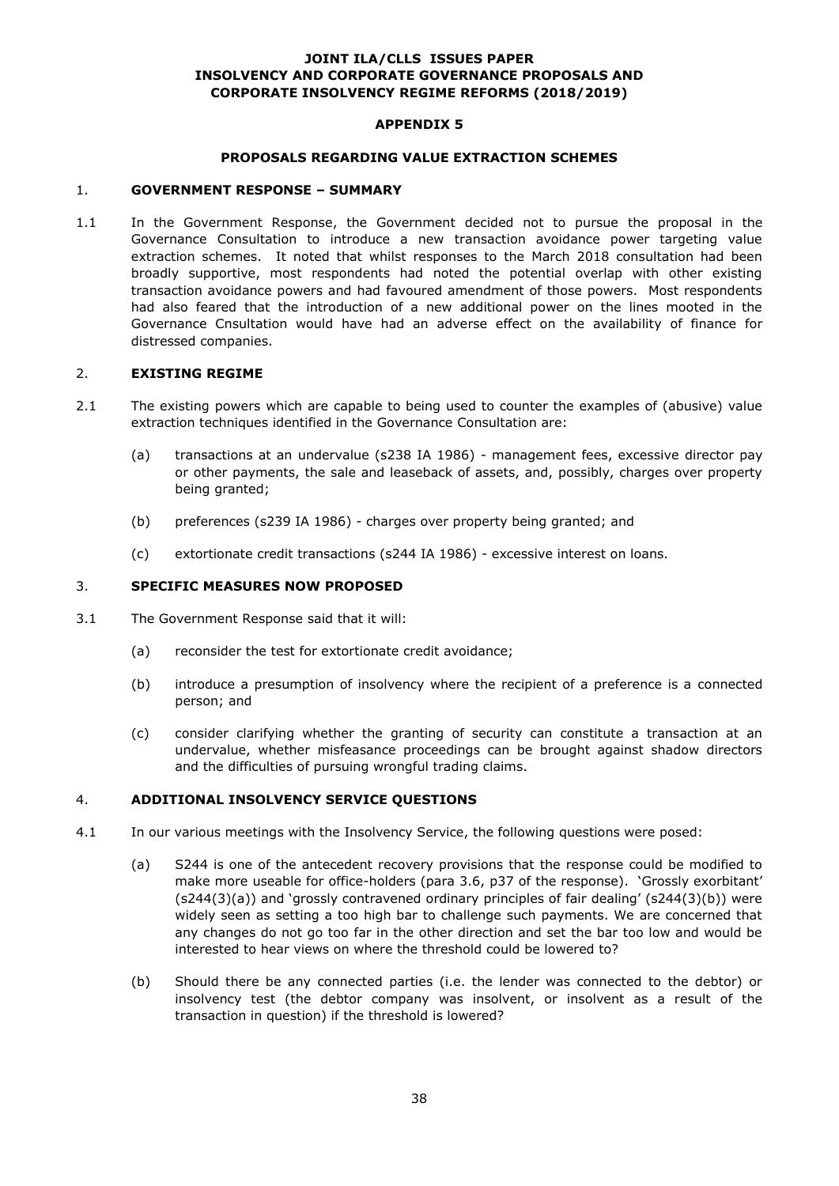**JOINT ILA/CLLS ISSUES PAPER**
**INSOLVENCY AND CORPORATE GOVERNANCE PROPOSALS AND CORPORATE INSOLVENCY REGIME REFORMS (2018/2019)**

**APPENDIX 5**

**PROPOSALS REGARDING VALUE EXTRACTION SCHEMES**

## 1. GOVERNMENT RESPONSE – SUMMARY

1.1 In the Government Response, the Government decided not to pursue the proposal in the Governance Consultation to introduce a new transaction avoidance power targeting value extraction schemes. It noted that whilst responses to the March 2018 consultation had been broadly supportive, most respondents had noted the potential overlap with other existing transaction avoidance powers and had favoured amendment of those powers. Most respondents had also feared that the introduction of a new additional power on the lines mooted in the Governance Cnsultation would have had an adverse effect on the availability of finance for distressed companies.

## 2. EXISTING REGIME

2.1 The existing powers which are capable to being used to counter the examples of (abusive) value extraction techniques identified in the Governance Consultation are:

(a) transactions at an undervalue (s238 IA 1986) - management fees, excessive director pay or other payments, the sale and leaseback of assets, and, possibly, charges over property being granted;

(b) preferences (s239 IA 1986) - charges over property being granted; and

(c) extortionate credit transactions (s244 IA 1986) - excessive interest on loans.

## 3. SPECIFIC MEASURES NOW PROPOSED

3.1 The Government Response said that it will:

(a) reconsider the test for extortionate credit avoidance;

(b) introduce a presumption of insolvency where the recipient of a preference is a connected person; and

(c) consider clarifying whether the granting of security can constitute a transaction at an undervalue, whether misfeasance proceedings can be brought against shadow directors and the difficulties of pursuing wrongful trading claims.

## 4. ADDITIONAL INSOLVENCY SERVICE QUESTIONS

4.1 In our various meetings with the Insolvency Service, the following questions were posed:

(a) S244 is one of the antecedent recovery provisions that the response could be modified to make more useable for office-holders (para 3.6, p37 of the response). 'Grossly exorbitant' (s244(3)(a)) and 'grossly contravened ordinary principles of fair dealing' (s244(3)(b)) were widely seen as setting a too high bar to challenge such payments. We are concerned that any changes do not go too far in the other direction and set the bar too low and would be interested to hear views on where the threshold could be lowered to?

(b) Should there be any connected parties (i.e. the lender was connected to the debtor) or insolvency test (the debtor company was insolvent, or insolvent as a result of the transaction in question) if the threshold is lowered?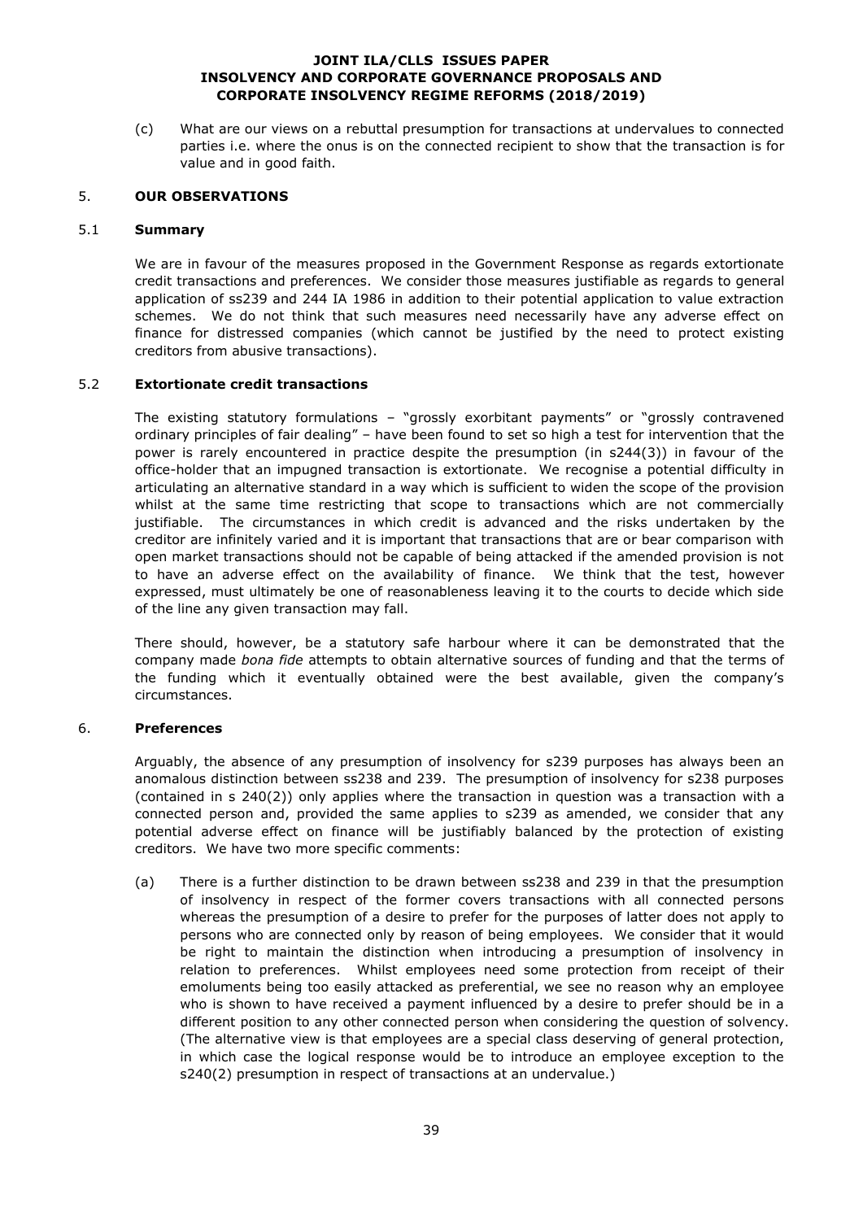(c) What are our views on a rebuttal presumption for transactions at undervalues to connected parties i.e. where the onus is on the connected recipient to show that the transaction is for value and in good faith.

## 5. OUR OBSERVATIONS

### 5.1 Summary

We are in favour of the measures proposed in the Government Response as regards extortionate credit transactions and preferences. We consider those measures justifiable as regards to general application of ss239 and 244 IA 1986 in addition to their potential application to value extraction schemes. We do not think that such measures need necessarily have any adverse effect on finance for distressed companies (which cannot be justified by the need to protect existing creditors from abusive transactions).

### 5.2 Extortionate credit transactions

The existing statutory formulations – "grossly exorbitant payments" or "grossly contravened ordinary principles of fair dealing" – have been found to set so high a test for intervention that the power is rarely encountered in practice despite the presumption (in s244(3)) in favour of the office-holder that an impugned transaction is extortionate. We recognise a potential difficulty in articulating an alternative standard in a way which is sufficient to widen the scope of the provision whilst at the same time restricting that scope to transactions which are not commercially justifiable. The circumstances in which credit is advanced and the risks undertaken by the creditor are infinitely varied and it is important that transactions that are or bear comparison with open market transactions should not be capable of being attacked if the amended provision is not to have an adverse effect on the availability of finance. We think that the test, however expressed, must ultimately be one of reasonableness leaving it to the courts to decide which side of the line any given transaction may fall.

There should, however, be a statutory safe harbour where it can be demonstrated that the company made *bona fide* attempts to obtain alternative sources of funding and that the terms of the funding which it eventually obtained were the best available, given the company's circumstances.

## 6. Preferences

Arguably, the absence of any presumption of insolvency for s239 purposes has always been an anomalous distinction between ss238 and 239. The presumption of insolvency for s238 purposes (contained in s 240(2)) only applies where the transaction in question was a transaction with a connected person and, provided the same applies to s239 as amended, we consider that any potential adverse effect on finance will be justifiably balanced by the protection of existing creditors. We have two more specific comments:

(a) There is a further distinction to be drawn between ss238 and 239 in that the presumption of insolvency in respect of the former covers transactions with all connected persons whereas the presumption of a desire to prefer for the purposes of latter does not apply to persons who are connected only by reason of being employees. We consider that it would be right to maintain the distinction when introducing a presumption of insolvency in relation to preferences. Whilst employees need some protection from receipt of their emoluments being too easily attacked as preferential, we see no reason why an employee who is shown to have received a payment influenced by a desire to prefer should be in a different position to any other connected person when considering the question of solvency. (The alternative view is that employees are a special class deserving of general protection, in which case the logical response would be to introduce an employee exception to the s240(2) presumption in respect of transactions at an undervalue.)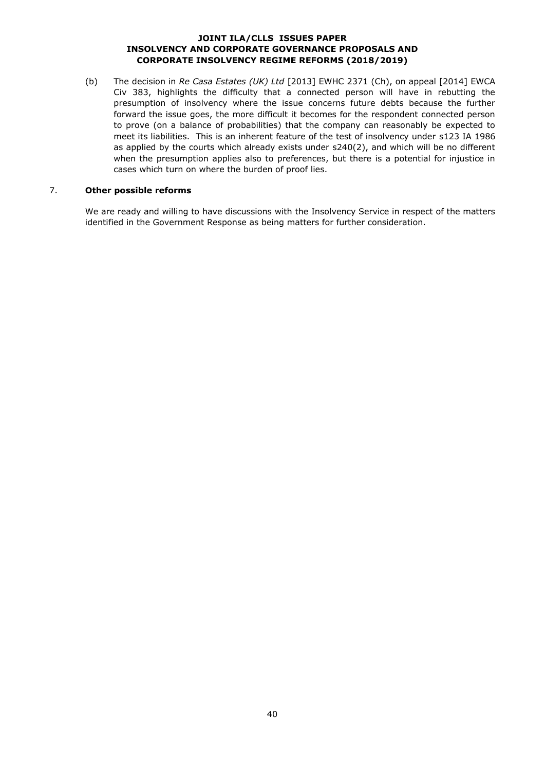(b) The decision in *Re Casa Estates (UK) Ltd* [2013] EWHC 2371 (Ch), on appeal [2014] EWCA Civ 383, highlights the difficulty that a connected person will have in rebutting the presumption of insolvency where the issue concerns future debts because the further forward the issue goes, the more difficult it becomes for the respondent connected person to prove (on a balance of probabilities) that the company can reasonably be expected to meet its liabilities. This is an inherent feature of the test of insolvency under s123 IA 1986 as applied by the courts which already exists under s240(2), and which will be no different when the presumption applies also to preferences, but there is a potential for injustice in cases which turn on where the burden of proof lies.

7. **Other possible reforms**

We are ready and willing to have discussions with the Insolvency Service in respect of the matters identified in the Government Response as being matters for further consideration.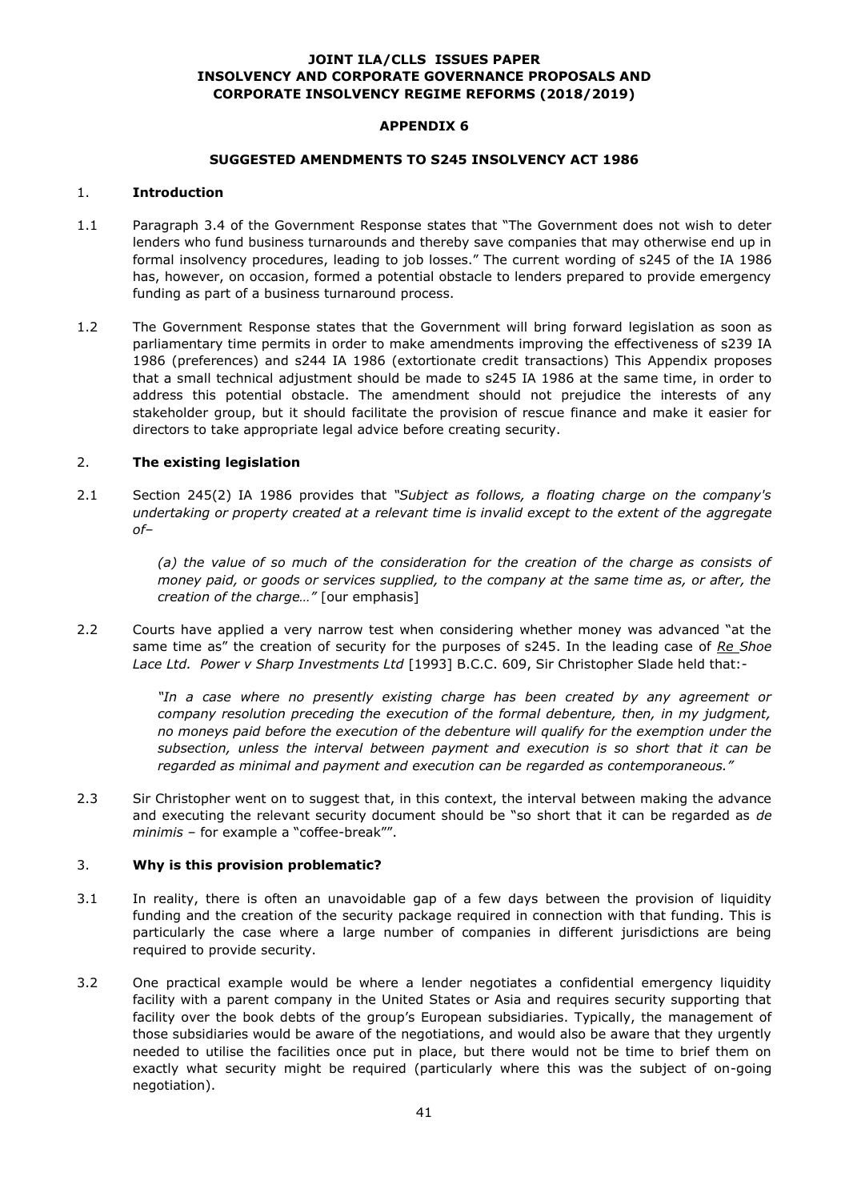**JOINT ILA/CLLS ISSUES PAPER**
**INSOLVENCY AND CORPORATE GOVERNANCE PROPOSALS AND CORPORATE INSOLVENCY REGIME REFORMS (2018/2019)**

**APPENDIX 6**

**SUGGESTED AMENDMENTS TO S245 INSOLVENCY ACT 1986**

## 1. Introduction

1.1 Paragraph 3.4 of the Government Response states that "The Government does not wish to deter lenders who fund business turnarounds and thereby save companies that may otherwise end up in formal insolvency procedures, leading to job losses." The current wording of s245 of the IA 1986 has, however, on occasion, formed a potential obstacle to lenders prepared to provide emergency funding as part of a business turnaround process.

1.2 The Government Response states that the Government will bring forward legislation as soon as parliamentary time permits in order to make amendments improving the effectiveness of s239 IA 1986 (preferences) and s244 IA 1986 (extortionate credit transactions) This Appendix proposes that a small technical adjustment should be made to s245 IA 1986 at the same time, in order to address this potential obstacle. The amendment should not prejudice the interests of any stakeholder group, but it should facilitate the provision of rescue finance and make it easier for directors to take appropriate legal advice before creating security.

## 2. The existing legislation

2.1 Section 245(2) IA 1986 provides that *"Subject as follows, a floating charge on the company's undertaking or property created at a relevant time is invalid except to the extent of the aggregate of–*

> *(a) the value of so much of the consideration for the creation of the charge as consists of money paid, or goods or services supplied, to the company at the same time as, or after, the creation of the charge…"* [our emphasis]

2.2 Courts have applied a very narrow test when considering whether money was advanced "at the same time as" the creation of security for the purposes of s245. In the leading case of *Re Shoe Lace Ltd. Power v Sharp Investments Ltd* [1993] B.C.C. 609, Sir Christopher Slade held that:-

> *"In a case where no presently existing charge has been created by any agreement or company resolution preceding the execution of the formal debenture, then, in my judgment, no moneys paid before the execution of the debenture will qualify for the exemption under the subsection, unless the interval between payment and execution is so short that it can be regarded as minimal and payment and execution can be regarded as contemporaneous."*

2.3 Sir Christopher went on to suggest that, in this context, the interval between making the advance and executing the relevant security document should be "so short that it can be regarded as *de minimis* – for example a "coffee-break"".

## 3. Why is this provision problematic?

3.1 In reality, there is often an unavoidable gap of a few days between the provision of liquidity funding and the creation of the security package required in connection with that funding. This is particularly the case where a large number of companies in different jurisdictions are being required to provide security.

3.2 One practical example would be where a lender negotiates a confidential emergency liquidity facility with a parent company in the United States or Asia and requires security supporting that facility over the book debts of the group's European subsidiaries. Typically, the management of those subsidiaries would be aware of the negotiations, and would also be aware that they urgently needed to utilise the facilities once put in place, but there would not be time to brief them on exactly what security might be required (particularly where this was the subject of on-going negotiation).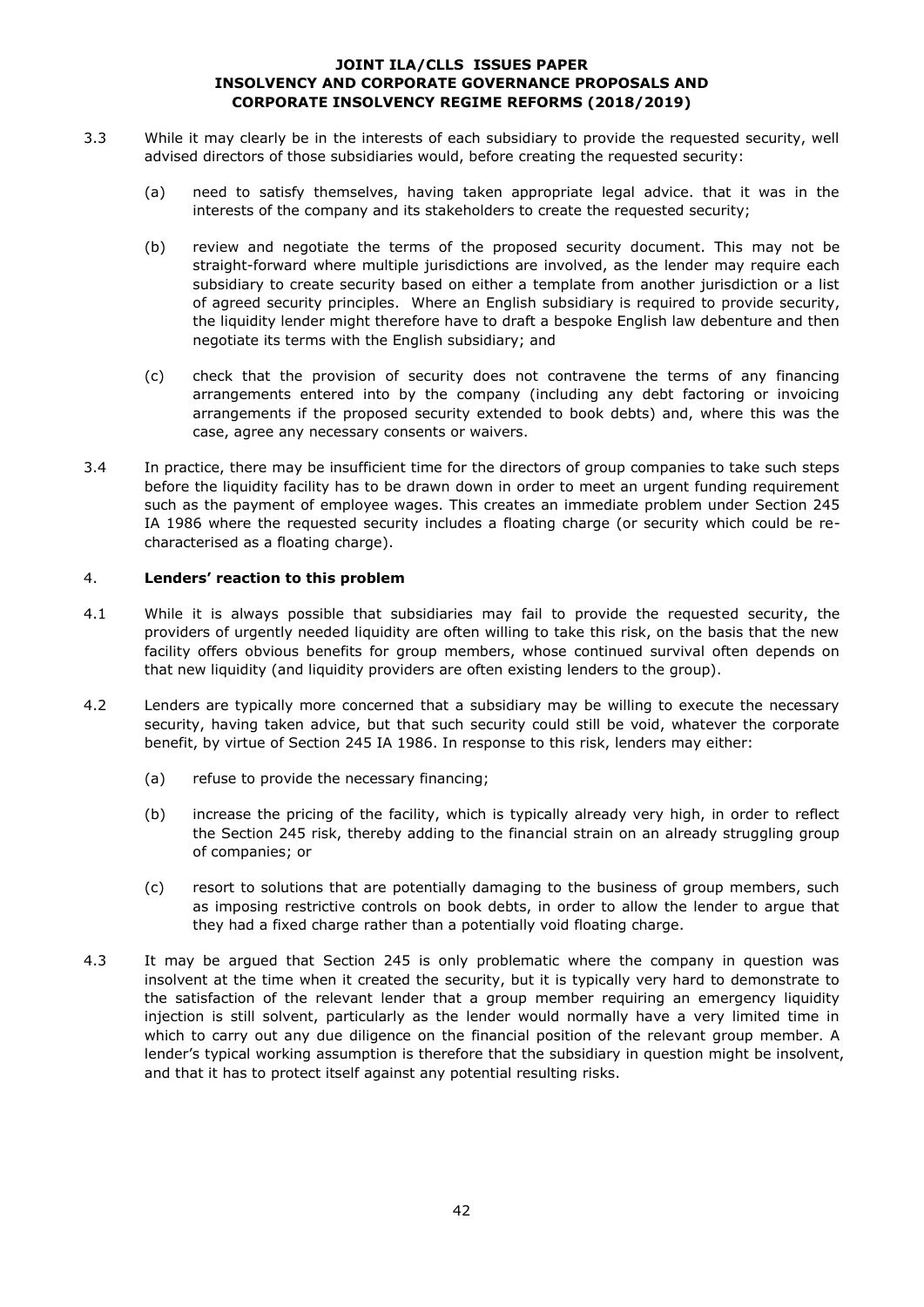3.3 While it may clearly be in the interests of each subsidiary to provide the requested security, well advised directors of those subsidiaries would, before creating the requested security:

(a) need to satisfy themselves, having taken appropriate legal advice. that it was in the interests of the company and its stakeholders to create the requested security;

(b) review and negotiate the terms of the proposed security document. This may not be straight-forward where multiple jurisdictions are involved, as the lender may require each subsidiary to create security based on either a template from another jurisdiction or a list of agreed security principles. Where an English subsidiary is required to provide security, the liquidity lender might therefore have to draft a bespoke English law debenture and then negotiate its terms with the English subsidiary; and

(c) check that the provision of security does not contravene the terms of any financing arrangements entered into by the company (including any debt factoring or invoicing arrangements if the proposed security extended to book debts) and, where this was the case, agree any necessary consents or waivers.

3.4 In practice, there may be insufficient time for the directors of group companies to take such steps before the liquidity facility has to be drawn down in order to meet an urgent funding requirement such as the payment of employee wages. This creates an immediate problem under Section 245 IA 1986 where the requested security includes a floating charge (or security which could be re-characterised as a floating charge).

## 4. Lenders' reaction to this problem

4.1 While it is always possible that subsidiaries may fail to provide the requested security, the providers of urgently needed liquidity are often willing to take this risk, on the basis that the new facility offers obvious benefits for group members, whose continued survival often depends on that new liquidity (and liquidity providers are often existing lenders to the group).

4.2 Lenders are typically more concerned that a subsidiary may be willing to execute the necessary security, having taken advice, but that such security could still be void, whatever the corporate benefit, by virtue of Section 245 IA 1986. In response to this risk, lenders may either:

(a) refuse to provide the necessary financing;

(b) increase the pricing of the facility, which is typically already very high, in order to reflect the Section 245 risk, thereby adding to the financial strain on an already struggling group of companies; or

(c) resort to solutions that are potentially damaging to the business of group members, such as imposing restrictive controls on book debts, in order to allow the lender to argue that they had a fixed charge rather than a potentially void floating charge.

4.3 It may be argued that Section 245 is only problematic where the company in question was insolvent at the time when it created the security, but it is typically very hard to demonstrate to the satisfaction of the relevant lender that a group member requiring an emergency liquidity injection is still solvent, particularly as the lender would normally have a very limited time in which to carry out any due diligence on the financial position of the relevant group member. A lender's typical working assumption is therefore that the subsidiary in question might be insolvent, and that it has to protect itself against any potential resulting risks.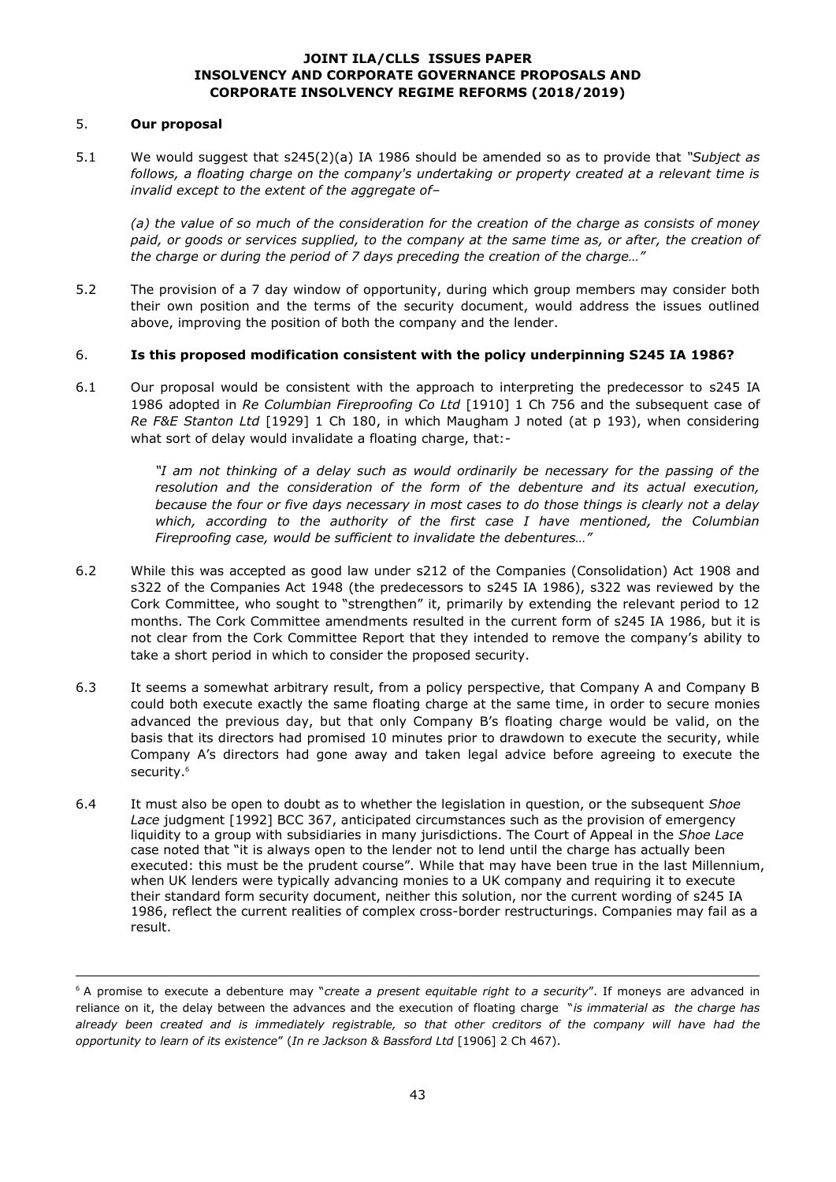## 5. Our proposal

5.1 We would suggest that s245(2)(a) IA 1986 should be amended so as to provide that *"Subject as follows, a floating charge on the company's undertaking or property created at a relevant time is invalid except to the extent of the aggregate of–*

*(a) the value of so much of the consideration for the creation of the charge as consists of money paid, or goods or services supplied, to the company at the same time as, or after, the creation of the charge or during the period of 7 days preceding the creation of the charge…"*

5.2 The provision of a 7 day window of opportunity, during which group members may consider both their own position and the terms of the security document, would address the issues outlined above, improving the position of both the company and the lender.

## 6. Is this proposed modification consistent with the policy underpinning S245 IA 1986?

6.1 Our proposal would be consistent with the approach to interpreting the predecessor to s245 IA 1986 adopted in *Re Columbian Fireproofing Co Ltd* [1910] 1 Ch 756 and the subsequent case of *Re F&E Stanton Ltd* [1929] 1 Ch 180, in which Maugham J noted (at p 193), when considering what sort of delay would invalidate a floating charge, that:-

> *"I am not thinking of a delay such as would ordinarily be necessary for the passing of the resolution and the consideration of the form of the debenture and its actual execution, because the four or five days necessary in most cases to do those things is clearly not a delay which, according to the authority of the first case I have mentioned, the Columbian Fireproofing case, would be sufficient to invalidate the debentures…"*

6.2 While this was accepted as good law under s212 of the Companies (Consolidation) Act 1908 and s322 of the Companies Act 1948 (the predecessors to s245 IA 1986), s322 was reviewed by the Cork Committee, who sought to "strengthen" it, primarily by extending the relevant period to 12 months. The Cork Committee amendments resulted in the current form of s245 IA 1986, but it is not clear from the Cork Committee Report that they intended to remove the company's ability to take a short period in which to consider the proposed security.

6.3 It seems a somewhat arbitrary result, from a policy perspective, that Company A and Company B could both execute exactly the same floating charge at the same time, in order to secure monies advanced the previous day, but that only Company B's floating charge would be valid, on the basis that its directors had promised 10 minutes prior to drawdown to execute the security, while Company A's directors had gone away and taken legal advice before agreeing to execute the security.[6]

6.4 It must also be open to doubt as to whether the legislation in question, or the subsequent *Shoe Lace* judgment [1992] BCC 367, anticipated circumstances such as the provision of emergency liquidity to a group with subsidiaries in many jurisdictions. The Court of Appeal in the *Shoe Lace* case noted that "it is always open to the lender not to lend until the charge has actually been executed: this must be the prudent course". While that may have been true in the last Millennium, when UK lenders were typically advancing monies to a UK company and requiring it to execute their standard form security document, neither this solution, nor the current wording of s245 IA 1986, reflect the current realities of complex cross-border restructurings. Companies may fail as a result.

---

[6] A promise to execute a debenture may "*create a present equitable right to a security*". If moneys are advanced in reliance on it, the delay between the advances and the execution of floating charge "*is immaterial as the charge has already been created and is immediately registrable, so that other creditors of the company will have had the opportunity to learn of its existence*" (*In re Jackson & Bassford Ltd* [1906] 2 Ch 467).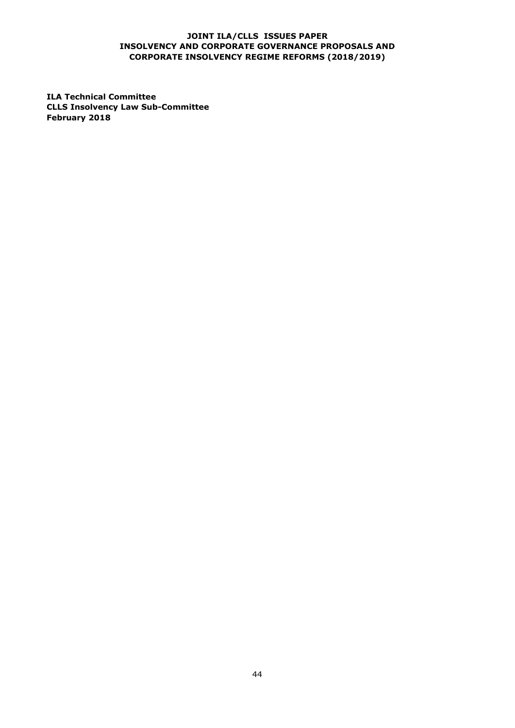**JOINT ILA/CLLS ISSUES PAPER**
**INSOLVENCY AND CORPORATE GOVERNANCE PROPOSALS AND CORPORATE INSOLVENCY REGIME REFORMS (2018/2019)**

**ILA Technical Committee**
**CLLS Insolvency Law Sub-Committee**
**February 2018**